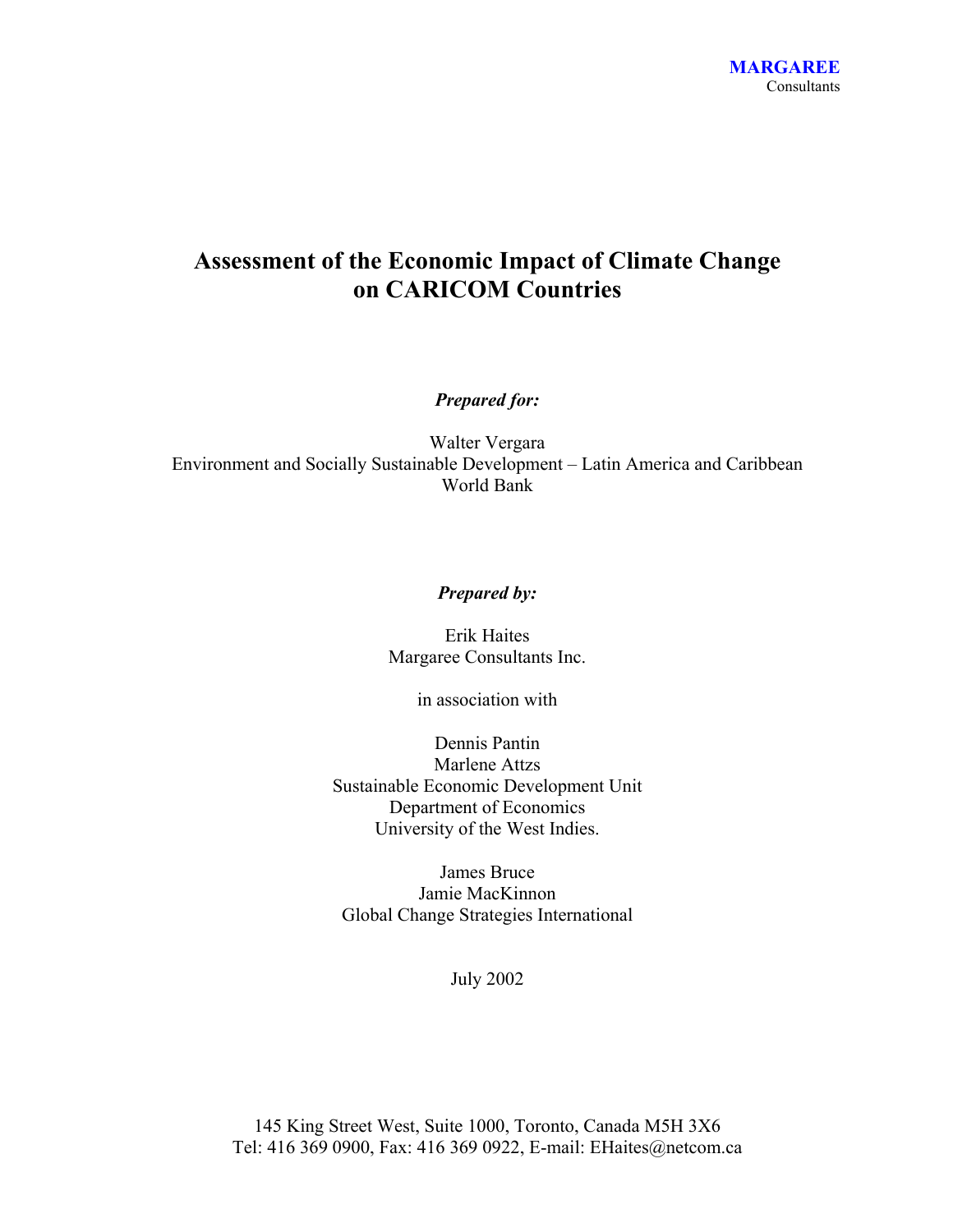**MARGAREE**
Consultants

# Assessment of the Economic Impact of Climate Change on CARICOM Countries

***Prepared for:***

Walter Vergara
Environment and Socially Sustainable Development – Latin America and Caribbean
World Bank

***Prepared by:***

Erik Haites
Margaree Consultants Inc.

in association with

Dennis Pantin
Marlene Attzs
Sustainable Economic Development Unit
Department of Economics
University of the West Indies.

James Bruce
Jamie MacKinnon
Global Change Strategies International

July 2002

145 King Street West, Suite 1000, Toronto, Canada M5H 3X6
Tel: 416 369 0900, Fax: 416 369 0922, E-mail: EHaites@netcom.ca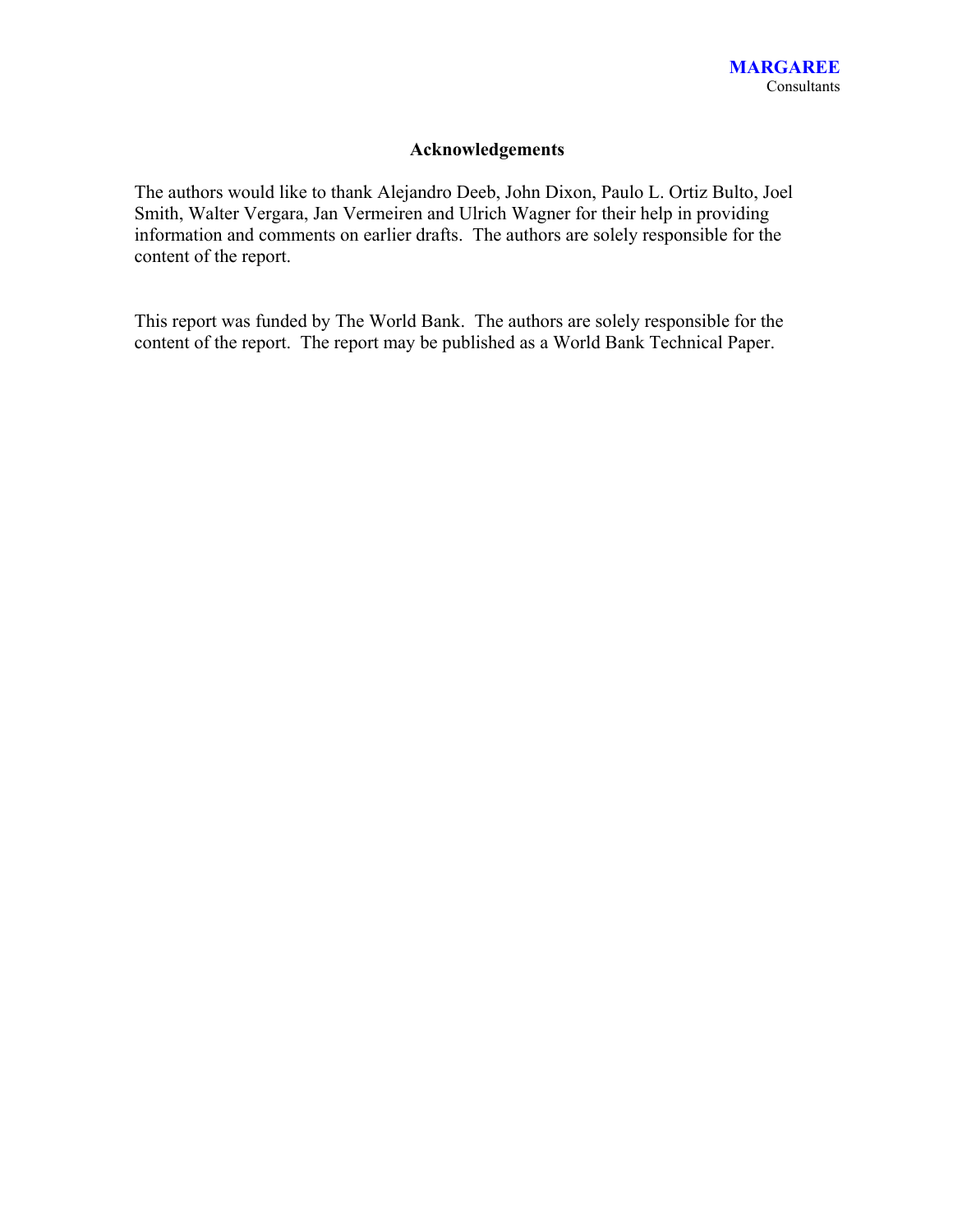## Acknowledgements

The authors would like to thank Alejandro Deeb, John Dixon, Paulo L. Ortiz Bulto, Joel Smith, Walter Vergara, Jan Vermeiren and Ulrich Wagner for their help in providing information and comments on earlier drafts. The authors are solely responsible for the content of the report.

This report was funded by The World Bank. The authors are solely responsible for the content of the report. The report may be published as a World Bank Technical Paper.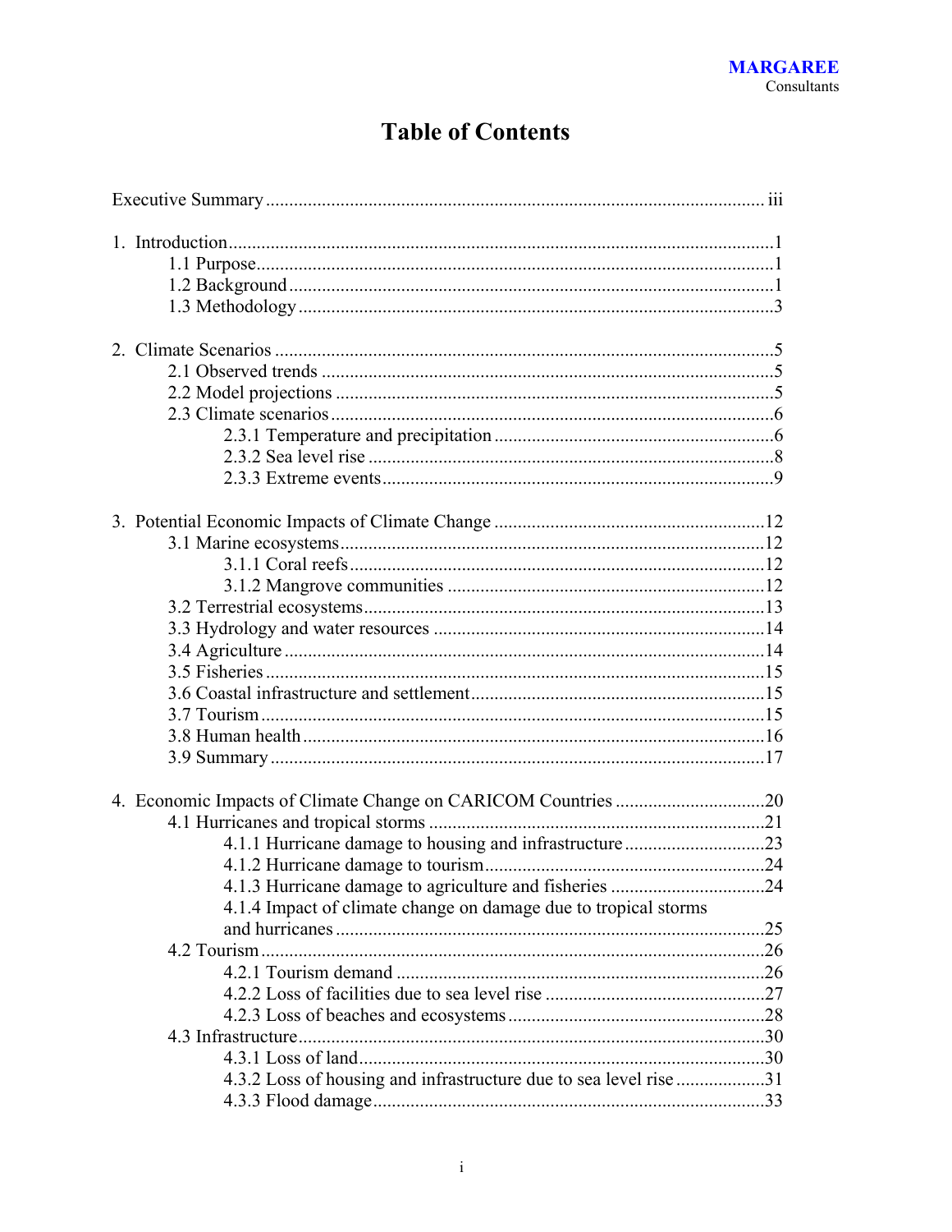# Table of Contents

Executive Summary ........................................................................................................ iii

1. Introduction ....................................................................................................................1
   - 1.1 Purpose .................................................................................................................1
   - 1.2 Background ..........................................................................................................1
   - 1.3 Methodology ........................................................................................................3

2. Climate Scenarios ...........................................................................................................5
   - 2.1 Observed trends ...................................................................................................5
   - 2.2 Model projections ................................................................................................5
   - 2.3 Climate scenarios .................................................................................................6
     - 2.3.1 Temperature and precipitation ....................................................................6
     - 2.3.2 Sea level rise ...............................................................................................8
     - 2.3.3 Extreme events ............................................................................................9

3. Potential Economic Impacts of Climate Change ...........................................................12
   - 3.1 Marine ecosystems .............................................................................................12
     - 3.1.1 Coral reefs .................................................................................................12
     - 3.1.2 Mangrove communities .............................................................................12
   - 3.2 Terrestrial ecosystems ........................................................................................13
   - 3.3 Hydrology and water resources .........................................................................14
   - 3.4 Agriculture .........................................................................................................14
   - 3.5 Fisheries .............................................................................................................15
   - 3.6 Coastal infrastructure and settlement .................................................................15
   - 3.7 Tourism ..............................................................................................................15
   - 3.8 Human health .....................................................................................................16
   - 3.9 Summary ............................................................................................................17

4. Economic Impacts of Climate Change on CARICOM Countries .................................20
   - 4.1 Hurricanes and tropical storms ..........................................................................21
     - 4.1.1 Hurricane damage to housing and infrastructure .......................................23
     - 4.1.2 Hurricane damage to tourism .....................................................................24
     - 4.1.3 Hurricane damage to agriculture and fisheries ..........................................24
     - 4.1.4 Impact of climate change on damage due to tropical storms and hurricanes ..........................................................................................25
   - 4.2 Tourism ..............................................................................................................26
     - 4.2.1 Tourism demand .........................................................................................26
     - 4.2.2 Loss of facilities due to sea level rise .........................................................27
     - 4.2.3 Loss of beaches and ecosystems .................................................................28
   - 4.3 Infrastructure ......................................................................................................30
     - 4.3.1 Loss of land .................................................................................................30
     - 4.3.2 Loss of housing and infrastructure due to sea level rise .............................31
     - 4.3.3 Flood damage ..............................................................................................33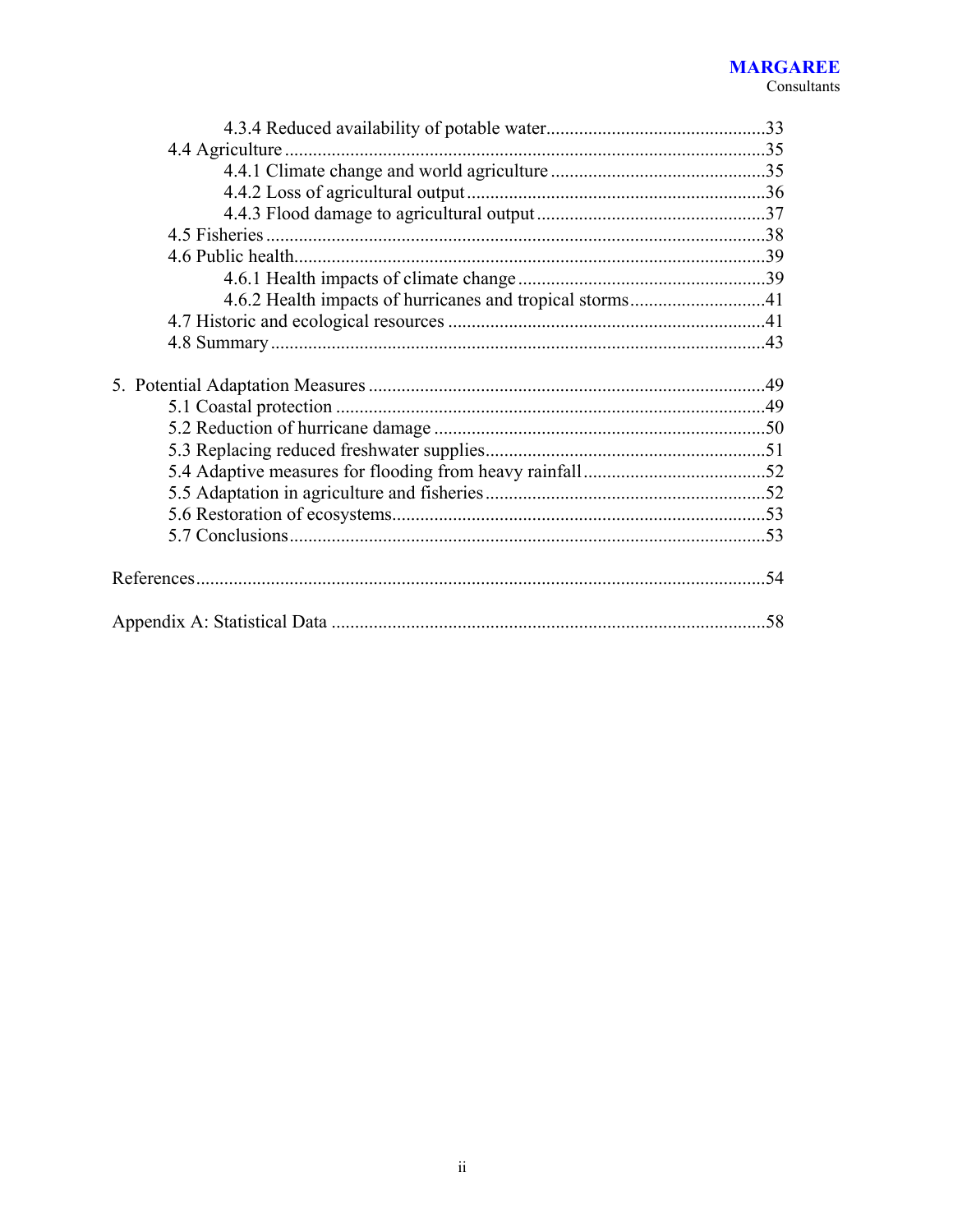4.3.4 Reduced availability of potable water ....................................................33

4.4 Agriculture ......................................................................................................35

4.4.1 Climate change and world agriculture ...................................................35

4.4.2 Loss of agricultural output .......................................................................36

4.4.3 Flood damage to agricultural output ......................................................37

4.5 Fisheries ..........................................................................................................38

4.6 Public health....................................................................................................39

4.6.1 Health impacts of climate change ...........................................................39

4.6.2 Health impacts of hurricanes and tropical storms..................................41

4.7 Historic and ecological resources ....................................................................41

4.8 Summary ..........................................................................................................43

5. Potential Adaptation Measures .........................................................................49

5.1 Coastal protection ...........................................................................................49

5.2 Reduction of hurricane damage .......................................................................50

5.3 Replacing reduced freshwater supplies............................................................51

5.4 Adaptive measures for flooding from heavy rainfall.......................................52

5.5 Adaptation in agriculture and fisheries ............................................................52

5.6 Restoration of ecosystems................................................................................53

5.7 Conclusions......................................................................................................53

References..............................................................................................................54

Appendix A: Statistical Data .................................................................................58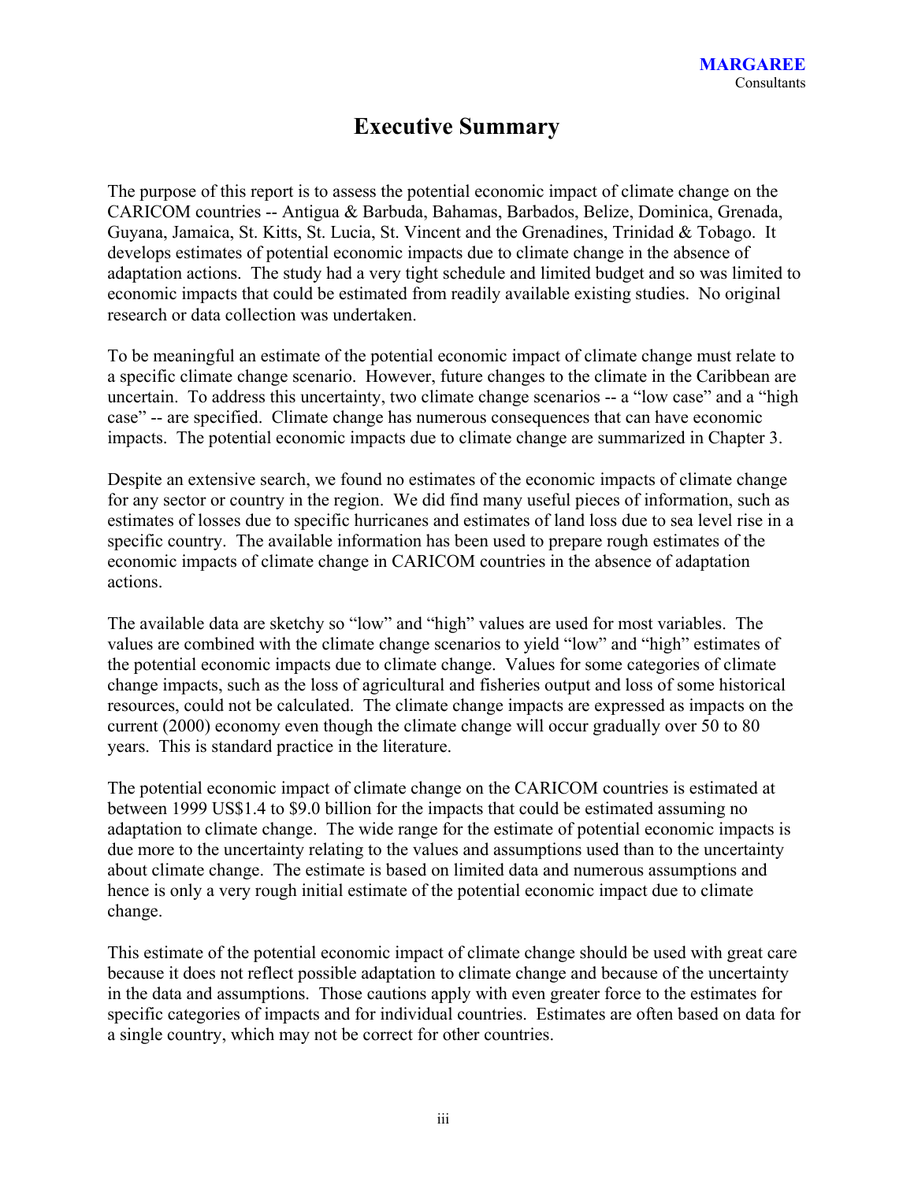# Executive Summary

The purpose of this report is to assess the potential economic impact of climate change on the CARICOM countries -- Antigua & Barbuda, Bahamas, Barbados, Belize, Dominica, Grenada, Guyana, Jamaica, St. Kitts, St. Lucia, St. Vincent and the Grenadines, Trinidad & Tobago. It develops estimates of potential economic impacts due to climate change in the absence of adaptation actions. The study had a very tight schedule and limited budget and so was limited to economic impacts that could be estimated from readily available existing studies. No original research or data collection was undertaken.

To be meaningful an estimate of the potential economic impact of climate change must relate to a specific climate change scenario. However, future changes to the climate in the Caribbean are uncertain. To address this uncertainty, two climate change scenarios -- a "low case" and a "high case" -- are specified. Climate change has numerous consequences that can have economic impacts. The potential economic impacts due to climate change are summarized in Chapter 3.

Despite an extensive search, we found no estimates of the economic impacts of climate change for any sector or country in the region. We did find many useful pieces of information, such as estimates of losses due to specific hurricanes and estimates of land loss due to sea level rise in a specific country. The available information has been used to prepare rough estimates of the economic impacts of climate change in CARICOM countries in the absence of adaptation actions.

The available data are sketchy so "low" and "high" values are used for most variables. The values are combined with the climate change scenarios to yield "low" and "high" estimates of the potential economic impacts due to climate change. Values for some categories of climate change impacts, such as the loss of agricultural and fisheries output and loss of some historical resources, could not be calculated. The climate change impacts are expressed as impacts on the current (2000) economy even though the climate change will occur gradually over 50 to 80 years. This is standard practice in the literature.

The potential economic impact of climate change on the CARICOM countries is estimated at between 1999 US$1.4 to $9.0 billion for the impacts that could be estimated assuming no adaptation to climate change. The wide range for the estimate of potential economic impacts is due more to the uncertainty relating to the values and assumptions used than to the uncertainty about climate change. The estimate is based on limited data and numerous assumptions and hence is only a very rough initial estimate of the potential economic impact due to climate change.

This estimate of the potential economic impact of climate change should be used with great care because it does not reflect possible adaptation to climate change and because of the uncertainty in the data and assumptions. Those cautions apply with even greater force to the estimates for specific categories of impacts and for individual countries. Estimates are often based on data for a single country, which may not be correct for other countries.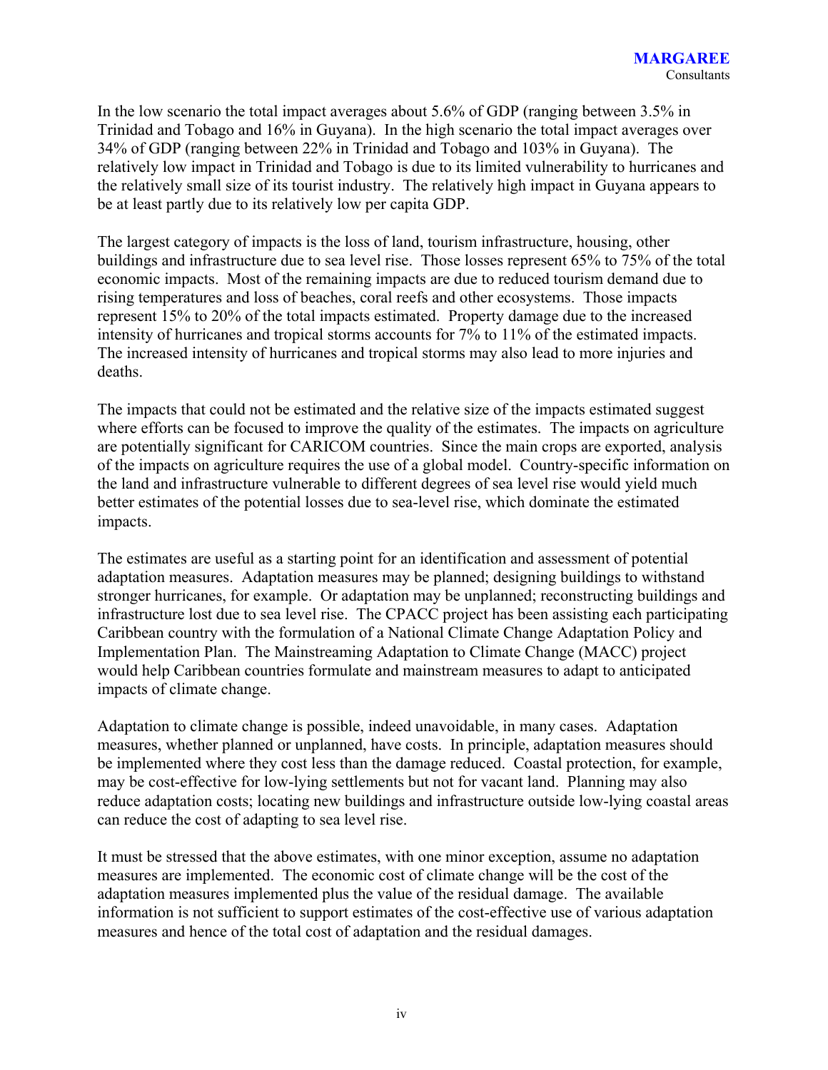In the low scenario the total impact averages about 5.6% of GDP (ranging between 3.5% in Trinidad and Tobago and 16% in Guyana). In the high scenario the total impact averages over 34% of GDP (ranging between 22% in Trinidad and Tobago and 103% in Guyana). The relatively low impact in Trinidad and Tobago is due to its limited vulnerability to hurricanes and the relatively small size of its tourist industry. The relatively high impact in Guyana appears to be at least partly due to its relatively low per capita GDP.

The largest category of impacts is the loss of land, tourism infrastructure, housing, other buildings and infrastructure due to sea level rise. Those losses represent 65% to 75% of the total economic impacts. Most of the remaining impacts are due to reduced tourism demand due to rising temperatures and loss of beaches, coral reefs and other ecosystems. Those impacts represent 15% to 20% of the total impacts estimated. Property damage due to the increased intensity of hurricanes and tropical storms accounts for 7% to 11% of the estimated impacts. The increased intensity of hurricanes and tropical storms may also lead to more injuries and deaths.

The impacts that could not be estimated and the relative size of the impacts estimated suggest where efforts can be focused to improve the quality of the estimates. The impacts on agriculture are potentially significant for CARICOM countries. Since the main crops are exported, analysis of the impacts on agriculture requires the use of a global model. Country-specific information on the land and infrastructure vulnerable to different degrees of sea level rise would yield much better estimates of the potential losses due to sea-level rise, which dominate the estimated impacts.

The estimates are useful as a starting point for an identification and assessment of potential adaptation measures. Adaptation measures may be planned; designing buildings to withstand stronger hurricanes, for example. Or adaptation may be unplanned; reconstructing buildings and infrastructure lost due to sea level rise. The CPACC project has been assisting each participating Caribbean country with the formulation of a National Climate Change Adaptation Policy and Implementation Plan. The Mainstreaming Adaptation to Climate Change (MACC) project would help Caribbean countries formulate and mainstream measures to adapt to anticipated impacts of climate change.

Adaptation to climate change is possible, indeed unavoidable, in many cases. Adaptation measures, whether planned or unplanned, have costs. In principle, adaptation measures should be implemented where they cost less than the damage reduced. Coastal protection, for example, may be cost-effective for low-lying settlements but not for vacant land. Planning may also reduce adaptation costs; locating new buildings and infrastructure outside low-lying coastal areas can reduce the cost of adapting to sea level rise.

It must be stressed that the above estimates, with one minor exception, assume no adaptation measures are implemented. The economic cost of climate change will be the cost of the adaptation measures implemented plus the value of the residual damage. The available information is not sufficient to support estimates of the cost-effective use of various adaptation measures and hence of the total cost of adaptation and the residual damages.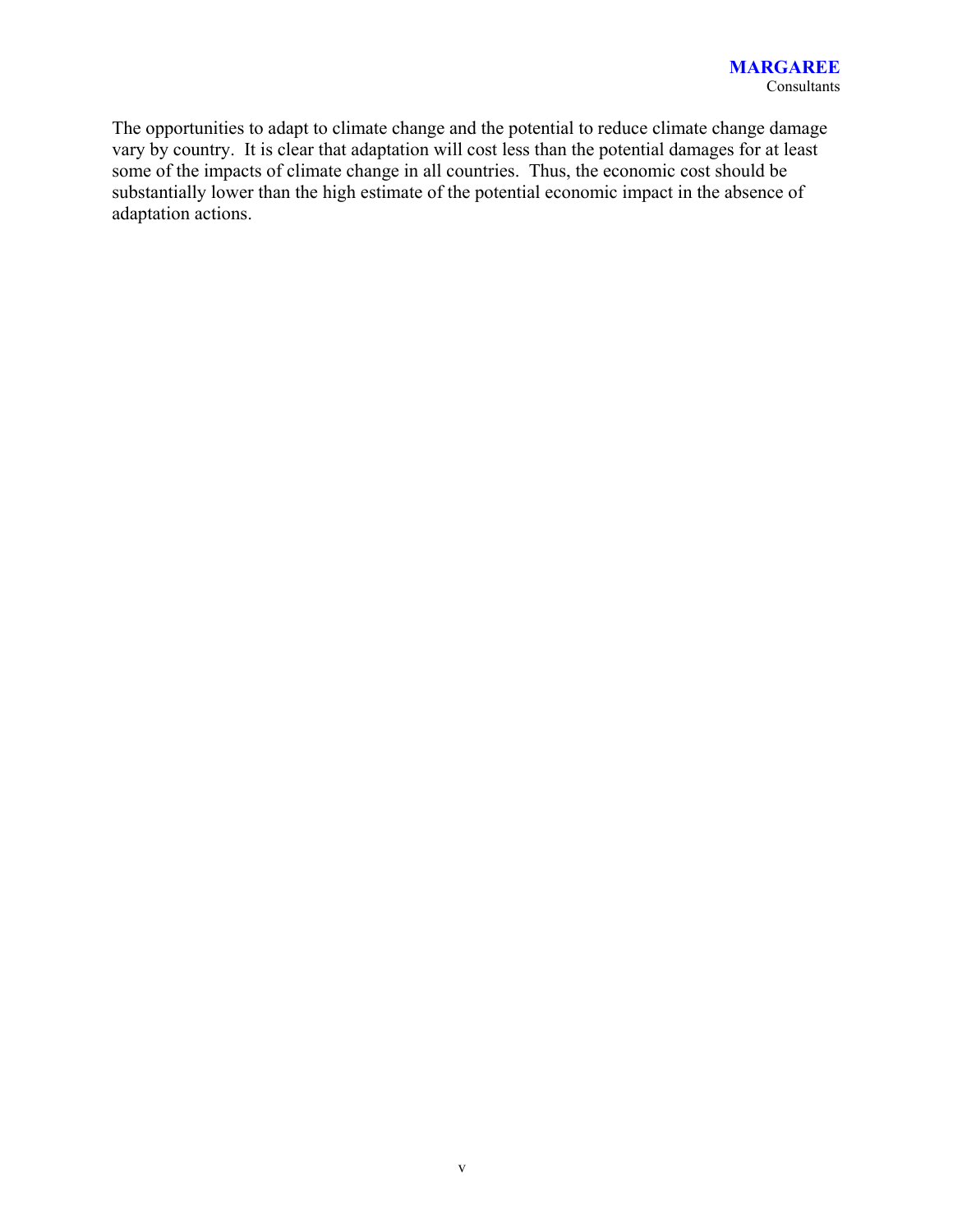The opportunities to adapt to climate change and the potential to reduce climate change damage vary by country. It is clear that adaptation will cost less than the potential damages for at least some of the impacts of climate change in all countries. Thus, the economic cost should be substantially lower than the high estimate of the potential economic impact in the absence of adaptation actions.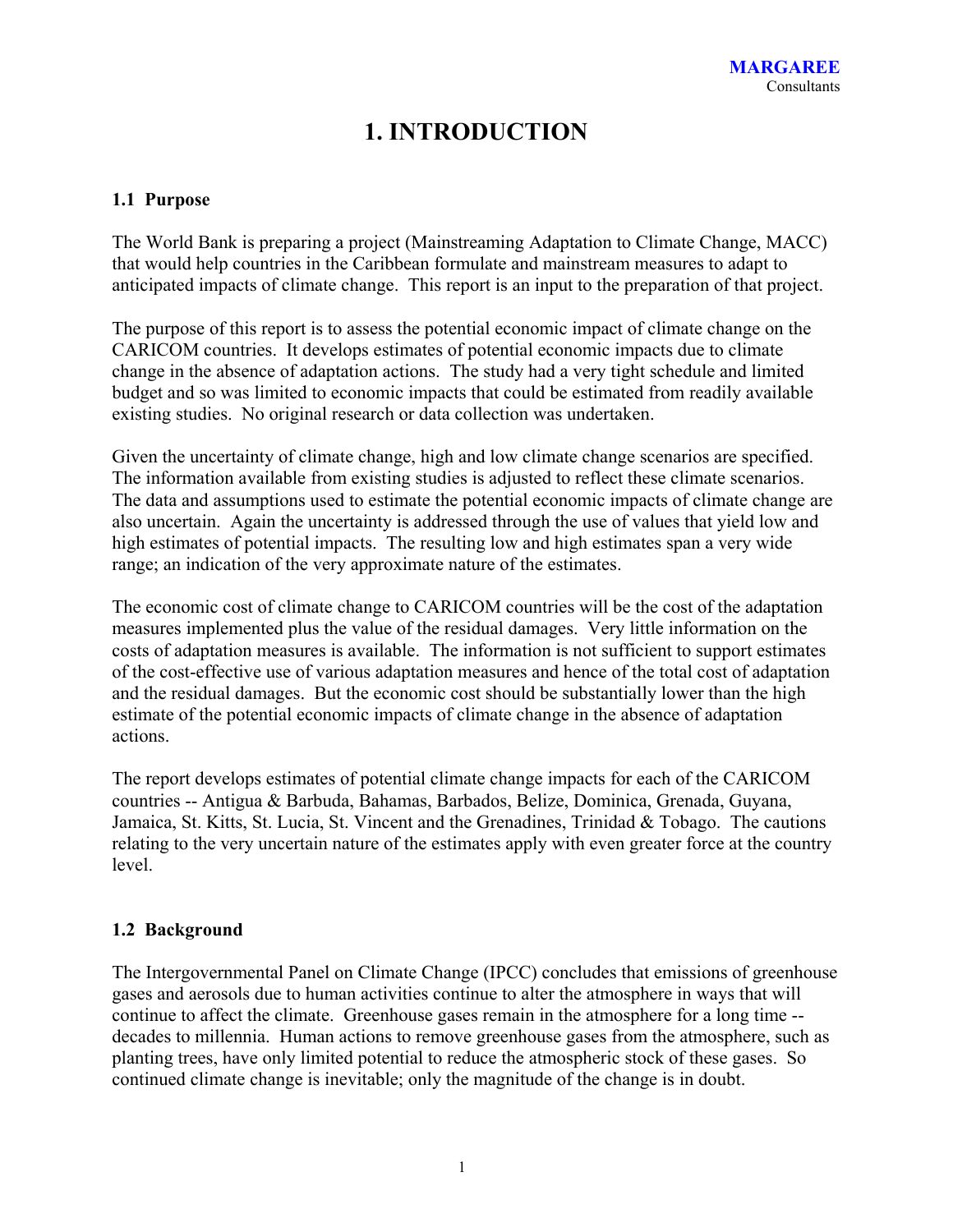# 1. INTRODUCTION

## 1.1 Purpose

The World Bank is preparing a project (Mainstreaming Adaptation to Climate Change, MACC) that would help countries in the Caribbean formulate and mainstream measures to adapt to anticipated impacts of climate change. This report is an input to the preparation of that project.

The purpose of this report is to assess the potential economic impact of climate change on the CARICOM countries. It develops estimates of potential economic impacts due to climate change in the absence of adaptation actions. The study had a very tight schedule and limited budget and so was limited to economic impacts that could be estimated from readily available existing studies. No original research or data collection was undertaken.

Given the uncertainty of climate change, high and low climate change scenarios are specified. The information available from existing studies is adjusted to reflect these climate scenarios. The data and assumptions used to estimate the potential economic impacts of climate change are also uncertain. Again the uncertainty is addressed through the use of values that yield low and high estimates of potential impacts. The resulting low and high estimates span a very wide range; an indication of the very approximate nature of the estimates.

The economic cost of climate change to CARICOM countries will be the cost of the adaptation measures implemented plus the value of the residual damages. Very little information on the costs of adaptation measures is available. The information is not sufficient to support estimates of the cost-effective use of various adaptation measures and hence of the total cost of adaptation and the residual damages. But the economic cost should be substantially lower than the high estimate of the potential economic impacts of climate change in the absence of adaptation actions.

The report develops estimates of potential climate change impacts for each of the CARICOM countries -- Antigua & Barbuda, Bahamas, Barbados, Belize, Dominica, Grenada, Guyana, Jamaica, St. Kitts, St. Lucia, St. Vincent and the Grenadines, Trinidad & Tobago. The cautions relating to the very uncertain nature of the estimates apply with even greater force at the country level.

## 1.2 Background

The Intergovernmental Panel on Climate Change (IPCC) concludes that emissions of greenhouse gases and aerosols due to human activities continue to alter the atmosphere in ways that will continue to affect the climate. Greenhouse gases remain in the atmosphere for a long time -- decades to millennia. Human actions to remove greenhouse gases from the atmosphere, such as planting trees, have only limited potential to reduce the atmospheric stock of these gases. So continued climate change is inevitable; only the magnitude of the change is in doubt.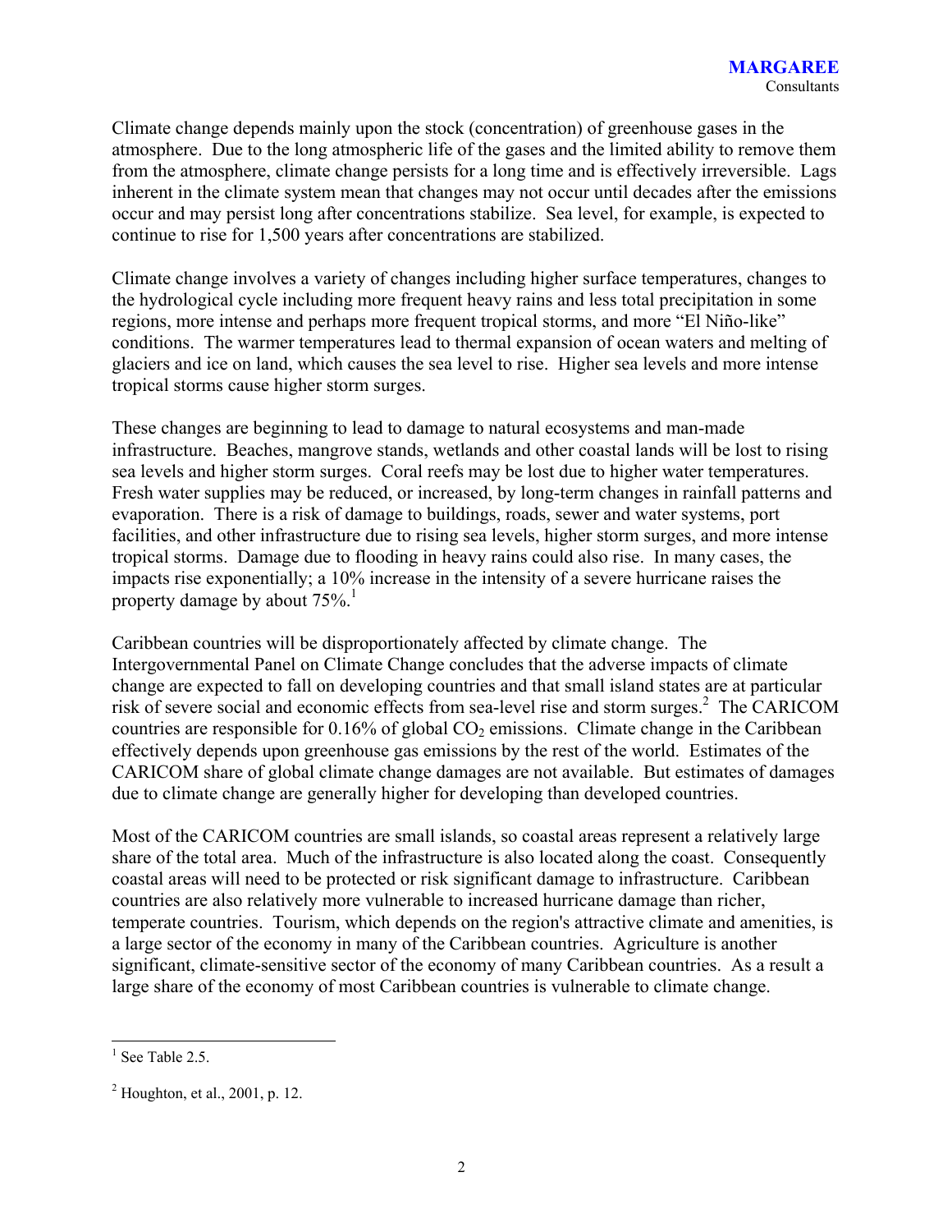Climate change depends mainly upon the stock (concentration) of greenhouse gases in the atmosphere. Due to the long atmospheric life of the gases and the limited ability to remove them from the atmosphere, climate change persists for a long time and is effectively irreversible. Lags inherent in the climate system mean that changes may not occur until decades after the emissions occur and may persist long after concentrations stabilize. Sea level, for example, is expected to continue to rise for 1,500 years after concentrations are stabilized.

Climate change involves a variety of changes including higher surface temperatures, changes to the hydrological cycle including more frequent heavy rains and less total precipitation in some regions, more intense and perhaps more frequent tropical storms, and more "El Niño-like" conditions. The warmer temperatures lead to thermal expansion of ocean waters and melting of glaciers and ice on land, which causes the sea level to rise. Higher sea levels and more intense tropical storms cause higher storm surges.

These changes are beginning to lead to damage to natural ecosystems and man-made infrastructure. Beaches, mangrove stands, wetlands and other coastal lands will be lost to rising sea levels and higher storm surges. Coral reefs may be lost due to higher water temperatures. Fresh water supplies may be reduced, or increased, by long-term changes in rainfall patterns and evaporation. There is a risk of damage to buildings, roads, sewer and water systems, port facilities, and other infrastructure due to rising sea levels, higher storm surges, and more intense tropical storms. Damage due to flooding in heavy rains could also rise. In many cases, the impacts rise exponentially; a 10% increase in the intensity of a severe hurricane raises the property damage by about 75%.[1]

Caribbean countries will be disproportionately affected by climate change. The Intergovernmental Panel on Climate Change concludes that the adverse impacts of climate change are expected to fall on developing countries and that small island states are at particular risk of severe social and economic effects from sea-level rise and storm surges.[2] The CARICOM countries are responsible for 0.16% of global $CO_2$ emissions. Climate change in the Caribbean effectively depends upon greenhouse gas emissions by the rest of the world. Estimates of the CARICOM share of global climate change damages are not available. But estimates of damages due to climate change are generally higher for developing than developed countries.

Most of the CARICOM countries are small islands, so coastal areas represent a relatively large share of the total area. Much of the infrastructure is also located along the coast. Consequently coastal areas will need to be protected or risk significant damage to infrastructure. Caribbean countries are also relatively more vulnerable to increased hurricane damage than richer, temperate countries. Tourism, which depends on the region's attractive climate and amenities, is a large sector of the economy in many of the Caribbean countries. Agriculture is another significant, climate-sensitive sector of the economy of many Caribbean countries. As a result a large share of the economy of most Caribbean countries is vulnerable to climate change.

---

[1] See Table 2.5.

[2] Houghton, et al., 2001, p. 12.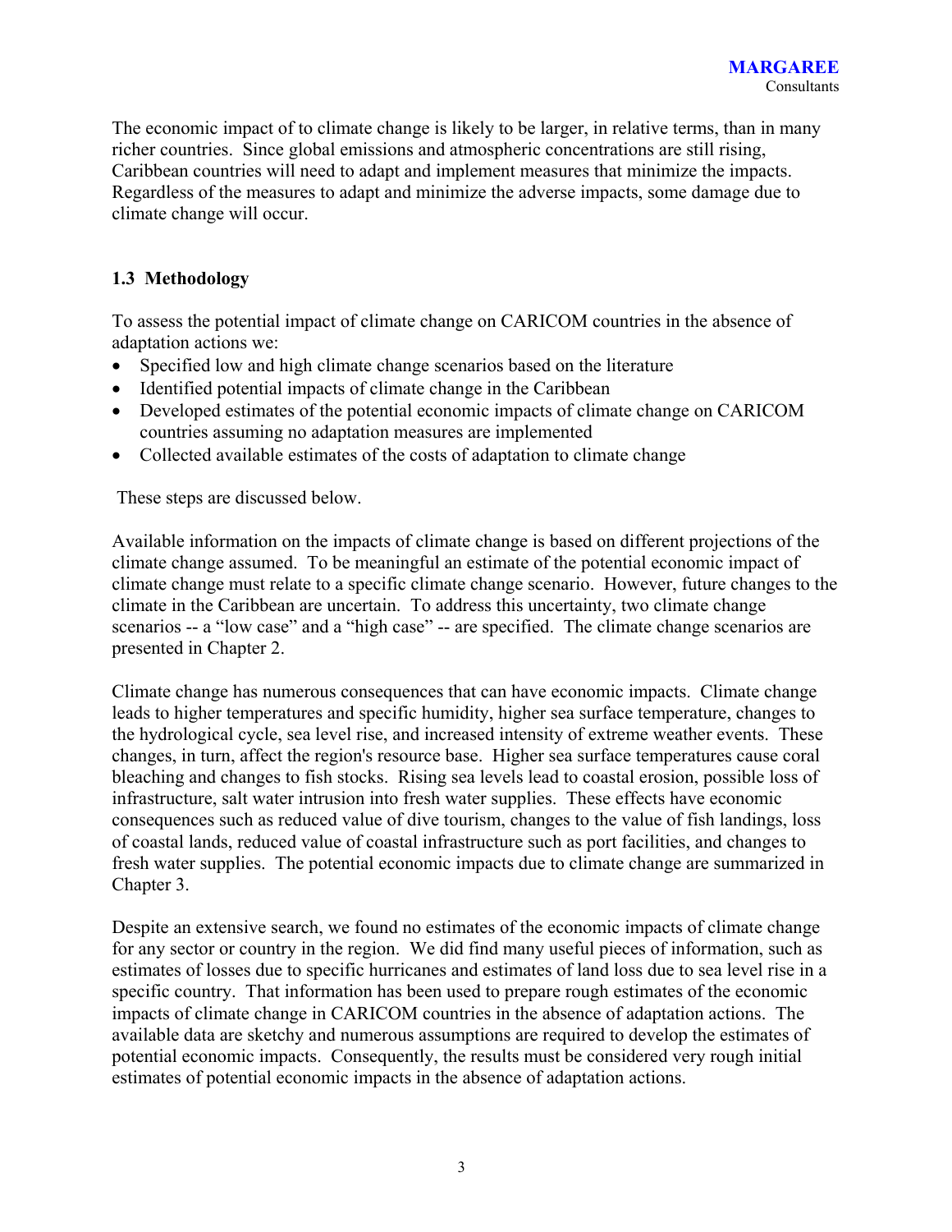The economic impact of to climate change is likely to be larger, in relative terms, than in many richer countries. Since global emissions and atmospheric concentrations are still rising, Caribbean countries will need to adapt and implement measures that minimize the impacts. Regardless of the measures to adapt and minimize the adverse impacts, some damage due to climate change will occur.

### 1.3 Methodology

To assess the potential impact of climate change on CARICOM countries in the absence of adaptation actions we:

- Specified low and high climate change scenarios based on the literature
- Identified potential impacts of climate change in the Caribbean
- Developed estimates of the potential economic impacts of climate change on CARICOM countries assuming no adaptation measures are implemented
- Collected available estimates of the costs of adaptation to climate change

These steps are discussed below.

Available information on the impacts of climate change is based on different projections of the climate change assumed. To be meaningful an estimate of the potential economic impact of climate change must relate to a specific climate change scenario. However, future changes to the climate in the Caribbean are uncertain. To address this uncertainty, two climate change scenarios -- a "low case" and a "high case" -- are specified. The climate change scenarios are presented in Chapter 2.

Climate change has numerous consequences that can have economic impacts. Climate change leads to higher temperatures and specific humidity, higher sea surface temperature, changes to the hydrological cycle, sea level rise, and increased intensity of extreme weather events. These changes, in turn, affect the region's resource base. Higher sea surface temperatures cause coral bleaching and changes to fish stocks. Rising sea levels lead to coastal erosion, possible loss of infrastructure, salt water intrusion into fresh water supplies. These effects have economic consequences such as reduced value of dive tourism, changes to the value of fish landings, loss of coastal lands, reduced value of coastal infrastructure such as port facilities, and changes to fresh water supplies. The potential economic impacts due to climate change are summarized in Chapter 3.

Despite an extensive search, we found no estimates of the economic impacts of climate change for any sector or country in the region. We did find many useful pieces of information, such as estimates of losses due to specific hurricanes and estimates of land loss due to sea level rise in a specific country. That information has been used to prepare rough estimates of the economic impacts of climate change in CARICOM countries in the absence of adaptation actions. The available data are sketchy and numerous assumptions are required to develop the estimates of potential economic impacts. Consequently, the results must be considered very rough initial estimates of potential economic impacts in the absence of adaptation actions.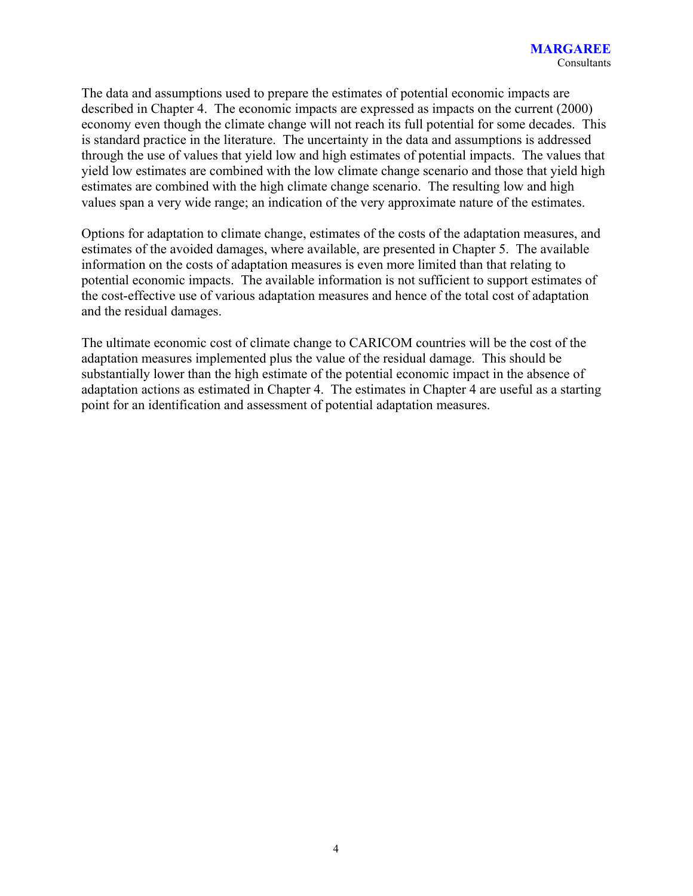The data and assumptions used to prepare the estimates of potential economic impacts are described in Chapter 4. The economic impacts are expressed as impacts on the current (2000) economy even though the climate change will not reach its full potential for some decades. This is standard practice in the literature. The uncertainty in the data and assumptions is addressed through the use of values that yield low and high estimates of potential impacts. The values that yield low estimates are combined with the low climate change scenario and those that yield high estimates are combined with the high climate change scenario. The resulting low and high values span a very wide range; an indication of the very approximate nature of the estimates.

Options for adaptation to climate change, estimates of the costs of the adaptation measures, and estimates of the avoided damages, where available, are presented in Chapter 5. The available information on the costs of adaptation measures is even more limited than that relating to potential economic impacts. The available information is not sufficient to support estimates of the cost-effective use of various adaptation measures and hence of the total cost of adaptation and the residual damages.

The ultimate economic cost of climate change to CARICOM countries will be the cost of the adaptation measures implemented plus the value of the residual damage. This should be substantially lower than the high estimate of the potential economic impact in the absence of adaptation actions as estimated in Chapter 4. The estimates in Chapter 4 are useful as a starting point for an identification and assessment of potential adaptation measures.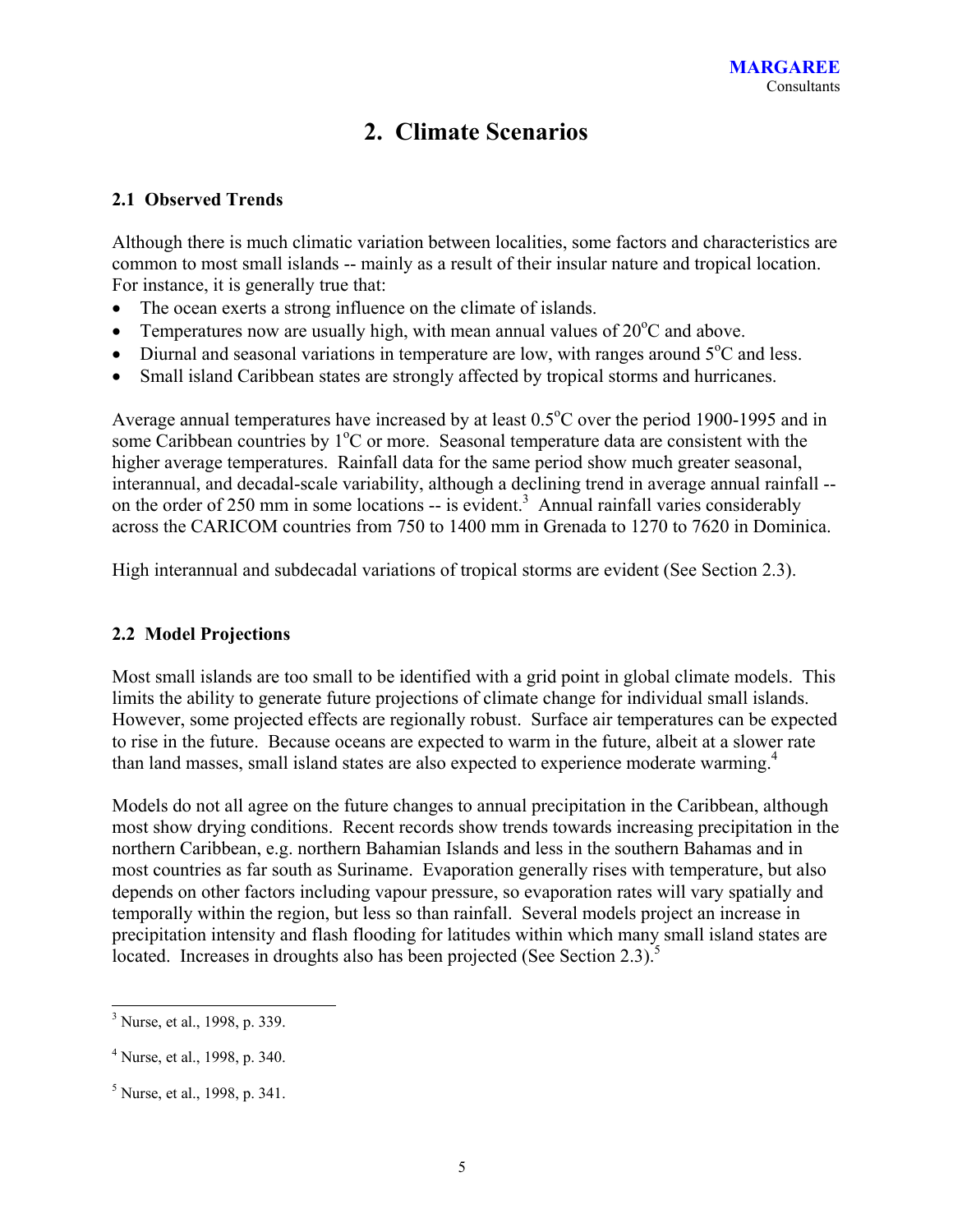# 2. Climate Scenarios

## 2.1 Observed Trends

Although there is much climatic variation between localities, some factors and characteristics are common to most small islands -- mainly as a result of their insular nature and tropical location. For instance, it is generally true that:

- The ocean exerts a strong influence on the climate of islands.
- Temperatures now are usually high, with mean annual values of 20$^{o}$C and above.
- Diurnal and seasonal variations in temperature are low, with ranges around 5$^{o}$C and less.
- Small island Caribbean states are strongly affected by tropical storms and hurricanes.

Average annual temperatures have increased by at least 0.5$^{o}$C over the period 1900-1995 and in some Caribbean countries by 1$^{o}$C or more. Seasonal temperature data are consistent with the higher average temperatures. Rainfall data for the same period show much greater seasonal, interannual, and decadal-scale variability, although a declining trend in average annual rainfall -- on the order of 250 mm in some locations -- is evident.[3] Annual rainfall varies considerably across the CARICOM countries from 750 to 1400 mm in Grenada to 1270 to 7620 in Dominica.

High interannual and subdecadal variations of tropical storms are evident (See Section 2.3).

## 2.2 Model Projections

Most small islands are too small to be identified with a grid point in global climate models. This limits the ability to generate future projections of climate change for individual small islands. However, some projected effects are regionally robust. Surface air temperatures can be expected to rise in the future. Because oceans are expected to warm in the future, albeit at a slower rate than land masses, small island states are also expected to experience moderate warming.[4]

Models do not all agree on the future changes to annual precipitation in the Caribbean, although most show drying conditions. Recent records show trends towards increasing precipitation in the northern Caribbean, e.g. northern Bahamian Islands and less in the southern Bahamas and in most countries as far south as Suriname. Evaporation generally rises with temperature, but also depends on other factors including vapour pressure, so evaporation rates will vary spatially and temporally within the region, but less so than rainfall. Several models project an increase in precipitation intensity and flash flooding for latitudes within which many small island states are located. Increases in droughts also has been projected (See Section 2.3).[5]

[3] Nurse, et al., 1998, p. 339.

[4] Nurse, et al., 1998, p. 340.

[5] Nurse, et al., 1998, p. 341.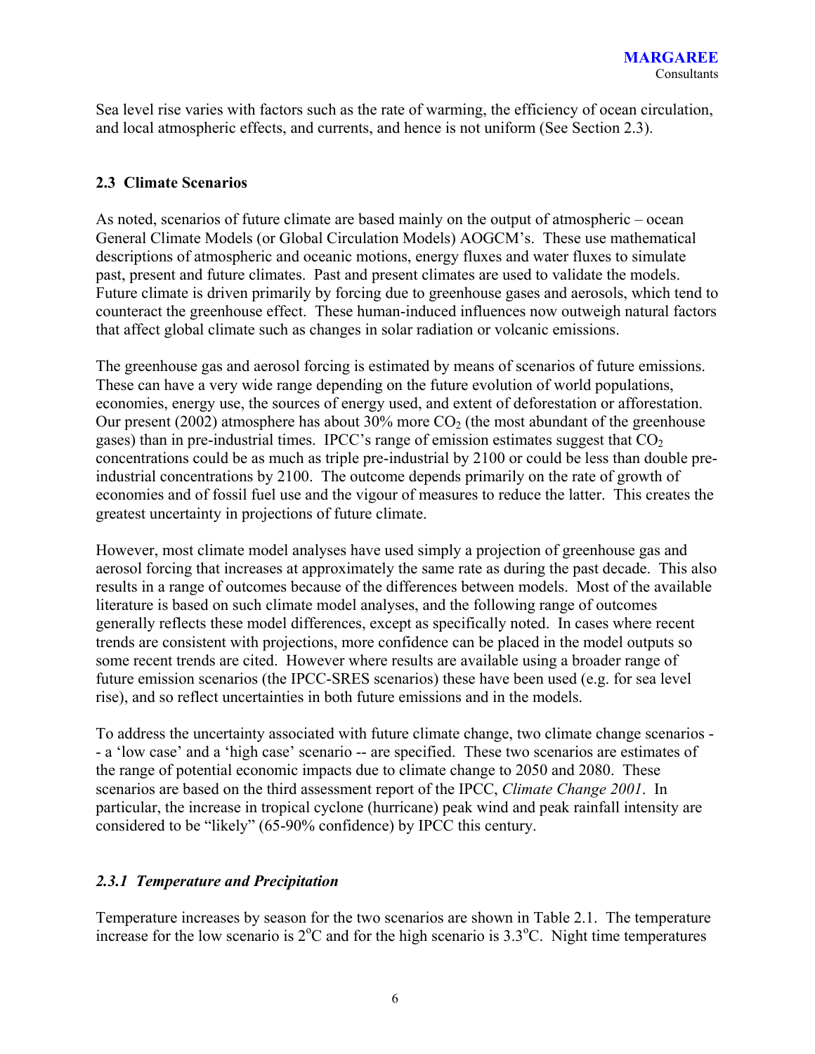Sea level rise varies with factors such as the rate of warming, the efficiency of ocean circulation, and local atmospheric effects, and currents, and hence is not uniform (See Section 2.3).

## 2.3 Climate Scenarios

As noted, scenarios of future climate are based mainly on the output of atmospheric – ocean General Climate Models (or Global Circulation Models) AOGCM's. These use mathematical descriptions of atmospheric and oceanic motions, energy fluxes and water fluxes to simulate past, present and future climates. Past and present climates are used to validate the models. Future climate is driven primarily by forcing due to greenhouse gases and aerosols, which tend to counteract the greenhouse effect. These human-induced influences now outweigh natural factors that affect global climate such as changes in solar radiation or volcanic emissions.

The greenhouse gas and aerosol forcing is estimated by means of scenarios of future emissions. These can have a very wide range depending on the future evolution of world populations, economies, energy use, the sources of energy used, and extent of deforestation or afforestation. Our present (2002) atmosphere has about 30% more $CO_2$ (the most abundant of the greenhouse gases) than in pre-industrial times. IPCC's range of emission estimates suggest that $CO_2$ concentrations could be as much as triple pre-industrial by 2100 or could be less than double pre-industrial concentrations by 2100. The outcome depends primarily on the rate of growth of economies and of fossil fuel use and the vigour of measures to reduce the latter. This creates the greatest uncertainty in projections of future climate.

However, most climate model analyses have used simply a projection of greenhouse gas and aerosol forcing that increases at approximately the same rate as during the past decade. This also results in a range of outcomes because of the differences between models. Most of the available literature is based on such climate model analyses, and the following range of outcomes generally reflects these model differences, except as specifically noted. In cases where recent trends are consistent with projections, more confidence can be placed in the model outputs so some recent trends are cited. However where results are available using a broader range of future emission scenarios (the IPCC-SRES scenarios) these have been used (e.g. for sea level rise), and so reflect uncertainties in both future emissions and in the models.

To address the uncertainty associated with future climate change, two climate change scenarios -- a 'low case' and a 'high case' scenario -- are specified. These two scenarios are estimates of the range of potential economic impacts due to climate change to 2050 and 2080. These scenarios are based on the third assessment report of the IPCC, *Climate Change 2001*. In particular, the increase in tropical cyclone (hurricane) peak wind and peak rainfall intensity are considered to be "likely" (65-90% confidence) by IPCC this century.

### *2.3.1 Temperature and Precipitation*

Temperature increases by season for the two scenarios are shown in Table 2.1. The temperature increase for the low scenario is 2$^{o}$C and for the high scenario is 3.3$^{o}$C. Night time temperatures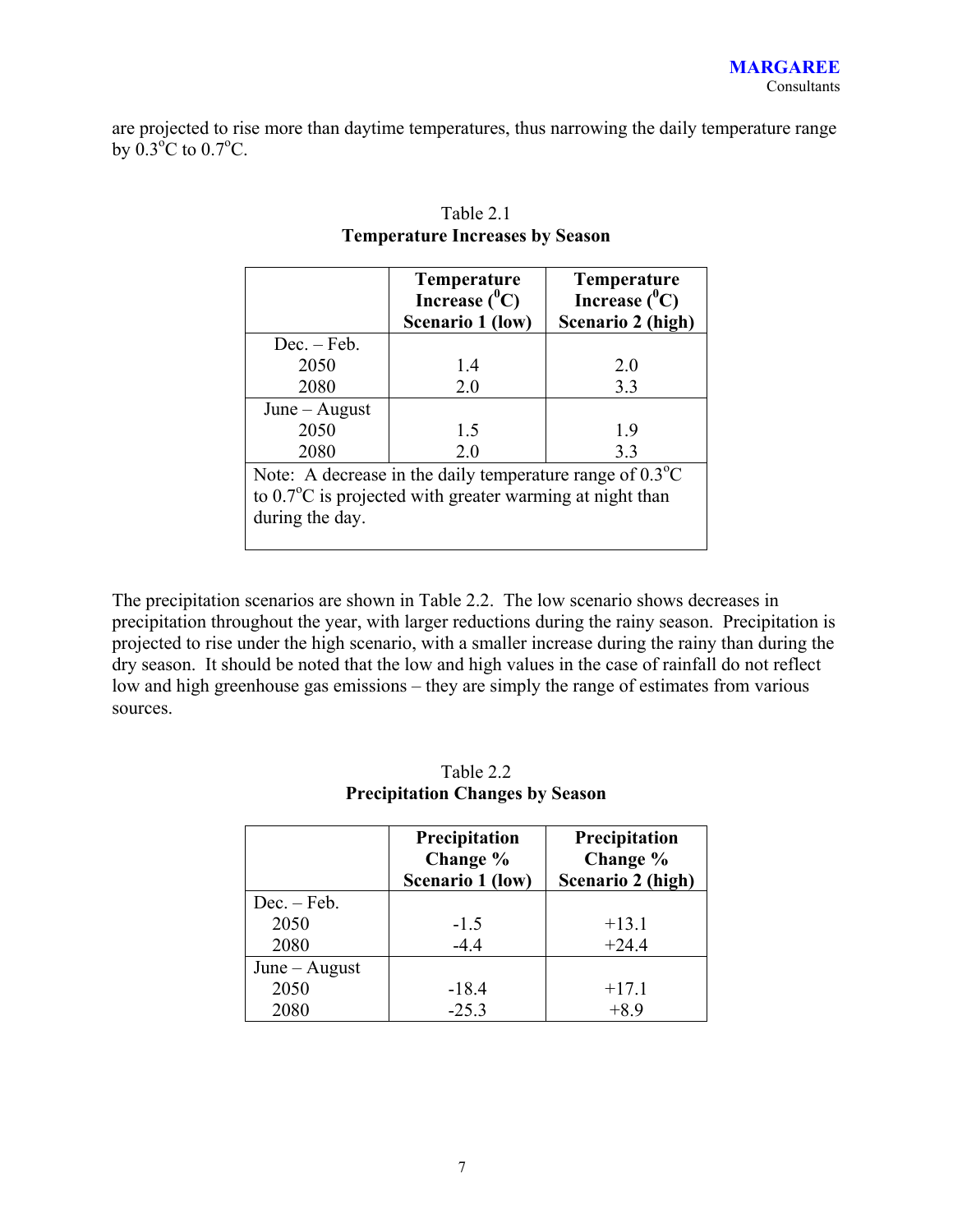are projected to rise more than daytime temperatures, thus narrowing the daily temperature range by 0.3°C to 0.7°C.

Table 2.1
**Temperature Increases by Season**

| | **Temperature Increase (°C) Scenario 1 (low)** | **Temperature Increase (°C) Scenario 2 (high)** |
|---|---|---|
| Dec. – Feb. | | |
| 2050 | 1.4 | 2.0 |
| 2080 | 2.0 | 3.3 |
| June – August | | |
| 2050 | 1.5 | 1.9 |
| 2080 | 2.0 | 3.3 |
| Note: A decrease in the daily temperature range of 0.3°C to 0.7°C is projected with greater warming at night than during the day. | | |

The precipitation scenarios are shown in Table 2.2. The low scenario shows decreases in precipitation throughout the year, with larger reductions during the rainy season. Precipitation is projected to rise under the high scenario, with a smaller increase during the rainy than during the dry season. It should be noted that the low and high values in the case of rainfall do not reflect low and high greenhouse gas emissions – they are simply the range of estimates from various sources.

Table 2.2
**Precipitation Changes by Season**

| | **Precipitation Change % Scenario 1 (low)** | **Precipitation Change % Scenario 2 (high)** |
|---|---|---|
| Dec. – Feb. | | |
| 2050 | -1.5 | +13.1 |
| 2080 | -4.4 | +24.4 |
| June – August | | |
| 2050 | -18.4 | +17.1 |
| 2080 | -25.3 | +8.9 |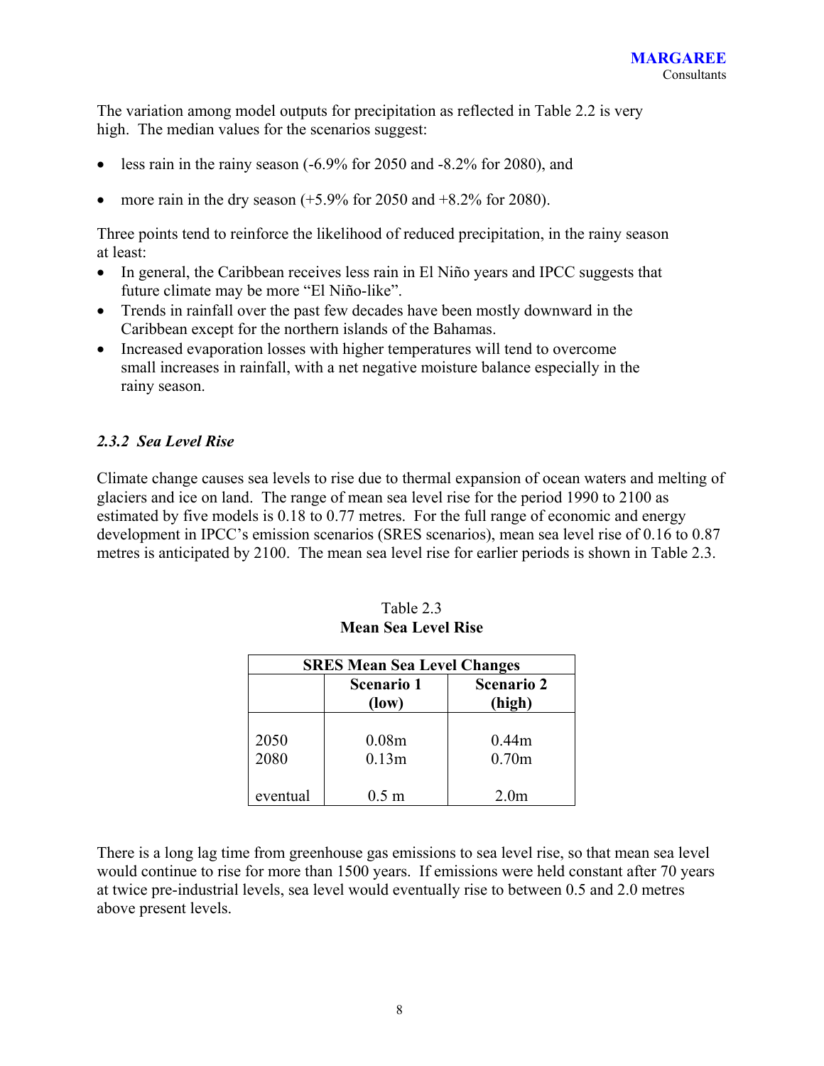The variation among model outputs for precipitation as reflected in Table 2.2 is very high. The median values for the scenarios suggest:

- less rain in the rainy season (-6.9% for 2050 and -8.2% for 2080), and
- more rain in the dry season (+5.9% for 2050 and +8.2% for 2080).

Three points tend to reinforce the likelihood of reduced precipitation, in the rainy season at least:

- In general, the Caribbean receives less rain in El Niño years and IPCC suggests that future climate may be more "El Niño-like".
- Trends in rainfall over the past few decades have been mostly downward in the Caribbean except for the northern islands of the Bahamas.
- Increased evaporation losses with higher temperatures will tend to overcome small increases in rainfall, with a net negative moisture balance especially in the rainy season.

### *2.3.2 Sea Level Rise*

Climate change causes sea levels to rise due to thermal expansion of ocean waters and melting of glaciers and ice on land. The range of mean sea level rise for the period 1990 to 2100 as estimated by five models is 0.18 to 0.77 metres. For the full range of economic and energy development in IPCC's emission scenarios (SRES scenarios), mean sea level rise of 0.16 to 0.87 metres is anticipated by 2100. The mean sea level rise for earlier periods is shown in Table 2.3.

Table 2.3
**Mean Sea Level Rise**

| **SRES Mean Sea Level Changes** | | |
|---|---|---|
| | **Scenario 1 (low)** | **Scenario 2 (high)** |
| 2050 | 0.08m | 0.44m |
| 2080 | 0.13m | 0.70m |
| eventual | 0.5 m | 2.0m |

There is a long lag time from greenhouse gas emissions to sea level rise, so that mean sea level would continue to rise for more than 1500 years. If emissions were held constant after 70 years at twice pre-industrial levels, sea level would eventually rise to between 0.5 and 2.0 metres above present levels.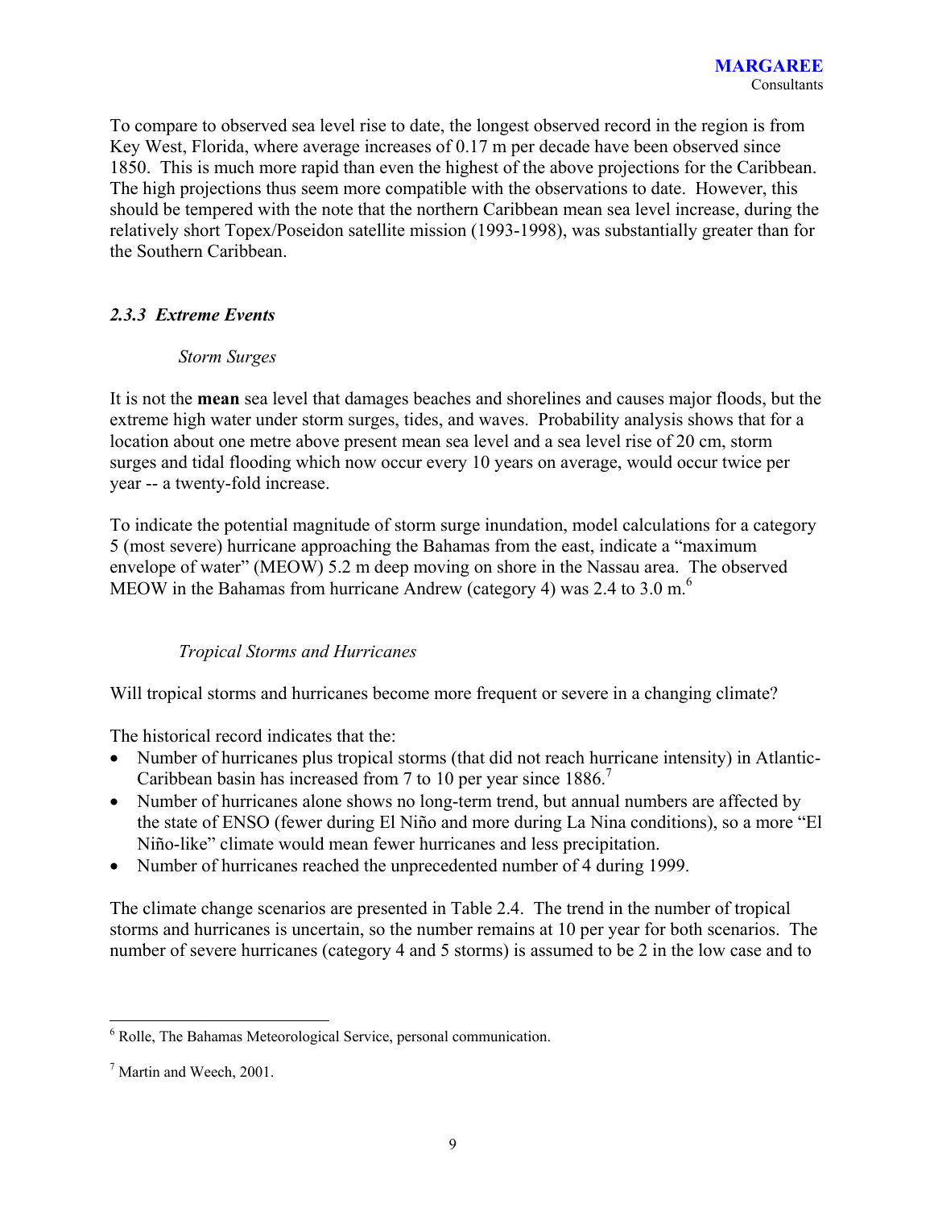To compare to observed sea level rise to date, the longest observed record in the region is from Key West, Florida, where average increases of 0.17 m per decade have been observed since 1850. This is much more rapid than even the highest of the above projections for the Caribbean. The high projections thus seem more compatible with the observations to date. However, this should be tempered with the note that the northern Caribbean mean sea level increase, during the relatively short Topex/Poseidon satellite mission (1993-1998), was substantially greater than for the Southern Caribbean.

### *2.3.3 Extreme Events*

*Storm Surges*

It is not the **mean** sea level that damages beaches and shorelines and causes major floods, but the extreme high water under storm surges, tides, and waves. Probability analysis shows that for a location about one metre above present mean sea level and a sea level rise of 20 cm, storm surges and tidal flooding which now occur every 10 years on average, would occur twice per year -- a twenty-fold increase.

To indicate the potential magnitude of storm surge inundation, model calculations for a category 5 (most severe) hurricane approaching the Bahamas from the east, indicate a "maximum envelope of water" (MEOW) 5.2 m deep moving on shore in the Nassau area. The observed MEOW in the Bahamas from hurricane Andrew (category 4) was 2.4 to 3.0 m.[6]

*Tropical Storms and Hurricanes*

Will tropical storms and hurricanes become more frequent or severe in a changing climate?

The historical record indicates that the:

- Number of hurricanes plus tropical storms (that did not reach hurricane intensity) in Atlantic-Caribbean basin has increased from 7 to 10 per year since 1886.[7]
- Number of hurricanes alone shows no long-term trend, but annual numbers are affected by the state of ENSO (fewer during El Niño and more during La Nina conditions), so a more "El Niño-like" climate would mean fewer hurricanes and less precipitation.
- Number of hurricanes reached the unprecedented number of 4 during 1999.

The climate change scenarios are presented in Table 2.4. The trend in the number of tropical storms and hurricanes is uncertain, so the number remains at 10 per year for both scenarios. The number of severe hurricanes (category 4 and 5 storms) is assumed to be 2 in the low case and to

---

[6] Rolle, The Bahamas Meteorological Service, personal communication.

[7] Martin and Weech, 2001.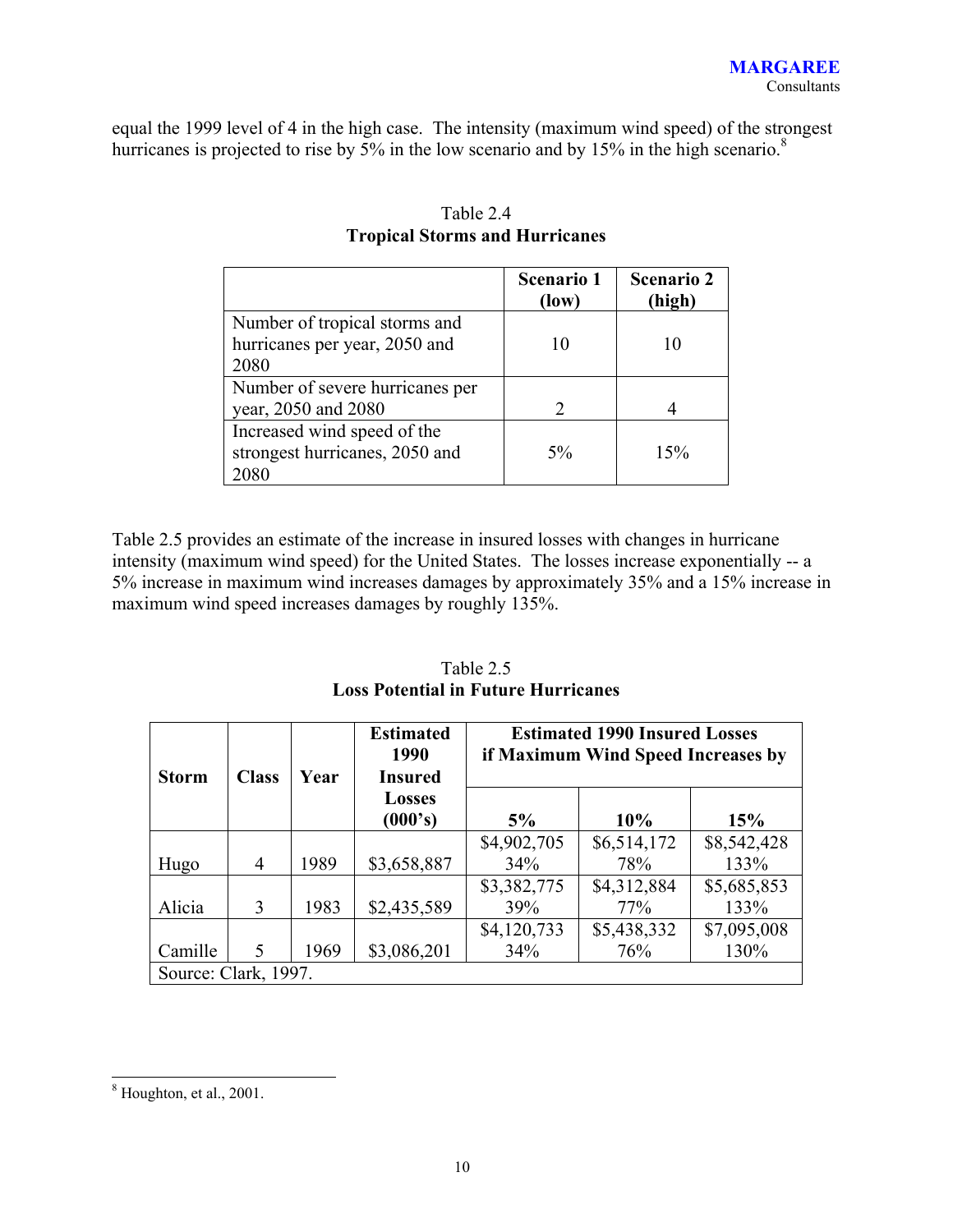equal the 1999 level of 4 in the high case. The intensity (maximum wind speed) of the strongest hurricanes is projected to rise by 5% in the low scenario and by 15% in the high scenario.[8]

Table 2.4
**Tropical Storms and Hurricanes**

| | Scenario 1 (low) | Scenario 2 (high) |
|---|---|---|
| Number of tropical storms and hurricanes per year, 2050 and 2080 | 10 | 10 |
| Number of severe hurricanes per year, 2050 and 2080 | 2 | 4 |
| Increased wind speed of the strongest hurricanes, 2050 and 2080 | 5% | 15% |

Table 2.5 provides an estimate of the increase in insured losses with changes in hurricane intensity (maximum wind speed) for the United States. The losses increase exponentially -- a 5% increase in maximum wind increases damages by approximately 35% and a 15% increase in maximum wind speed increases damages by roughly 135%.

Table 2.5
**Loss Potential in Future Hurricanes**

| Storm | Class | Year | Estimated 1990 Insured Losses (000's) | Estimated 1990 Insured Losses if Maximum Wind Speed Increases by | | |
|---|---|---|---|---|---|---|
| | | | | 5% | 10% | 15% |
| Hugo | 4 | 1989 | $3,658,887 | $4,902,705<br>34% | $6,514,172<br>78% | $8,542,428<br>133% |
| Alicia | 3 | 1983 | $2,435,589 | $3,382,775<br>39% | $4,312,884<br>77% | $5,685,853<br>133% |
| Camille | 5 | 1969 | $3,086,201 | $4,120,733<br>34% | $5,438,332<br>76% | $7,095,008<br>130% |
| Source: Clark, 1997. | | | | | | |

[8] Houghton, et al., 2001.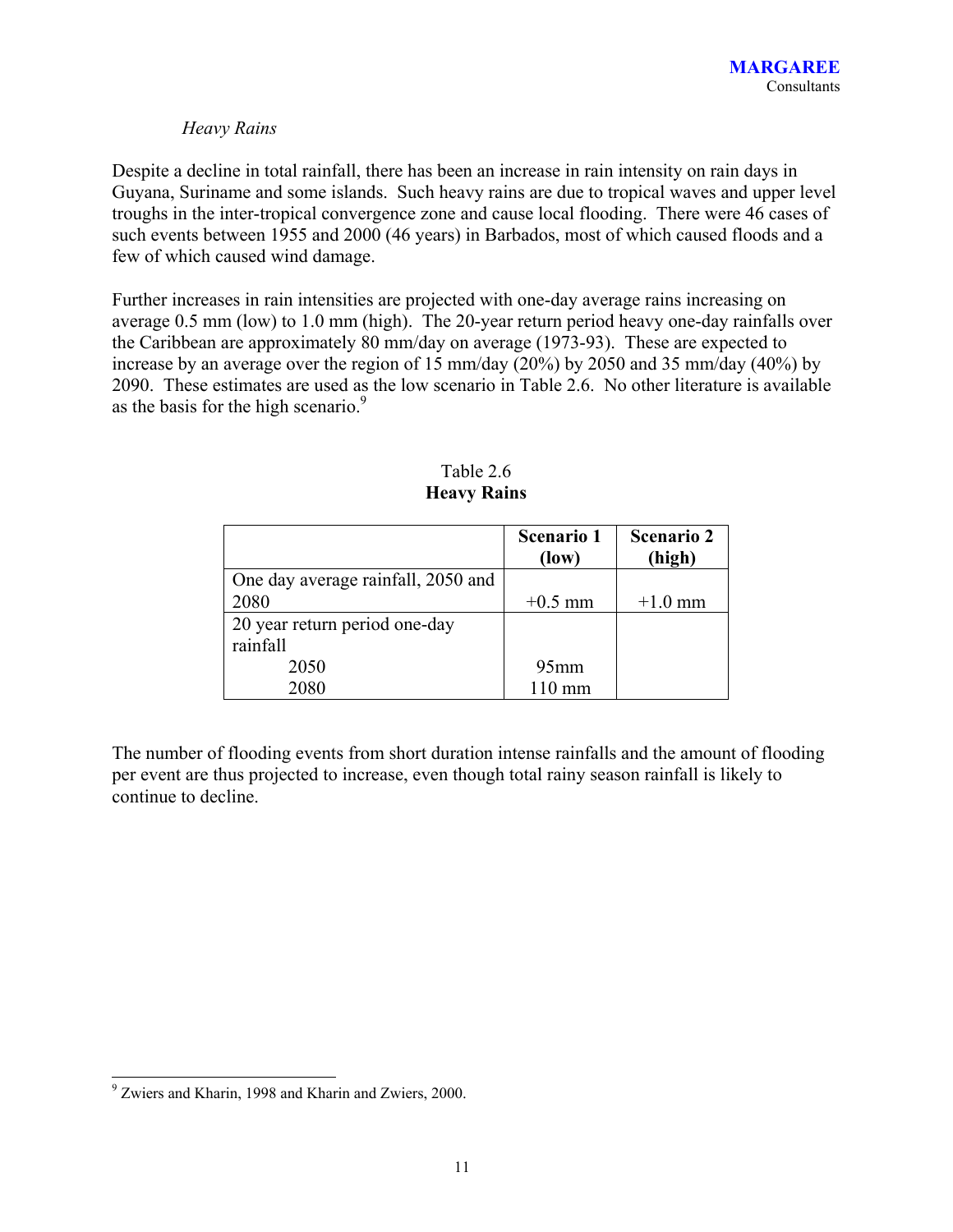*Heavy Rains*

Despite a decline in total rainfall, there has been an increase in rain intensity on rain days in Guyana, Suriname and some islands. Such heavy rains are due to tropical waves and upper level troughs in the inter-tropical convergence zone and cause local flooding. There were 46 cases of such events between 1955 and 2000 (46 years) in Barbados, most of which caused floods and a few of which caused wind damage.

Further increases in rain intensities are projected with one-day average rains increasing on average 0.5 mm (low) to 1.0 mm (high). The 20-year return period heavy one-day rainfalls over the Caribbean are approximately 80 mm/day on average (1973-93). These are expected to increase by an average over the region of 15 mm/day (20%) by 2050 and 35 mm/day (40%) by 2090. These estimates are used as the low scenario in Table 2.6. No other literature is available as the basis for the high scenario.[9]

Table 2.6
**Heavy Rains**

| | **Scenario 1 (low)** | **Scenario 2 (high)** |
|---|---|---|
| One day average rainfall, 2050 and 2080 | +0.5 mm | +1.0 mm |
| 20 year return period one-day rainfall | | |
| 2050 | 95mm | |
| 2080 | 110 mm | |

The number of flooding events from short duration intense rainfalls and the amount of flooding per event are thus projected to increase, even though total rainy season rainfall is likely to continue to decline.

[9] Zwiers and Kharin, 1998 and Kharin and Zwiers, 2000.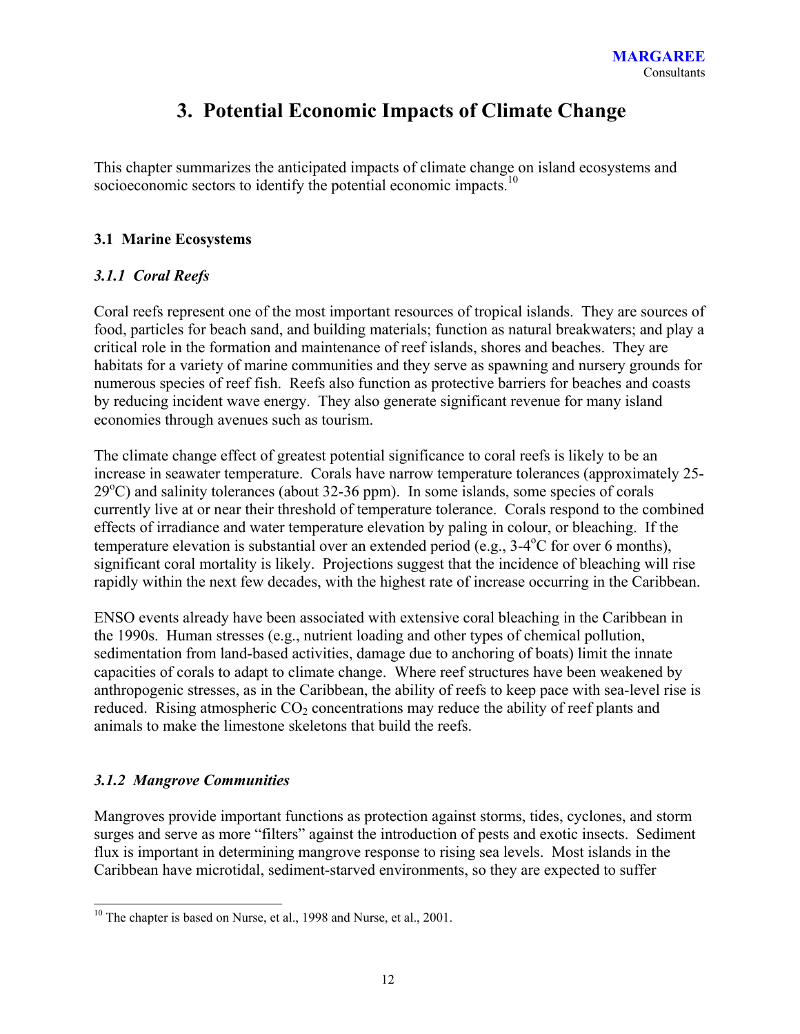# 3. Potential Economic Impacts of Climate Change

This chapter summarizes the anticipated impacts of climate change on island ecosystems and socioeconomic sectors to identify the potential economic impacts.[10]

## 3.1 Marine Ecosystems

### *3.1.1 Coral Reefs*

Coral reefs represent one of the most important resources of tropical islands. They are sources of food, particles for beach sand, and building materials; function as natural breakwaters; and play a critical role in the formation and maintenance of reef islands, shores and beaches. They are habitats for a variety of marine communities and they serve as spawning and nursery grounds for numerous species of reef fish. Reefs also function as protective barriers for beaches and coasts by reducing incident wave energy. They also generate significant revenue for many island economies through avenues such as tourism.

The climate change effect of greatest potential significance to coral reefs is likely to be an increase in seawater temperature. Corals have narrow temperature tolerances (approximately 25-29$^{o}$C) and salinity tolerances (about 32-36 ppm). In some islands, some species of corals currently live at or near their threshold of temperature tolerance. Corals respond to the combined effects of irradiance and water temperature elevation by paling in colour, or bleaching. If the temperature elevation is substantial over an extended period (e.g., 3-4$^{o}$C for over 6 months), significant coral mortality is likely. Projections suggest that the incidence of bleaching will rise rapidly within the next few decades, with the highest rate of increase occurring in the Caribbean.

ENSO events already have been associated with extensive coral bleaching in the Caribbean in the 1990s. Human stresses (e.g., nutrient loading and other types of chemical pollution, sedimentation from land-based activities, damage due to anchoring of boats) limit the innate capacities of corals to adapt to climate change. Where reef structures have been weakened by anthropogenic stresses, as in the Caribbean, the ability of reefs to keep pace with sea-level rise is reduced. Rising atmospheric $CO_2$ concentrations may reduce the ability of reef plants and animals to make the limestone skeletons that build the reefs.

### *3.1.2 Mangrove Communities*

Mangroves provide important functions as protection against storms, tides, cyclones, and storm surges and serve as more "filters" against the introduction of pests and exotic insects. Sediment flux is important in determining mangrove response to rising sea levels. Most islands in the Caribbean have microtidal, sediment-starved environments, so they are expected to suffer

[10] The chapter is based on Nurse, et al., 1998 and Nurse, et al., 2001.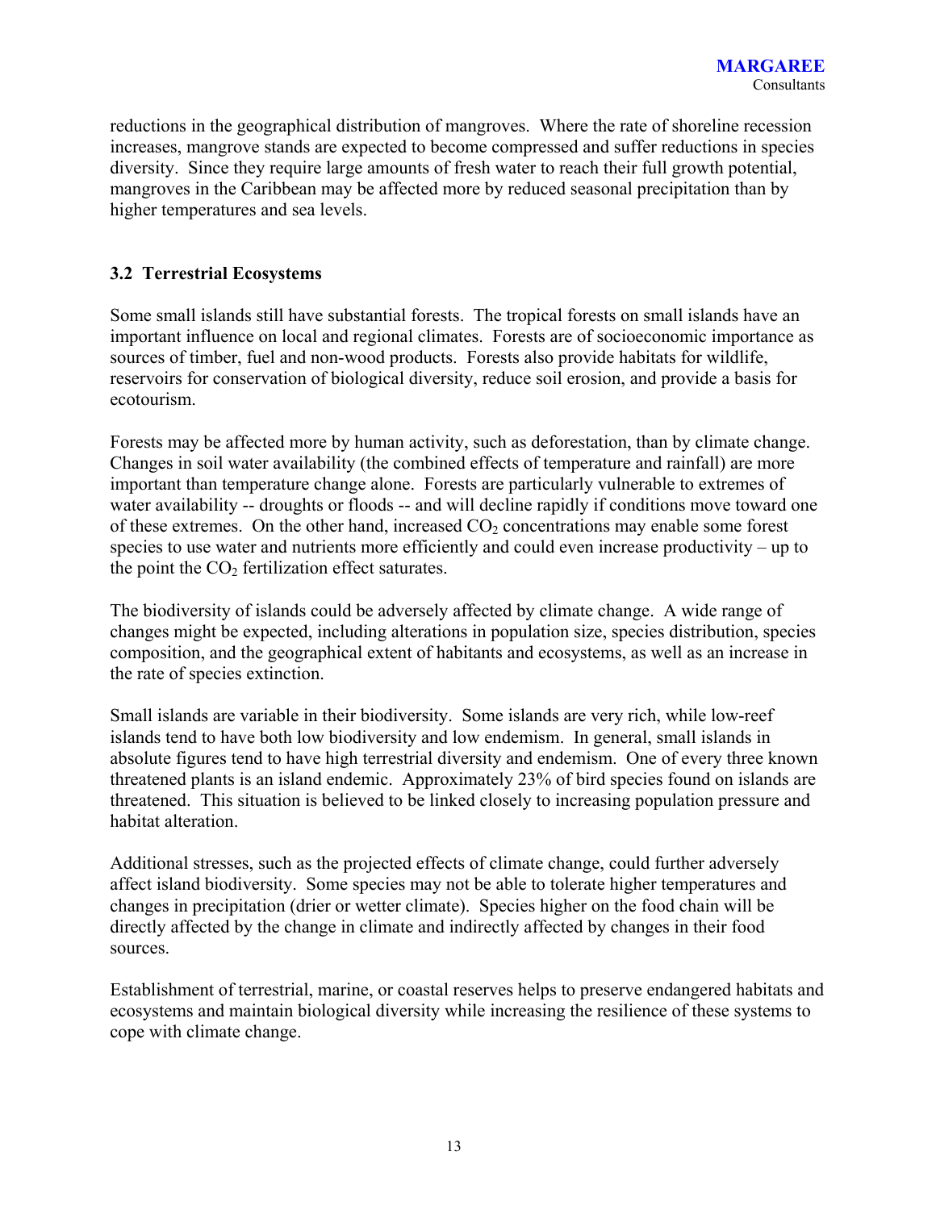reductions in the geographical distribution of mangroves. Where the rate of shoreline recession increases, mangrove stands are expected to become compressed and suffer reductions in species diversity. Since they require large amounts of fresh water to reach their full growth potential, mangroves in the Caribbean may be affected more by reduced seasonal precipitation than by higher temperatures and sea levels.

### 3.2 Terrestrial Ecosystems

Some small islands still have substantial forests. The tropical forests on small islands have an important influence on local and regional climates. Forests are of socioeconomic importance as sources of timber, fuel and non-wood products. Forests also provide habitats for wildlife, reservoirs for conservation of biological diversity, reduce soil erosion, and provide a basis for ecotourism.

Forests may be affected more by human activity, such as deforestation, than by climate change. Changes in soil water availability (the combined effects of temperature and rainfall) are more important than temperature change alone. Forests are particularly vulnerable to extremes of water availability -- droughts or floods -- and will decline rapidly if conditions move toward one of these extremes. On the other hand, increased $CO_2$ concentrations may enable some forest species to use water and nutrients more efficiently and could even increase productivity – up to the point the $CO_2$ fertilization effect saturates.

The biodiversity of islands could be adversely affected by climate change. A wide range of changes might be expected, including alterations in population size, species distribution, species composition, and the geographical extent of habitants and ecosystems, as well as an increase in the rate of species extinction.

Small islands are variable in their biodiversity. Some islands are very rich, while low-reef islands tend to have both low biodiversity and low endemism. In general, small islands in absolute figures tend to have high terrestrial diversity and endemism. One of every three known threatened plants is an island endemic. Approximately 23% of bird species found on islands are threatened. This situation is believed to be linked closely to increasing population pressure and habitat alteration.

Additional stresses, such as the projected effects of climate change, could further adversely affect island biodiversity. Some species may not be able to tolerate higher temperatures and changes in precipitation (drier or wetter climate). Species higher on the food chain will be directly affected by the change in climate and indirectly affected by changes in their food sources.

Establishment of terrestrial, marine, or coastal reserves helps to preserve endangered habitats and ecosystems and maintain biological diversity while increasing the resilience of these systems to cope with climate change.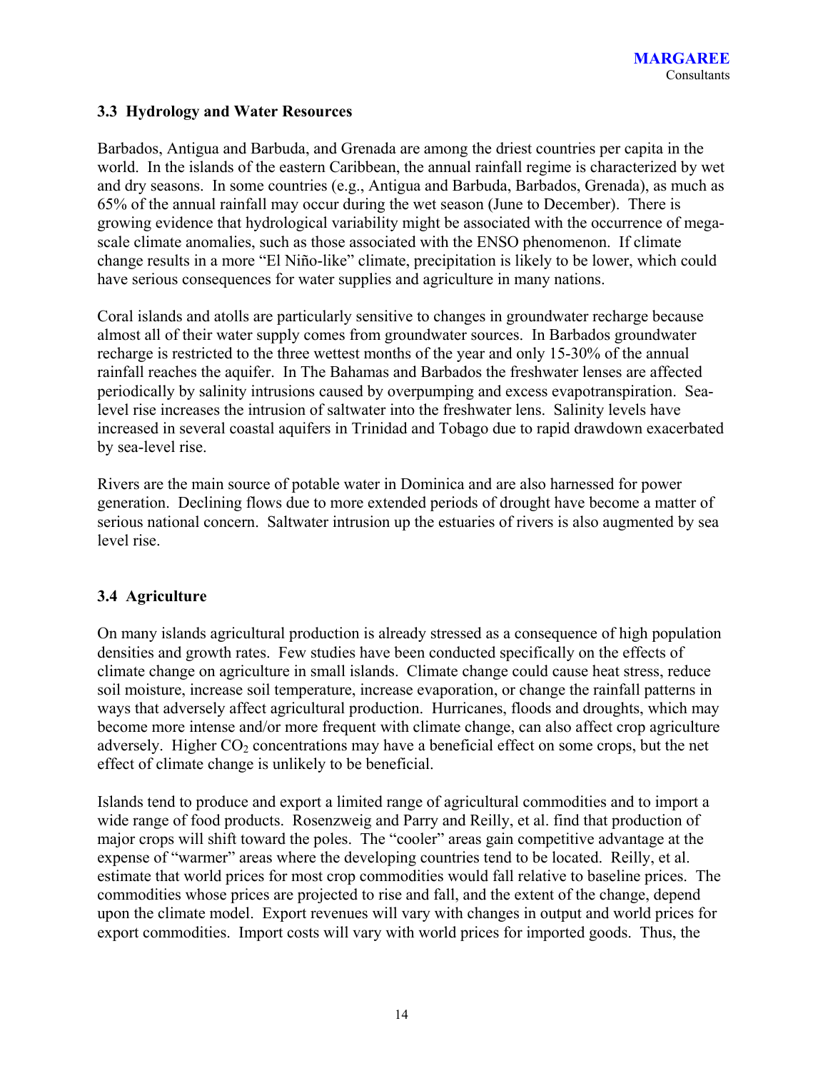### 3.3 Hydrology and Water Resources

Barbados, Antigua and Barbuda, and Grenada are among the driest countries per capita in the world. In the islands of the eastern Caribbean, the annual rainfall regime is characterized by wet and dry seasons. In some countries (e.g., Antigua and Barbuda, Barbados, Grenada), as much as 65% of the annual rainfall may occur during the wet season (June to December). There is growing evidence that hydrological variability might be associated with the occurrence of mega-scale climate anomalies, such as those associated with the ENSO phenomenon. If climate change results in a more "El Niño-like" climate, precipitation is likely to be lower, which could have serious consequences for water supplies and agriculture in many nations.

Coral islands and atolls are particularly sensitive to changes in groundwater recharge because almost all of their water supply comes from groundwater sources. In Barbados groundwater recharge is restricted to the three wettest months of the year and only 15-30% of the annual rainfall reaches the aquifer. In The Bahamas and Barbados the freshwater lenses are affected periodically by salinity intrusions caused by overpumping and excess evapotranspiration. Sea-level rise increases the intrusion of saltwater into the freshwater lens. Salinity levels have increased in several coastal aquifers in Trinidad and Tobago due to rapid drawdown exacerbated by sea-level rise.

Rivers are the main source of potable water in Dominica and are also harnessed for power generation. Declining flows due to more extended periods of drought have become a matter of serious national concern. Saltwater intrusion up the estuaries of rivers is also augmented by sea level rise.

### 3.4 Agriculture

On many islands agricultural production is already stressed as a consequence of high population densities and growth rates. Few studies have been conducted specifically on the effects of climate change on agriculture in small islands. Climate change could cause heat stress, reduce soil moisture, increase soil temperature, increase evaporation, or change the rainfall patterns in ways that adversely affect agricultural production. Hurricanes, floods and droughts, which may become more intense and/or more frequent with climate change, can also affect crop agriculture adversely. Higher $CO_2$ concentrations may have a beneficial effect on some crops, but the net effect of climate change is unlikely to be beneficial.

Islands tend to produce and export a limited range of agricultural commodities and to import a wide range of food products. Rosenzweig and Parry and Reilly, et al. find that production of major crops will shift toward the poles. The "cooler" areas gain competitive advantage at the expense of "warmer" areas where the developing countries tend to be located. Reilly, et al. estimate that world prices for most crop commodities would fall relative to baseline prices. The commodities whose prices are projected to rise and fall, and the extent of the change, depend upon the climate model. Export revenues will vary with changes in output and world prices for export commodities. Import costs will vary with world prices for imported goods. Thus, the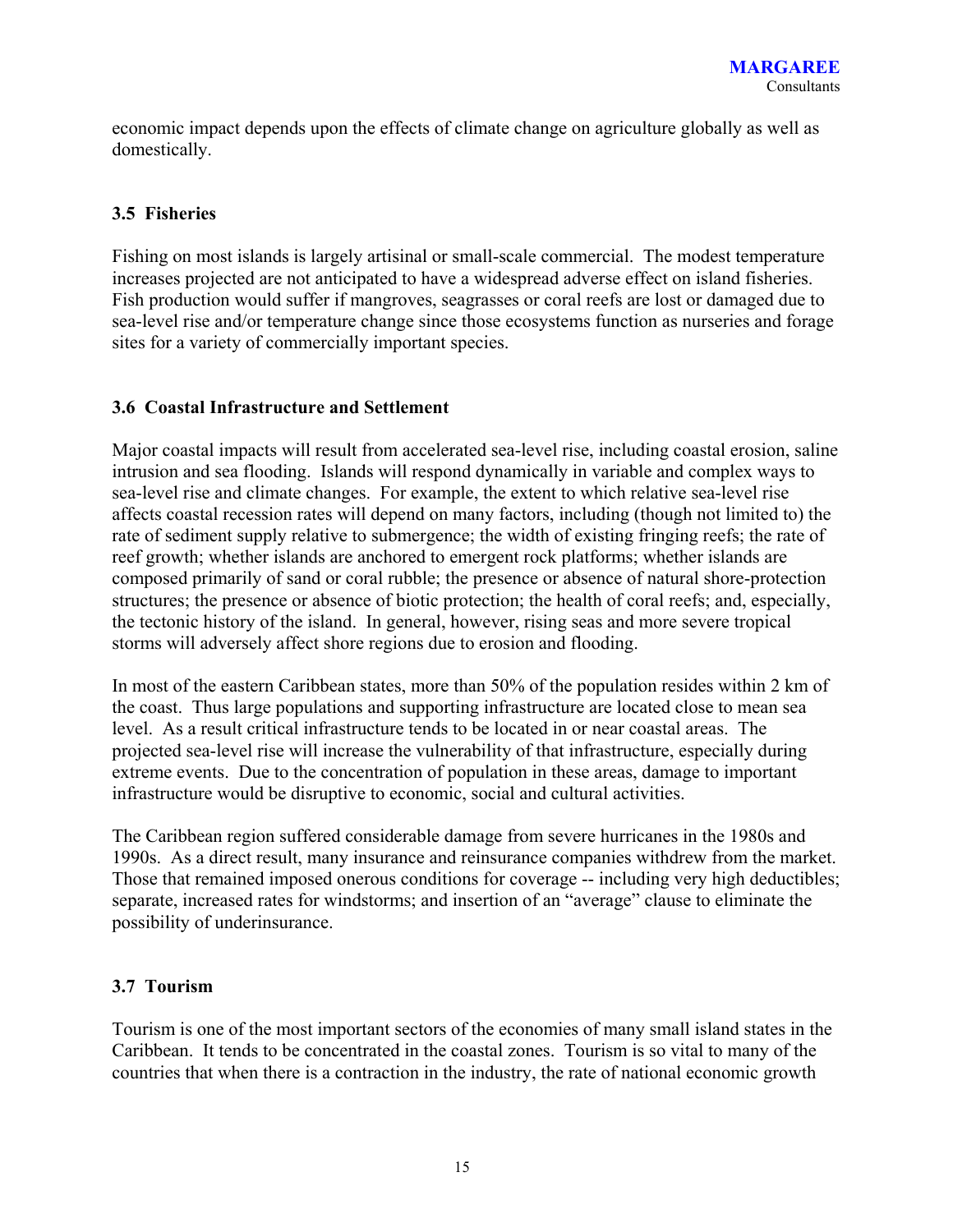economic impact depends upon the effects of climate change on agriculture globally as well as domestically.

### 3.5 Fisheries

Fishing on most islands is largely artisinal or small-scale commercial. The modest temperature increases projected are not anticipated to have a widespread adverse effect on island fisheries. Fish production would suffer if mangroves, seagrasses or coral reefs are lost or damaged due to sea-level rise and/or temperature change since those ecosystems function as nurseries and forage sites for a variety of commercially important species.

### 3.6 Coastal Infrastructure and Settlement

Major coastal impacts will result from accelerated sea-level rise, including coastal erosion, saline intrusion and sea flooding. Islands will respond dynamically in variable and complex ways to sea-level rise and climate changes. For example, the extent to which relative sea-level rise affects coastal recession rates will depend on many factors, including (though not limited to) the rate of sediment supply relative to submergence; the width of existing fringing reefs; the rate of reef growth; whether islands are anchored to emergent rock platforms; whether islands are composed primarily of sand or coral rubble; the presence or absence of natural shore-protection structures; the presence or absence of biotic protection; the health of coral reefs; and, especially, the tectonic history of the island. In general, however, rising seas and more severe tropical storms will adversely affect shore regions due to erosion and flooding.

In most of the eastern Caribbean states, more than 50% of the population resides within 2 km of the coast. Thus large populations and supporting infrastructure are located close to mean sea level. As a result critical infrastructure tends to be located in or near coastal areas. The projected sea-level rise will increase the vulnerability of that infrastructure, especially during extreme events. Due to the concentration of population in these areas, damage to important infrastructure would be disruptive to economic, social and cultural activities.

The Caribbean region suffered considerable damage from severe hurricanes in the 1980s and 1990s. As a direct result, many insurance and reinsurance companies withdrew from the market. Those that remained imposed onerous conditions for coverage -- including very high deductibles; separate, increased rates for windstorms; and insertion of an "average" clause to eliminate the possibility of underinsurance.

### 3.7 Tourism

Tourism is one of the most important sectors of the economies of many small island states in the Caribbean. It tends to be concentrated in the coastal zones. Tourism is so vital to many of the countries that when there is a contraction in the industry, the rate of national economic growth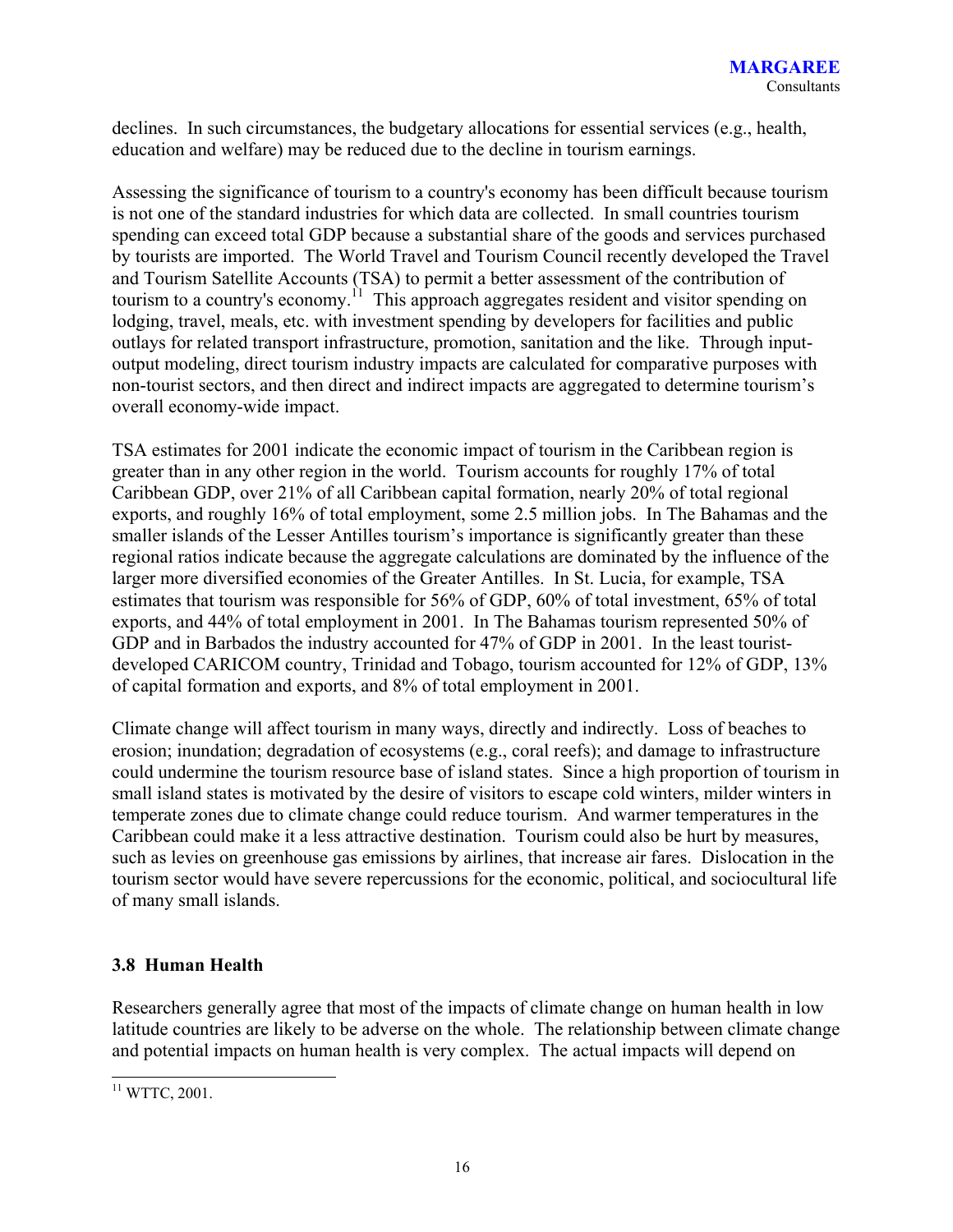declines. In such circumstances, the budgetary allocations for essential services (e.g., health, education and welfare) may be reduced due to the decline in tourism earnings.

Assessing the significance of tourism to a country's economy has been difficult because tourism is not one of the standard industries for which data are collected. In small countries tourism spending can exceed total GDP because a substantial share of the goods and services purchased by tourists are imported. The World Travel and Tourism Council recently developed the Travel and Tourism Satellite Accounts (TSA) to permit a better assessment of the contribution of tourism to a country's economy.[11] This approach aggregates resident and visitor spending on lodging, travel, meals, etc. with investment spending by developers for facilities and public outlays for related transport infrastructure, promotion, sanitation and the like. Through input-output modeling, direct tourism industry impacts are calculated for comparative purposes with non-tourist sectors, and then direct and indirect impacts are aggregated to determine tourism's overall economy-wide impact.

TSA estimates for 2001 indicate the economic impact of tourism in the Caribbean region is greater than in any other region in the world. Tourism accounts for roughly 17% of total Caribbean GDP, over 21% of all Caribbean capital formation, nearly 20% of total regional exports, and roughly 16% of total employment, some 2.5 million jobs. In The Bahamas and the smaller islands of the Lesser Antilles tourism's importance is significantly greater than these regional ratios indicate because the aggregate calculations are dominated by the influence of the larger more diversified economies of the Greater Antilles. In St. Lucia, for example, TSA estimates that tourism was responsible for 56% of GDP, 60% of total investment, 65% of total exports, and 44% of total employment in 2001. In The Bahamas tourism represented 50% of GDP and in Barbados the industry accounted for 47% of GDP in 2001. In the least tourist-developed CARICOM country, Trinidad and Tobago, tourism accounted for 12% of GDP, 13% of capital formation and exports, and 8% of total employment in 2001.

Climate change will affect tourism in many ways, directly and indirectly. Loss of beaches to erosion; inundation; degradation of ecosystems (e.g., coral reefs); and damage to infrastructure could undermine the tourism resource base of island states. Since a high proportion of tourism in small island states is motivated by the desire of visitors to escape cold winters, milder winters in temperate zones due to climate change could reduce tourism. And warmer temperatures in the Caribbean could make it a less attractive destination. Tourism could also be hurt by measures, such as levies on greenhouse gas emissions by airlines, that increase air fares. Dislocation in the tourism sector would have severe repercussions for the economic, political, and sociocultural life of many small islands.

### 3.8 Human Health

Researchers generally agree that most of the impacts of climate change on human health in low latitude countries are likely to be adverse on the whole. The relationship between climate change and potential impacts on human health is very complex. The actual impacts will depend on

[11] WTTC, 2001.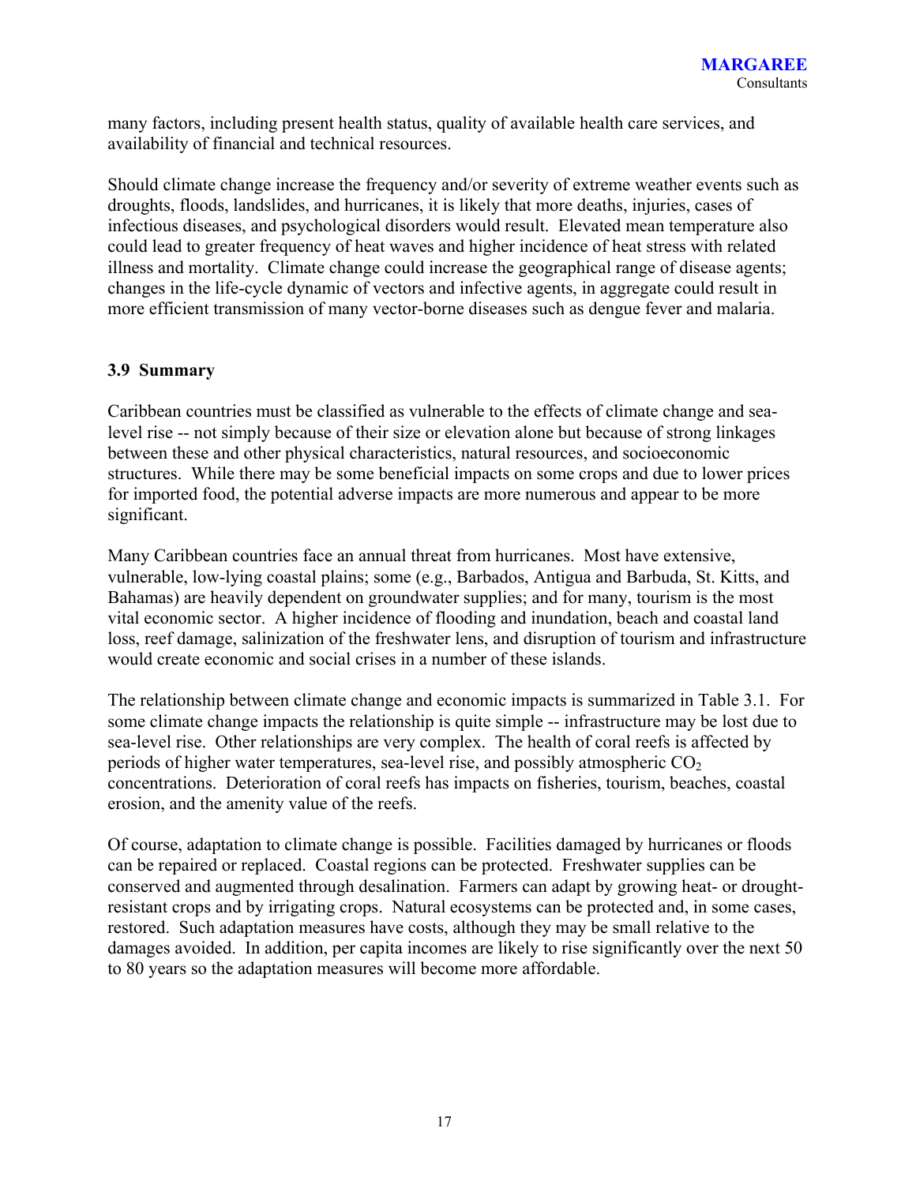many factors, including present health status, quality of available health care services, and availability of financial and technical resources.

Should climate change increase the frequency and/or severity of extreme weather events such as droughts, floods, landslides, and hurricanes, it is likely that more deaths, injuries, cases of infectious diseases, and psychological disorders would result. Elevated mean temperature also could lead to greater frequency of heat waves and higher incidence of heat stress with related illness and mortality. Climate change could increase the geographical range of disease agents; changes in the life-cycle dynamic of vectors and infective agents, in aggregate could result in more efficient transmission of many vector-borne diseases such as dengue fever and malaria.

### 3.9 Summary

Caribbean countries must be classified as vulnerable to the effects of climate change and sea-level rise -- not simply because of their size or elevation alone but because of strong linkages between these and other physical characteristics, natural resources, and socioeconomic structures. While there may be some beneficial impacts on some crops and due to lower prices for imported food, the potential adverse impacts are more numerous and appear to be more significant.

Many Caribbean countries face an annual threat from hurricanes. Most have extensive, vulnerable, low-lying coastal plains; some (e.g., Barbados, Antigua and Barbuda, St. Kitts, and Bahamas) are heavily dependent on groundwater supplies; and for many, tourism is the most vital economic sector. A higher incidence of flooding and inundation, beach and coastal land loss, reef damage, salinization of the freshwater lens, and disruption of tourism and infrastructure would create economic and social crises in a number of these islands.

The relationship between climate change and economic impacts is summarized in Table 3.1. For some climate change impacts the relationship is quite simple -- infrastructure may be lost due to sea-level rise. Other relationships are very complex. The health of coral reefs is affected by periods of higher water temperatures, sea-level rise, and possibly atmospheric $CO_2$ concentrations. Deterioration of coral reefs has impacts on fisheries, tourism, beaches, coastal erosion, and the amenity value of the reefs.

Of course, adaptation to climate change is possible. Facilities damaged by hurricanes or floods can be repaired or replaced. Coastal regions can be protected. Freshwater supplies can be conserved and augmented through desalination. Farmers can adapt by growing heat- or drought-resistant crops and by irrigating crops. Natural ecosystems can be protected and, in some cases, restored. Such adaptation measures have costs, although they may be small relative to the damages avoided. In addition, per capita incomes are likely to rise significantly over the next 50 to 80 years so the adaptation measures will become more affordable.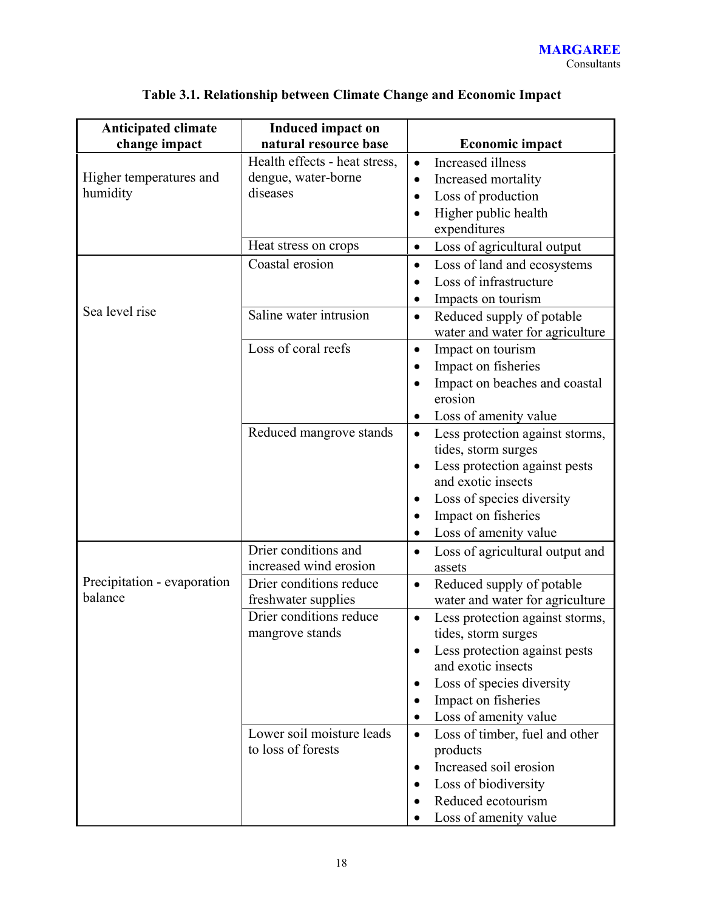**Table 3.1. Relationship between Climate Change and Economic Impact**

| Anticipated climate change impact | Induced impact on natural resource base | Economic impact |
|---|---|---|
| Higher temperatures and humidity | Health effects - heat stress, dengue, water-borne diseases | • Increased illness<br>• Increased mortality<br>• Loss of production<br>• Higher public health expenditures |
| | Heat stress on crops | • Loss of agricultural output |
| Sea level rise | Coastal erosion | • Loss of land and ecosystems<br>• Loss of infrastructure<br>• Impacts on tourism |
| | Saline water intrusion | • Reduced supply of potable water and water for agriculture |
| | Loss of coral reefs | • Impact on tourism<br>• Impact on fisheries<br>• Impact on beaches and coastal erosion<br>• Loss of amenity value |
| | Reduced mangrove stands | • Less protection against storms, tides, storm surges<br>• Less protection against pests and exotic insects<br>• Loss of species diversity<br>• Impact on fisheries<br>• Loss of amenity value |
| Precipitation - evaporation balance | Drier conditions and increased wind erosion | • Loss of agricultural output and assets |
| | Drier conditions reduce freshwater supplies | • Reduced supply of potable water and water for agriculture |
| | Drier conditions reduce mangrove stands | • Less protection against storms, tides, storm surges<br>• Less protection against pests and exotic insects<br>• Loss of species diversity<br>• Impact on fisheries<br>• Loss of amenity value |
| | Lower soil moisture leads to loss of forests | • Loss of timber, fuel and other products<br>• Increased soil erosion<br>• Loss of biodiversity<br>• Reduced ecotourism<br>• Loss of amenity value |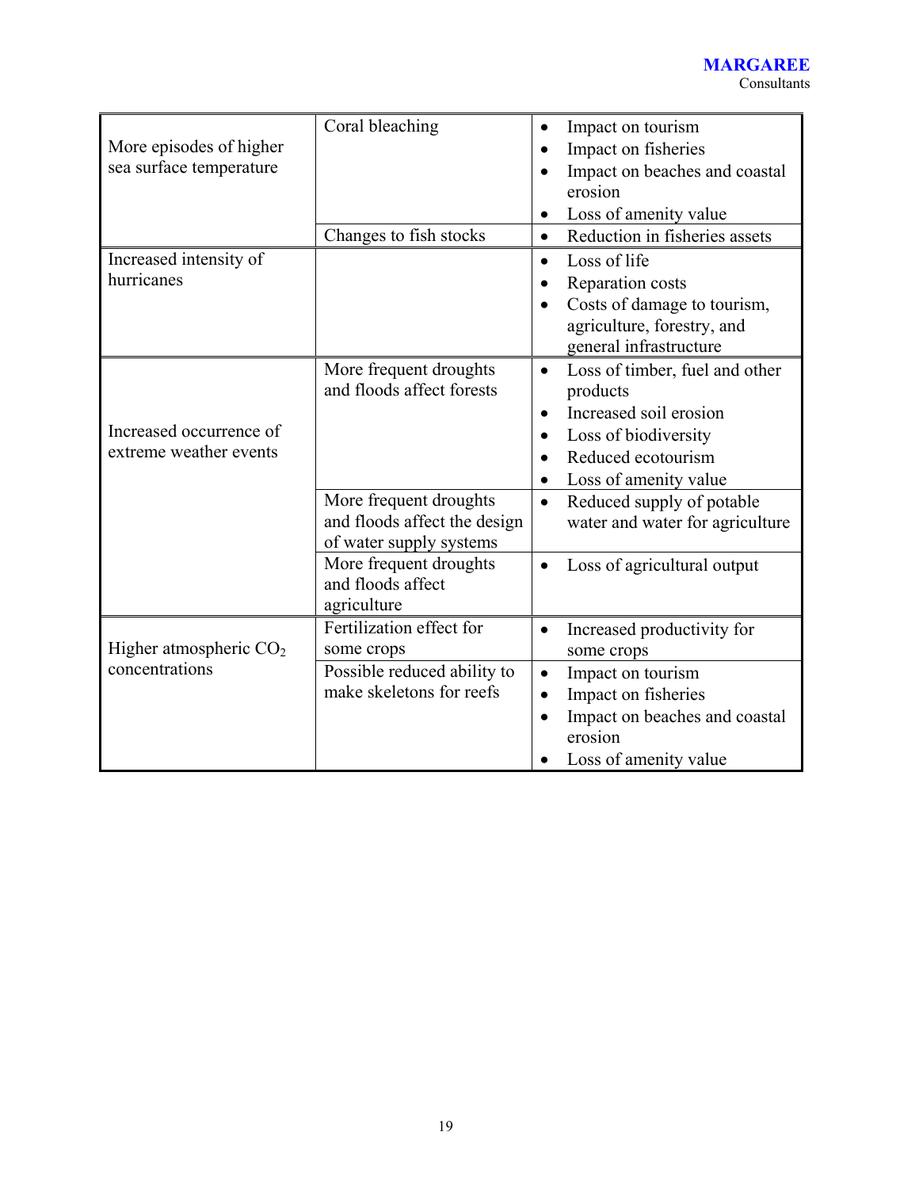| | | |
|---|---|---|
| More episodes of higher sea surface temperature | Coral bleaching | • Impact on tourism<br>• Impact on fisheries<br>• Impact on beaches and coastal erosion<br>• Loss of amenity value |
| | Changes to fish stocks | • Reduction in fisheries assets |
| Increased intensity of hurricanes | | • Loss of life<br>• Reparation costs<br>• Costs of damage to tourism, agriculture, forestry, and general infrastructure |
| Increased occurrence of extreme weather events | More frequent droughts and floods affect forests | • Loss of timber, fuel and other products<br>• Increased soil erosion<br>• Loss of biodiversity<br>• Reduced ecotourism<br>• Loss of amenity value |
| | More frequent droughts and floods affect the design of water supply systems | • Reduced supply of potable water and water for agriculture |
| | More frequent droughts and floods affect agriculture | • Loss of agricultural output |
| Higher atmospheric $CO_2$ concentrations | Fertilization effect for some crops | • Increased productivity for some crops |
| | Possible reduced ability to make skeletons for reefs | • Impact on tourism<br>• Impact on fisheries<br>• Impact on beaches and coastal erosion<br>• Loss of amenity value |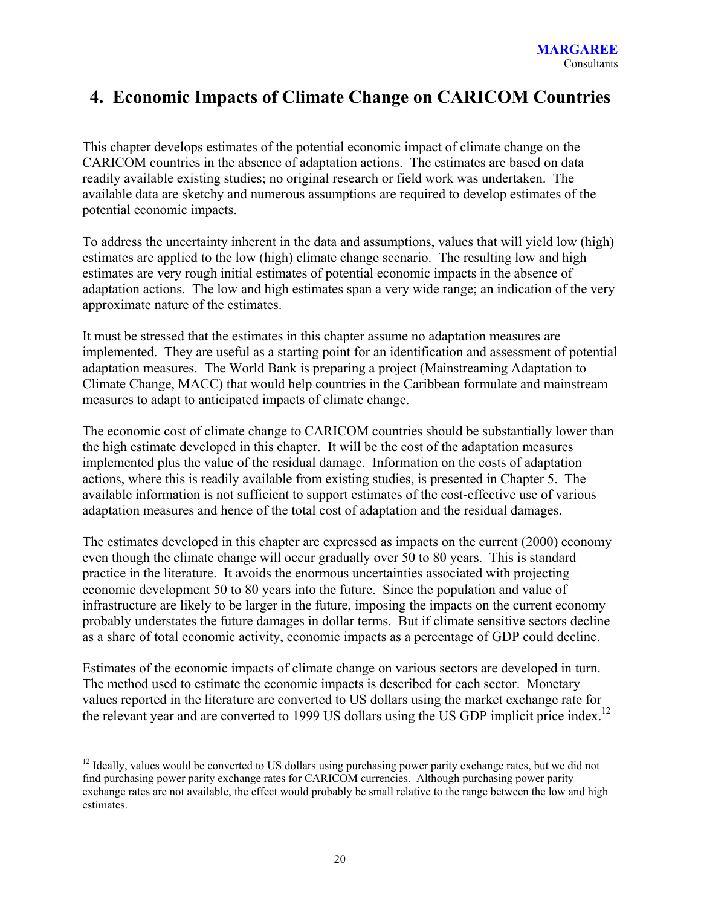# 4. Economic Impacts of Climate Change on CARICOM Countries

This chapter develops estimates of the potential economic impact of climate change on the CARICOM countries in the absence of adaptation actions. The estimates are based on data readily available existing studies; no original research or field work was undertaken. The available data are sketchy and numerous assumptions are required to develop estimates of the potential economic impacts.

To address the uncertainty inherent in the data and assumptions, values that will yield low (high) estimates are applied to the low (high) climate change scenario. The resulting low and high estimates are very rough initial estimates of potential economic impacts in the absence of adaptation actions. The low and high estimates span a very wide range; an indication of the very approximate nature of the estimates.

It must be stressed that the estimates in this chapter assume no adaptation measures are implemented. They are useful as a starting point for an identification and assessment of potential adaptation measures. The World Bank is preparing a project (Mainstreaming Adaptation to Climate Change, MACC) that would help countries in the Caribbean formulate and mainstream measures to adapt to anticipated impacts of climate change.

The economic cost of climate change to CARICOM countries should be substantially lower than the high estimate developed in this chapter. It will be the cost of the adaptation measures implemented plus the value of the residual damage. Information on the costs of adaptation actions, where this is readily available from existing studies, is presented in Chapter 5. The available information is not sufficient to support estimates of the cost-effective use of various adaptation measures and hence of the total cost of adaptation and the residual damages.

The estimates developed in this chapter are expressed as impacts on the current (2000) economy even though the climate change will occur gradually over 50 to 80 years. This is standard practice in the literature. It avoids the enormous uncertainties associated with projecting economic development 50 to 80 years into the future. Since the population and value of infrastructure are likely to be larger in the future, imposing the impacts on the current economy probably understates the future damages in dollar terms. But if climate sensitive sectors decline as a share of total economic activity, economic impacts as a percentage of GDP could decline.

Estimates of the economic impacts of climate change on various sectors are developed in turn. The method used to estimate the economic impacts is described for each sector. Monetary values reported in the literature are converted to US dollars using the market exchange rate for the relevant year and are converted to 1999 US dollars using the US GDP implicit price index.[12]

[12] Ideally, values would be converted to US dollars using purchasing power parity exchange rates, but we did not find purchasing power parity exchange rates for CARICOM currencies. Although purchasing power parity exchange rates are not available, the effect would probably be small relative to the range between the low and high estimates.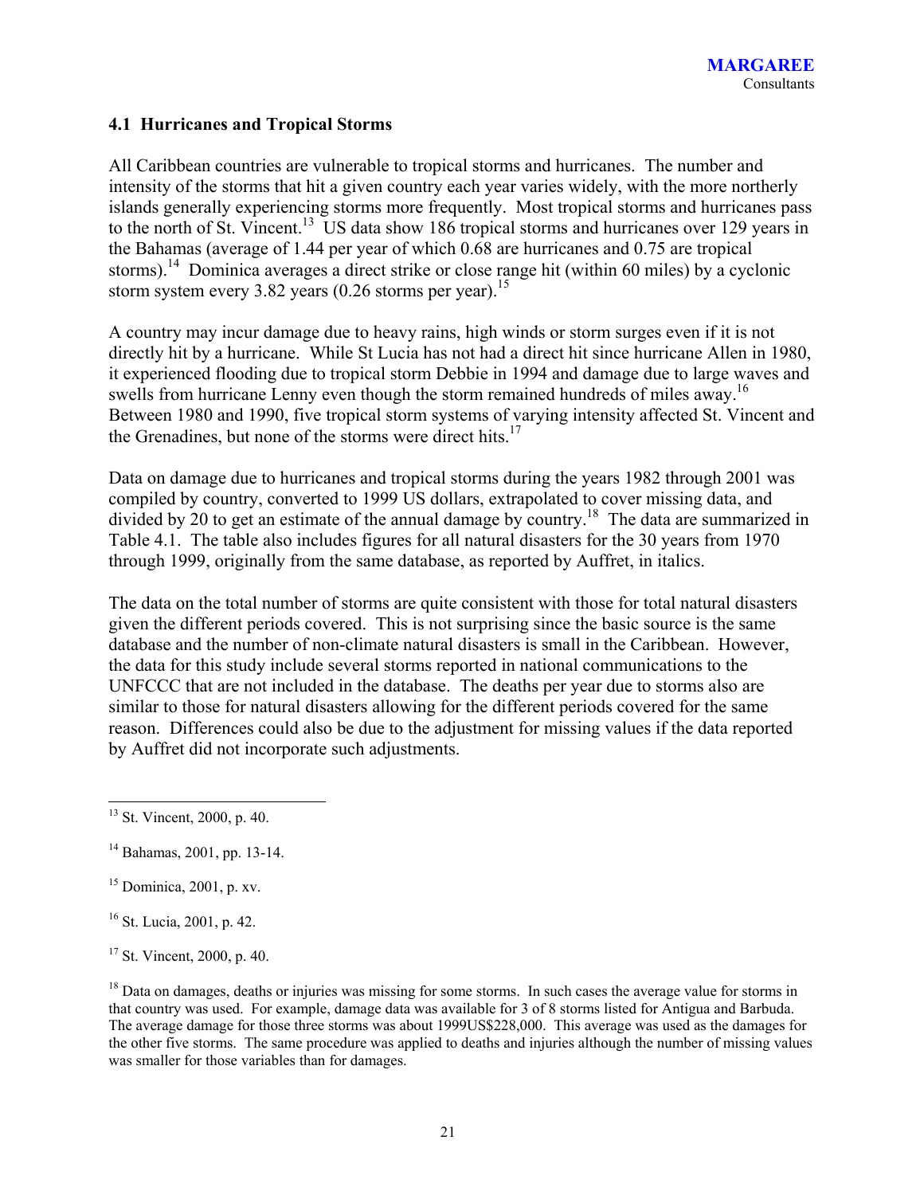### 4.1 Hurricanes and Tropical Storms

All Caribbean countries are vulnerable to tropical storms and hurricanes. The number and intensity of the storms that hit a given country each year varies widely, with the more northerly islands generally experiencing storms more frequently. Most tropical storms and hurricanes pass to the north of St. Vincent.[13] US data show 186 tropical storms and hurricanes over 129 years in the Bahamas (average of 1.44 per year of which 0.68 are hurricanes and 0.75 are tropical storms).[14] Dominica averages a direct strike or close range hit (within 60 miles) by a cyclonic storm system every 3.82 years (0.26 storms per year).[15]

A country may incur damage due to heavy rains, high winds or storm surges even if it is not directly hit by a hurricane. While St Lucia has not had a direct hit since hurricane Allen in 1980, it experienced flooding due to tropical storm Debbie in 1994 and damage due to large waves and swells from hurricane Lenny even though the storm remained hundreds of miles away.[16] Between 1980 and 1990, five tropical storm systems of varying intensity affected St. Vincent and the Grenadines, but none of the storms were direct hits.[17]

Data on damage due to hurricanes and tropical storms during the years 1982 through 2001 was compiled by country, converted to 1999 US dollars, extrapolated to cover missing data, and divided by 20 to get an estimate of the annual damage by country.[18] The data are summarized in Table 4.1. The table also includes figures for all natural disasters for the 30 years from 1970 through 1999, originally from the same database, as reported by Auffret, in italics.

The data on the total number of storms are quite consistent with those for total natural disasters given the different periods covered. This is not surprising since the basic source is the same database and the number of non-climate natural disasters is small in the Caribbean. However, the data for this study include several storms reported in national communications to the UNFCCC that are not included in the database. The deaths per year due to storms also are similar to those for natural disasters allowing for the different periods covered for the same reason. Differences could also be due to the adjustment for missing values if the data reported by Auffret did not incorporate such adjustments.

---

[13] St. Vincent, 2000, p. 40.

[14] Bahamas, 2001, pp. 13-14.

[15] Dominica, 2001, p. xv.

[16] St. Lucia, 2001, p. 42.

[17] St. Vincent, 2000, p. 40.

[18] Data on damages, deaths or injuries was missing for some storms. In such cases the average value for storms in that country was used. For example, damage data was available for 3 of 8 storms listed for Antigua and Barbuda. The average damage for those three storms was about 1999US$228,000. This average was used as the damages for the other five storms. The same procedure was applied to deaths and injuries although the number of missing values was smaller for those variables than for damages.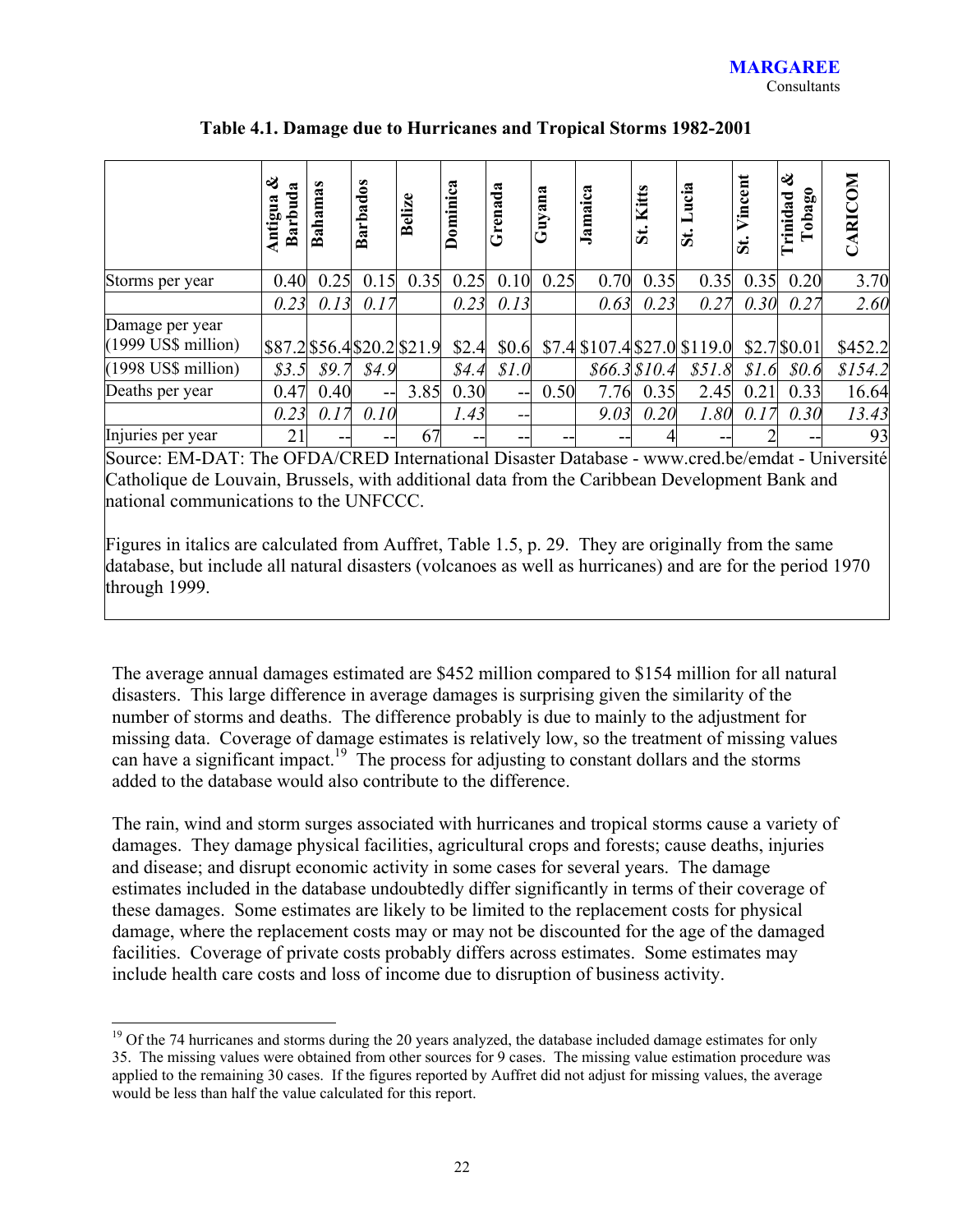**Table 4.1. Damage due to Hurricanes and Tropical Storms 1982-2001**

| | Antigua & Barbuda | Bahamas | Barbados | Belize | Dominica | Grenada | Guyana | Jamaica | St. Kitts | St. Lucia | St. Vincent | Trinidad & Tobago | CARICOM |
|---|---|---|---|---|---|---|---|---|---|---|---|---|---|
| Storms per year | 0.40 | 0.25 | 0.15 | 0.35 | 0.25 | 0.10 | 0.25 | 0.70 | 0.35 | 0.35 | 0.35 | 0.20 | 3.70 |
| | *0.23* | *0.13* | *0.17* | | *0.23* | *0.13* | | *0.63* | *0.23* | *0.27* | *0.30* | *0.27* | *2.60* |
| Damage per year (1999 US$ million) | $87.2 | $56.4 | $20.2 | $21.9 | $2.4 | $0.6 | $7.4 | $107.4 | $27.0 | $119.0 | $2.7 | $0.01 | $452.2 |
| (1998 US$ million) | *$3.5* | *$9.7* | *$4.9* | | *$4.4* | *$1.0* | | *$66.3* | *$10.4* | *$51.8* | *$1.6* | *$0.6* | *$154.2* |
| Deaths per year | 0.47 | 0.40 | -- | 3.85 | 0.30 | -- | 0.50 | 7.76 | 0.35 | 2.45 | 0.21 | 0.33 | 16.64 |
| | *0.23* | *0.17* | *0.10* | | *1.43* | -- | | *9.03* | *0.20* | *1.80* | *0.17* | *0.30* | *13.43* |
| Injuries per year | 21 | -- | -- | 67 | -- | -- | -- | -- | 4 | -- | 2 | -- | 93 |

Source: EM-DAT: The OFDA/CRED International Disaster Database - www.cred.be/emdat - Université Catholique de Louvain, Brussels, with additional data from the Caribbean Development Bank and national communications to the UNFCCC.

Figures in italics are calculated from Auffret, Table 1.5, p. 29. They are originally from the same database, but include all natural disasters (volcanoes as well as hurricanes) and are for the period 1970 through 1999.

The average annual damages estimated are $452 million compared to $154 million for all natural disasters. This large difference in average damages is surprising given the similarity of the number of storms and deaths. The difference probably is due to mainly to the adjustment for missing data. Coverage of damage estimates is relatively low, so the treatment of missing values can have a significant impact.[19] The process for adjusting to constant dollars and the storms added to the database would also contribute to the difference.

The rain, wind and storm surges associated with hurricanes and tropical storms cause a variety of damages. They damage physical facilities, agricultural crops and forests; cause deaths, injuries and disease; and disrupt economic activity in some cases for several years. The damage estimates included in the database undoubtedly differ significantly in terms of their coverage of these damages. Some estimates are likely to be limited to the replacement costs for physical damage, where the replacement costs may or may not be discounted for the age of the damaged facilities. Coverage of private costs probably differs across estimates. Some estimates may include health care costs and loss of income due to disruption of business activity.

[19] Of the 74 hurricanes and storms during the 20 years analyzed, the database included damage estimates for only 35. The missing values were obtained from other sources for 9 cases. The missing value estimation procedure was applied to the remaining 30 cases. If the figures reported by Auffret did not adjust for missing values, the average would be less than half the value calculated for this report.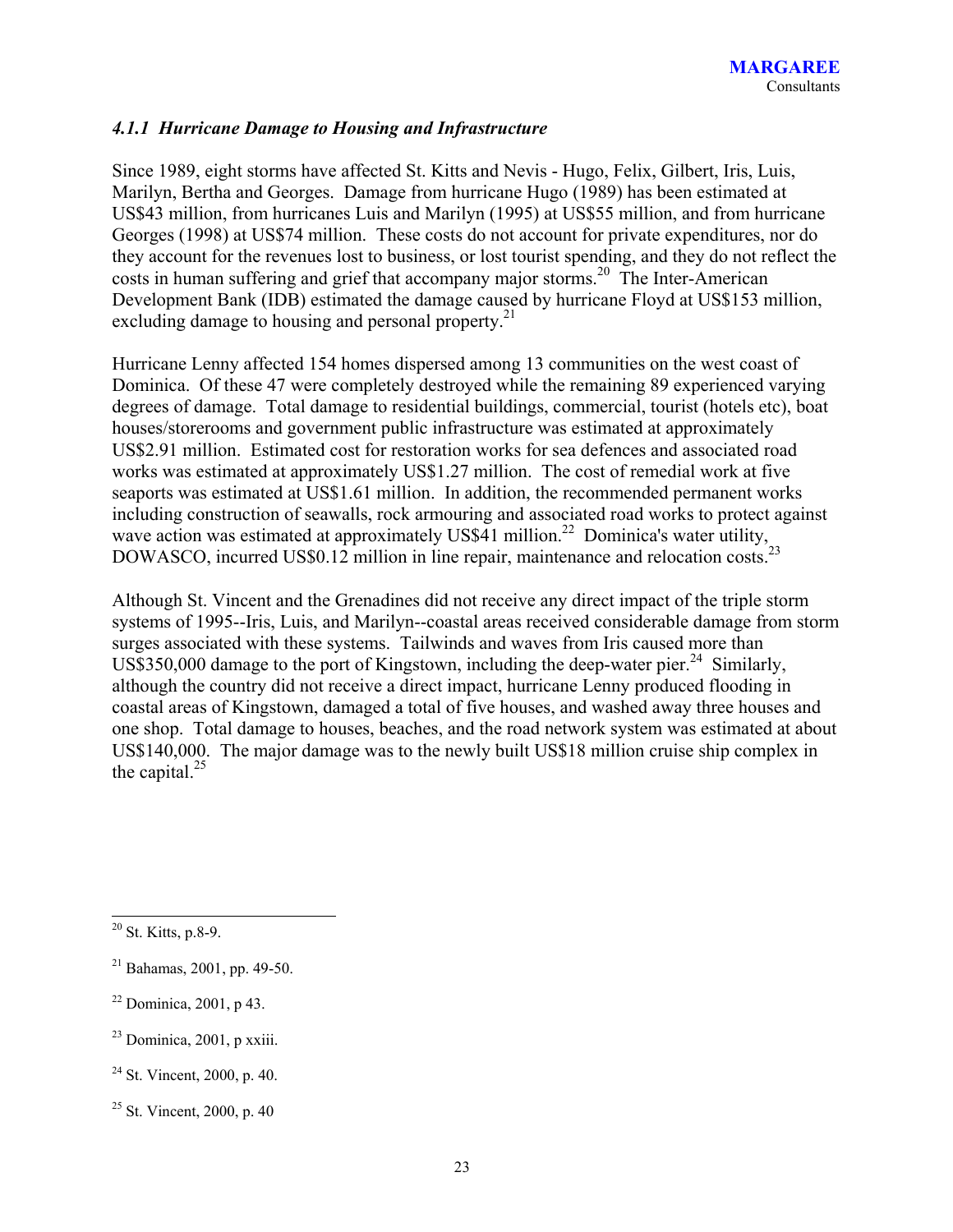### *4.1.1 Hurricane Damage to Housing and Infrastructure*

Since 1989, eight storms have affected St. Kitts and Nevis - Hugo, Felix, Gilbert, Iris, Luis, Marilyn, Bertha and Georges. Damage from hurricane Hugo (1989) has been estimated at US$43 million, from hurricanes Luis and Marilyn (1995) at US$55 million, and from hurricane Georges (1998) at US$74 million. These costs do not account for private expenditures, nor do they account for the revenues lost to business, or lost tourist spending, and they do not reflect the costs in human suffering and grief that accompany major storms.[20] The Inter-American Development Bank (IDB) estimated the damage caused by hurricane Floyd at US$153 million, excluding damage to housing and personal property.[21]

Hurricane Lenny affected 154 homes dispersed among 13 communities on the west coast of Dominica. Of these 47 were completely destroyed while the remaining 89 experienced varying degrees of damage. Total damage to residential buildings, commercial, tourist (hotels etc), boat houses/storerooms and government public infrastructure was estimated at approximately US$2.91 million. Estimated cost for restoration works for sea defences and associated road works was estimated at approximately US$1.27 million. The cost of remedial work at five seaports was estimated at US$1.61 million. In addition, the recommended permanent works including construction of seawalls, rock armouring and associated road works to protect against wave action was estimated at approximately US$41 million.[22] Dominica's water utility, DOWASCO, incurred US$0.12 million in line repair, maintenance and relocation costs.[23]

Although St. Vincent and the Grenadines did not receive any direct impact of the triple storm systems of 1995--Iris, Luis, and Marilyn--coastal areas received considerable damage from storm surges associated with these systems. Tailwinds and waves from Iris caused more than US$350,000 damage to the port of Kingstown, including the deep-water pier.[24] Similarly, although the country did not receive a direct impact, hurricane Lenny produced flooding in coastal areas of Kingstown, damaged a total of five houses, and washed away three houses and one shop. Total damage to houses, beaches, and the road network system was estimated at about US$140,000. The major damage was to the newly built US$18 million cruise ship complex in the capital.[25]

---

[20] St. Kitts, p.8-9.

[21] Bahamas, 2001, pp. 49-50.

[22] Dominica, 2001, p 43.

[23] Dominica, 2001, p xxiii.

[24] St. Vincent, 2000, p. 40.

[25] St. Vincent, 2000, p. 40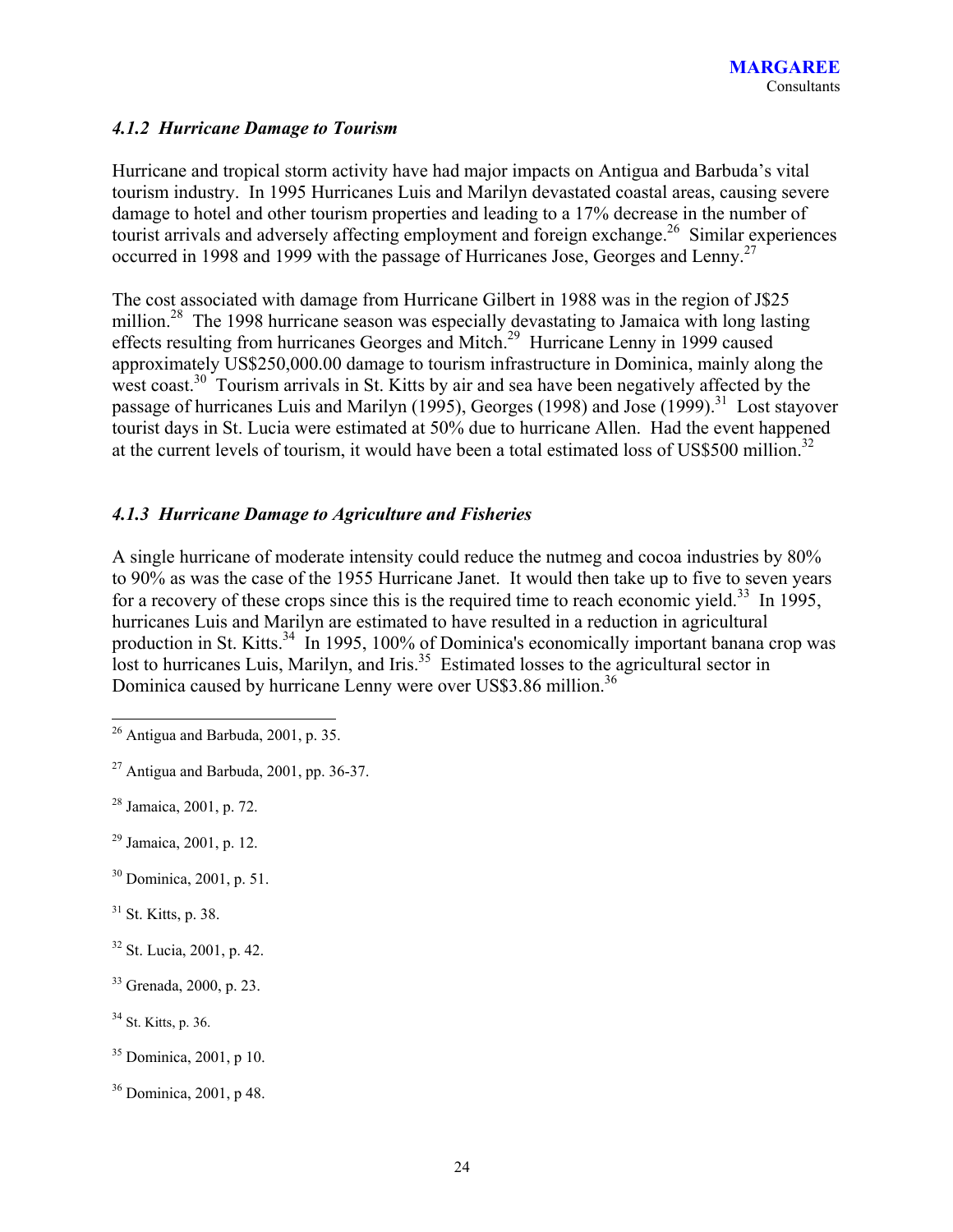### *4.1.2 Hurricane Damage to Tourism*

Hurricane and tropical storm activity have had major impacts on Antigua and Barbuda's vital tourism industry. In 1995 Hurricanes Luis and Marilyn devastated coastal areas, causing severe damage to hotel and other tourism properties and leading to a 17% decrease in the number of tourist arrivals and adversely affecting employment and foreign exchange.[26] Similar experiences occurred in 1998 and 1999 with the passage of Hurricanes Jose, Georges and Lenny.[27]

The cost associated with damage from Hurricane Gilbert in 1988 was in the region of J$25 million.[28] The 1998 hurricane season was especially devastating to Jamaica with long lasting effects resulting from hurricanes Georges and Mitch.[29] Hurricane Lenny in 1999 caused approximately US$250,000.00 damage to tourism infrastructure in Dominica, mainly along the west coast.[30] Tourism arrivals in St. Kitts by air and sea have been negatively affected by the passage of hurricanes Luis and Marilyn (1995), Georges (1998) and Jose (1999).[31] Lost stayover tourist days in St. Lucia were estimated at 50% due to hurricane Allen. Had the event happened at the current levels of tourism, it would have been a total estimated loss of US$500 million.[32]

### *4.1.3 Hurricane Damage to Agriculture and Fisheries*

A single hurricane of moderate intensity could reduce the nutmeg and cocoa industries by 80% to 90% as was the case of the 1955 Hurricane Janet. It would then take up to five to seven years for a recovery of these crops since this is the required time to reach economic yield.[33] In 1995, hurricanes Luis and Marilyn are estimated to have resulted in a reduction in agricultural production in St. Kitts.[34] In 1995, 100% of Dominica's economically important banana crop was lost to hurricanes Luis, Marilyn, and Iris.[35] Estimated losses to the agricultural sector in Dominica caused by hurricane Lenny were over US$3.86 million.[36]

---

[26] Antigua and Barbuda, 2001, p. 35.

[27] Antigua and Barbuda, 2001, pp. 36-37.

[28] Jamaica, 2001, p. 72.

[29] Jamaica, 2001, p. 12.

[30] Dominica, 2001, p. 51.

[31] St. Kitts, p. 38.

[32] St. Lucia, 2001, p. 42.

[33] Grenada, 2000, p. 23.

[34] St. Kitts, p. 36.

[35] Dominica, 2001, p 10.

[36] Dominica, 2001, p 48.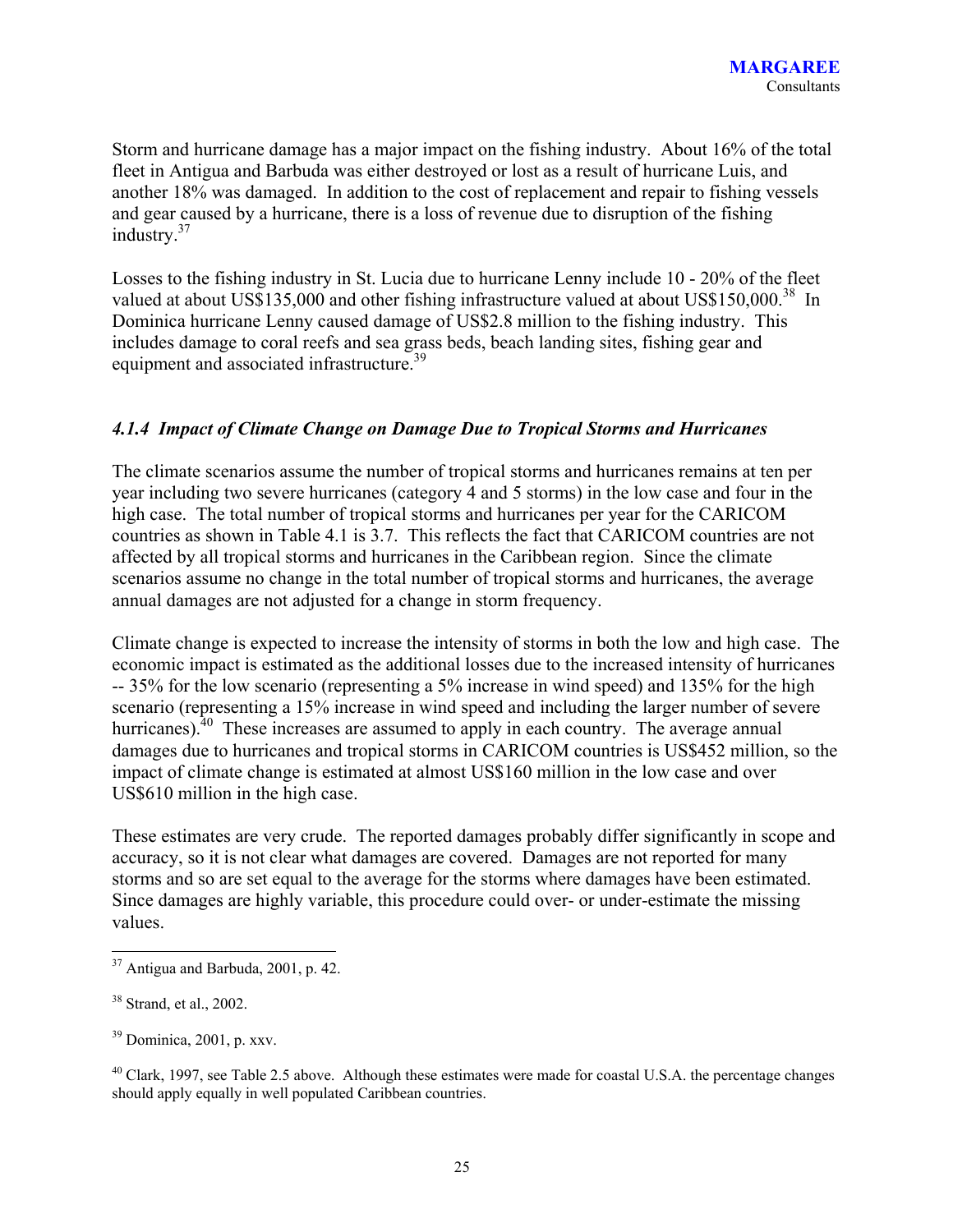Storm and hurricane damage has a major impact on the fishing industry. About 16% of the total fleet in Antigua and Barbuda was either destroyed or lost as a result of hurricane Luis, and another 18% was damaged. In addition to the cost of replacement and repair to fishing vessels and gear caused by a hurricane, there is a loss of revenue due to disruption of the fishing industry.[37]

Losses to the fishing industry in St. Lucia due to hurricane Lenny include 10 - 20% of the fleet valued at about US$135,000 and other fishing infrastructure valued at about US$150,000.[38] In Dominica hurricane Lenny caused damage of US$2.8 million to the fishing industry. This includes damage to coral reefs and sea grass beds, beach landing sites, fishing gear and equipment and associated infrastructure.[39]

### *4.1.4 Impact of Climate Change on Damage Due to Tropical Storms and Hurricanes*

The climate scenarios assume the number of tropical storms and hurricanes remains at ten per year including two severe hurricanes (category 4 and 5 storms) in the low case and four in the high case. The total number of tropical storms and hurricanes per year for the CARICOM countries as shown in Table 4.1 is 3.7. This reflects the fact that CARICOM countries are not affected by all tropical storms and hurricanes in the Caribbean region. Since the climate scenarios assume no change in the total number of tropical storms and hurricanes, the average annual damages are not adjusted for a change in storm frequency.

Climate change is expected to increase the intensity of storms in both the low and high case. The economic impact is estimated as the additional losses due to the increased intensity of hurricanes -- 35% for the low scenario (representing a 5% increase in wind speed) and 135% for the high scenario (representing a 15% increase in wind speed and including the larger number of severe hurricanes).[40] These increases are assumed to apply in each country. The average annual damages due to hurricanes and tropical storms in CARICOM countries is US$452 million, so the impact of climate change is estimated at almost US$160 million in the low case and over US$610 million in the high case.

These estimates are very crude. The reported damages probably differ significantly in scope and accuracy, so it is not clear what damages are covered. Damages are not reported for many storms and so are set equal to the average for the storms where damages have been estimated. Since damages are highly variable, this procedure could over- or under-estimate the missing values.

---

[37] Antigua and Barbuda, 2001, p. 42.

[38] Strand, et al., 2002.

[39] Dominica, 2001, p. xxv.

[40] Clark, 1997, see Table 2.5 above. Although these estimates were made for coastal U.S.A. the percentage changes should apply equally in well populated Caribbean countries.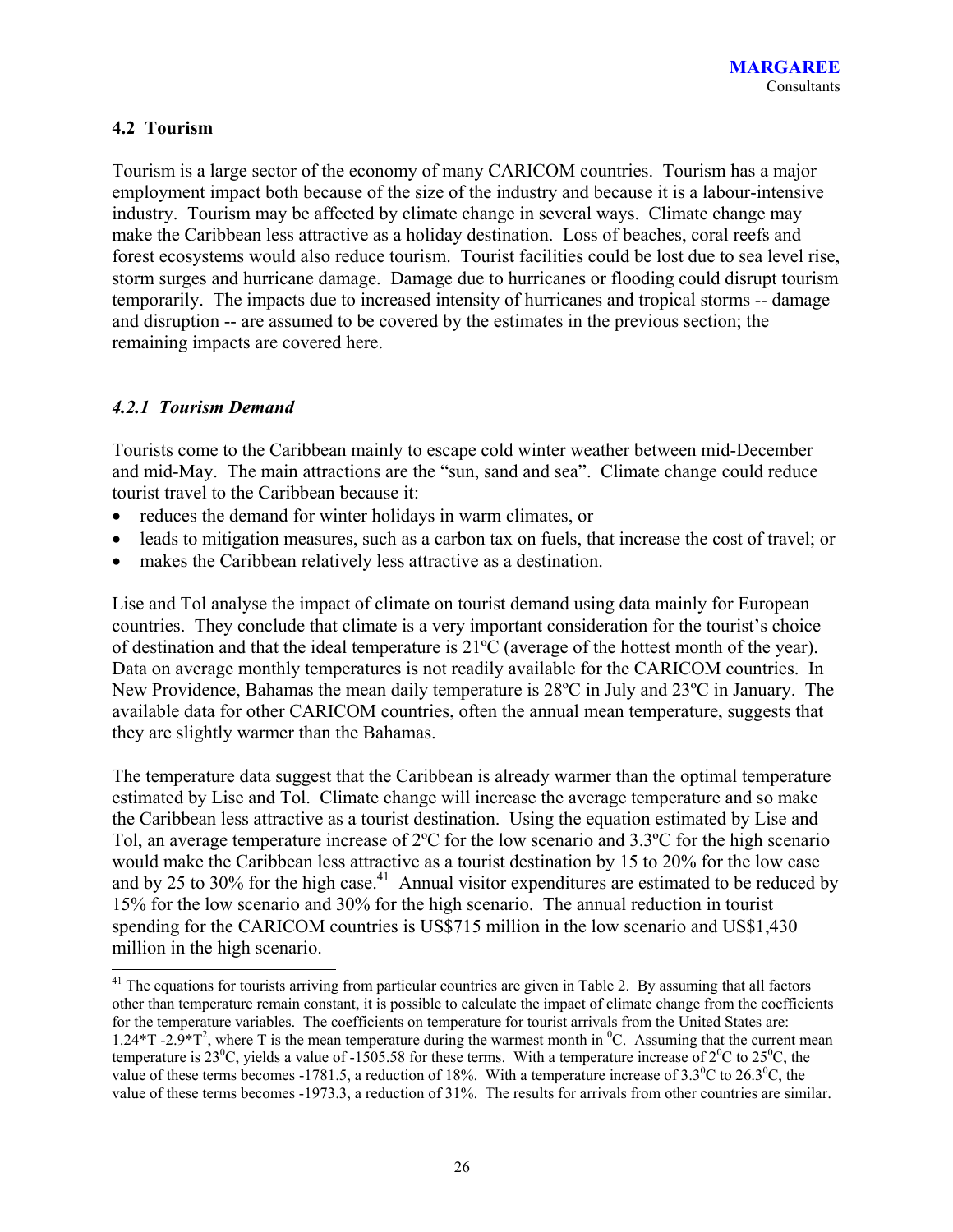### 4.2 Tourism

Tourism is a large sector of the economy of many CARICOM countries. Tourism has a major employment impact both because of the size of the industry and because it is a labour-intensive industry. Tourism may be affected by climate change in several ways. Climate change may make the Caribbean less attractive as a holiday destination. Loss of beaches, coral reefs and forest ecosystems would also reduce tourism. Tourist facilities could be lost due to sea level rise, storm surges and hurricane damage. Damage due to hurricanes or flooding could disrupt tourism temporarily. The impacts due to increased intensity of hurricanes and tropical storms -- damage and disruption -- are assumed to be covered by the estimates in the previous section; the remaining impacts are covered here.

#### *4.2.1 Tourism Demand*

Tourists come to the Caribbean mainly to escape cold winter weather between mid-December and mid-May. The main attractions are the "sun, sand and sea". Climate change could reduce tourist travel to the Caribbean because it:

- reduces the demand for winter holidays in warm climates, or
- leads to mitigation measures, such as a carbon tax on fuels, that increase the cost of travel; or
- makes the Caribbean relatively less attractive as a destination.

Lise and Tol analyse the impact of climate on tourist demand using data mainly for European countries. They conclude that climate is a very important consideration for the tourist's choice of destination and that the ideal temperature is 21ºC (average of the hottest month of the year). Data on average monthly temperatures is not readily available for the CARICOM countries. In New Providence, Bahamas the mean daily temperature is 28ºC in July and 23ºC in January. The available data for other CARICOM countries, often the annual mean temperature, suggests that they are slightly warmer than the Bahamas.

The temperature data suggest that the Caribbean is already warmer than the optimal temperature estimated by Lise and Tol. Climate change will increase the average temperature and so make the Caribbean less attractive as a tourist destination. Using the equation estimated by Lise and Tol, an average temperature increase of 2ºC for the low scenario and 3.3ºC for the high scenario would make the Caribbean less attractive as a tourist destination by 15 to 20% for the low case and by 25 to 30% for the high case.[41] Annual visitor expenditures are estimated to be reduced by 15% for the low scenario and 30% for the high scenario. The annual reduction in tourist spending for the CARICOM countries is US$715 million in the low scenario and US$1,430 million in the high scenario.

---

[41] The equations for tourists arriving from particular countries are given in Table 2. By assuming that all factors other than temperature remain constant, it is possible to calculate the impact of climate change from the coefficients for the temperature variables. The coefficients on temperature for tourist arrivals from the United States are: $1.24*T - 2.9*T^2$, where T is the mean temperature during the warmest month in $^0$C. Assuming that the current mean temperature is $23^0$C, yields a value of -1505.58 for these terms. With a temperature increase of $2^0$C to $25^0$C, the value of these terms becomes -1781.5, a reduction of 18%. With a temperature increase of $3.3^0$C to $26.3^0$C, the value of these terms becomes -1973.3, a reduction of 31%. The results for arrivals from other countries are similar.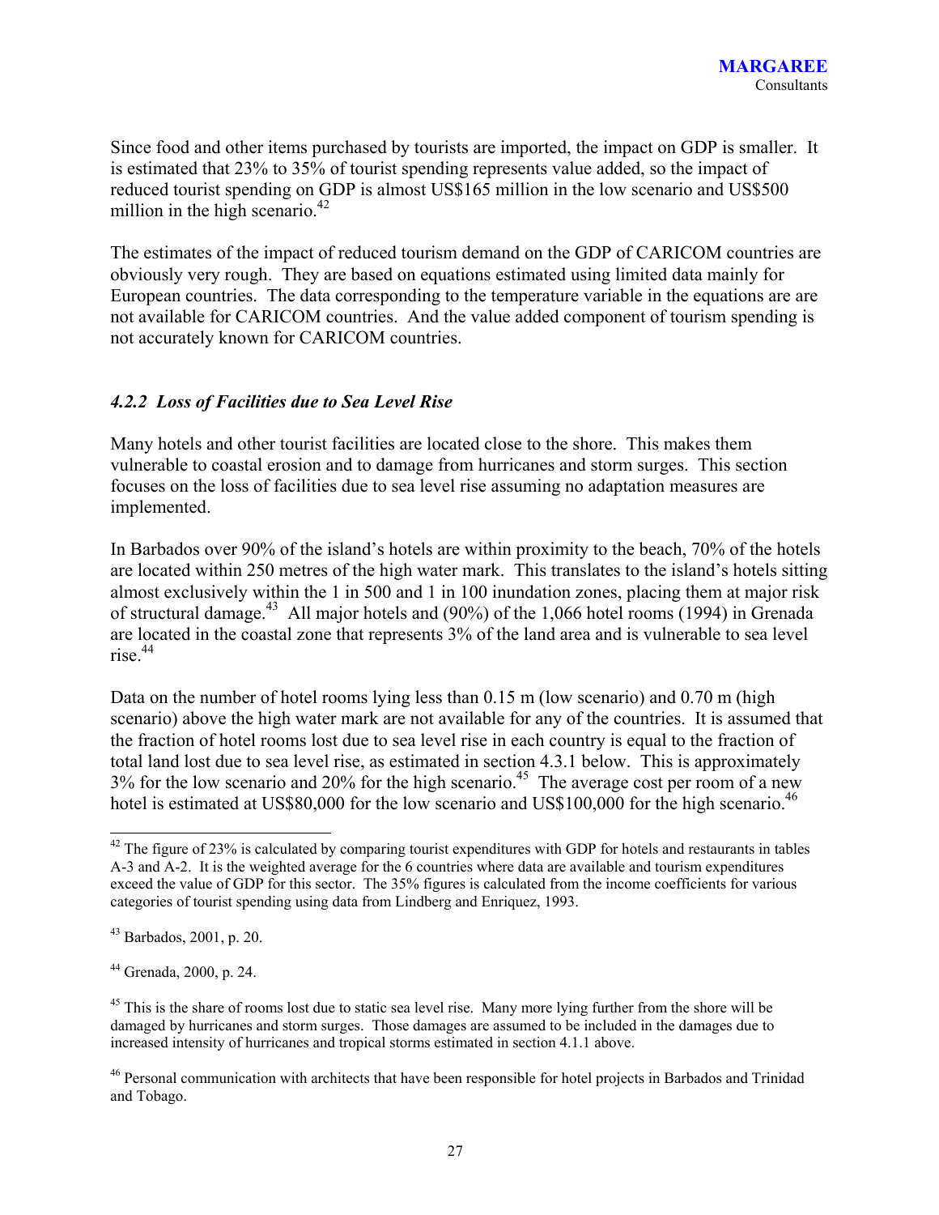Since food and other items purchased by tourists are imported, the impact on GDP is smaller. It is estimated that 23% to 35% of tourist spending represents value added, so the impact of reduced tourist spending on GDP is almost US$165 million in the low scenario and US$500 million in the high scenario.[42]

The estimates of the impact of reduced tourism demand on the GDP of CARICOM countries are obviously very rough. They are based on equations estimated using limited data mainly for European countries. The data corresponding to the temperature variable in the equations are are not available for CARICOM countries. And the value added component of tourism spending is not accurately known for CARICOM countries.

### *4.2.2 Loss of Facilities due to Sea Level Rise*

Many hotels and other tourist facilities are located close to the shore. This makes them vulnerable to coastal erosion and to damage from hurricanes and storm surges. This section focuses on the loss of facilities due to sea level rise assuming no adaptation measures are implemented.

In Barbados over 90% of the island's hotels are within proximity to the beach, 70% of the hotels are located within 250 metres of the high water mark. This translates to the island's hotels sitting almost exclusively within the 1 in 500 and 1 in 100 inundation zones, placing them at major risk of structural damage.[43] All major hotels and (90%) of the 1,066 hotel rooms (1994) in Grenada are located in the coastal zone that represents 3% of the land area and is vulnerable to sea level rise.[44]

Data on the number of hotel rooms lying less than 0.15 m (low scenario) and 0.70 m (high scenario) above the high water mark are not available for any of the countries. It is assumed that the fraction of hotel rooms lost due to sea level rise in each country is equal to the fraction of total land lost due to sea level rise, as estimated in section 4.3.1 below. This is approximately 3% for the low scenario and 20% for the high scenario.[45] The average cost per room of a new hotel is estimated at US$80,000 for the low scenario and US$100,000 for the high scenario.[46]

---

[42] The figure of 23% is calculated by comparing tourist expenditures with GDP for hotels and restaurants in tables A-3 and A-2. It is the weighted average for the 6 countries where data are available and tourism expenditures exceed the value of GDP for this sector. The 35% figures is calculated from the income coefficients for various categories of tourist spending using data from Lindberg and Enriquez, 1993.

[43] Barbados, 2001, p. 20.

[44] Grenada, 2000, p. 24.

[45] This is the share of rooms lost due to static sea level rise. Many more lying further from the shore will be damaged by hurricanes and storm surges. Those damages are assumed to be included in the damages due to increased intensity of hurricanes and tropical storms estimated in section 4.1.1 above.

[46] Personal communication with architects that have been responsible for hotel projects in Barbados and Trinidad and Tobago.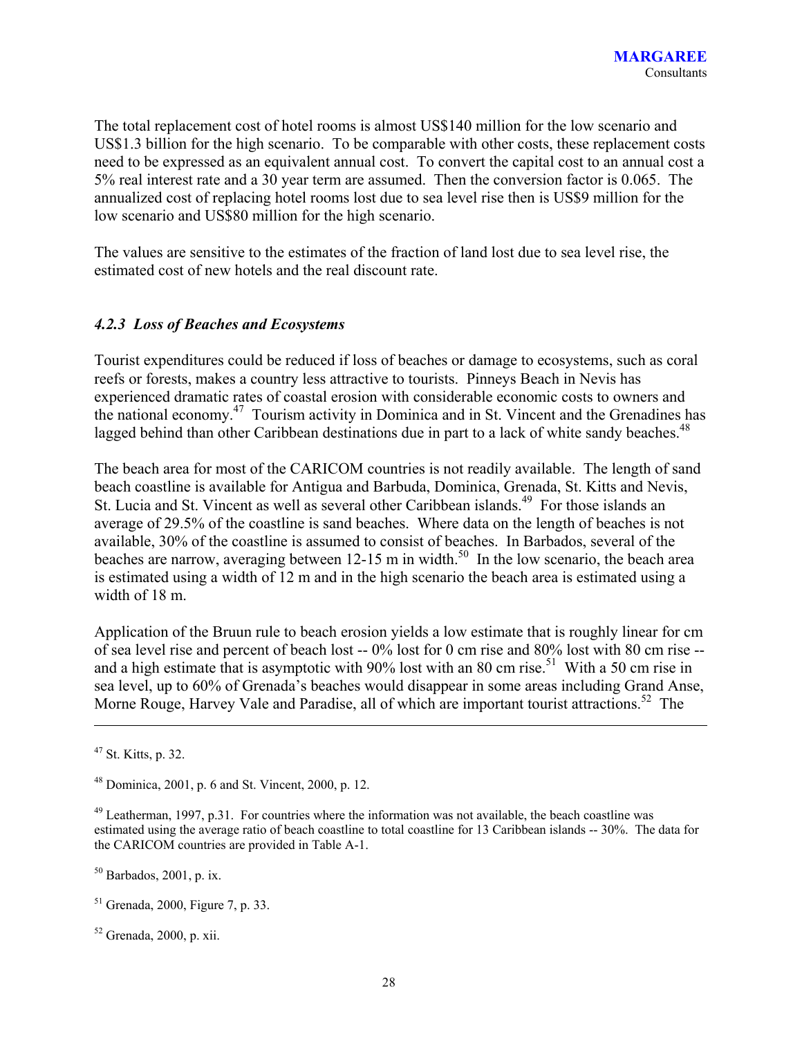The total replacement cost of hotel rooms is almost US$140 million for the low scenario and US$1.3 billion for the high scenario. To be comparable with other costs, these replacement costs need to be expressed as an equivalent annual cost. To convert the capital cost to an annual cost a 5% real interest rate and a 30 year term are assumed. Then the conversion factor is 0.065. The annualized cost of replacing hotel rooms lost due to sea level rise then is US$9 million for the low scenario and US$80 million for the high scenario.

The values are sensitive to the estimates of the fraction of land lost due to sea level rise, the estimated cost of new hotels and the real discount rate.

### *4.2.3 Loss of Beaches and Ecosystems*

Tourist expenditures could be reduced if loss of beaches or damage to ecosystems, such as coral reefs or forests, makes a country less attractive to tourists. Pinneys Beach in Nevis has experienced dramatic rates of coastal erosion with considerable economic costs to owners and the national economy.[47] Tourism activity in Dominica and in St. Vincent and the Grenadines has lagged behind than other Caribbean destinations due in part to a lack of white sandy beaches.[48]

The beach area for most of the CARICOM countries is not readily available. The length of sand beach coastline is available for Antigua and Barbuda, Dominica, Grenada, St. Kitts and Nevis, St. Lucia and St. Vincent as well as several other Caribbean islands.[49] For those islands an average of 29.5% of the coastline is sand beaches. Where data on the length of beaches is not available, 30% of the coastline is assumed to consist of beaches. In Barbados, several of the beaches are narrow, averaging between 12-15 m in width.[50] In the low scenario, the beach area is estimated using a width of 12 m and in the high scenario the beach area is estimated using a width of 18 m.

Application of the Bruun rule to beach erosion yields a low estimate that is roughly linear for cm of sea level rise and percent of beach lost -- 0% lost for 0 cm rise and 80% lost with 80 cm rise -- and a high estimate that is asymptotic with 90% lost with an 80 cm rise.[51] With a 50 cm rise in sea level, up to 60% of Grenada's beaches would disappear in some areas including Grand Anse, Morne Rouge, Harvey Vale and Paradise, all of which are important tourist attractions.[52] The

---

[47] St. Kitts, p. 32.

[48] Dominica, 2001, p. 6 and St. Vincent, 2000, p. 12.

[49] Leatherman, 1997, p.31. For countries where the information was not available, the beach coastline was estimated using the average ratio of beach coastline to total coastline for 13 Caribbean islands -- 30%. The data for the CARICOM countries are provided in Table A-1.

[50] Barbados, 2001, p. ix.

[51] Grenada, 2000, Figure 7, p. 33.

[52] Grenada, 2000, p. xii.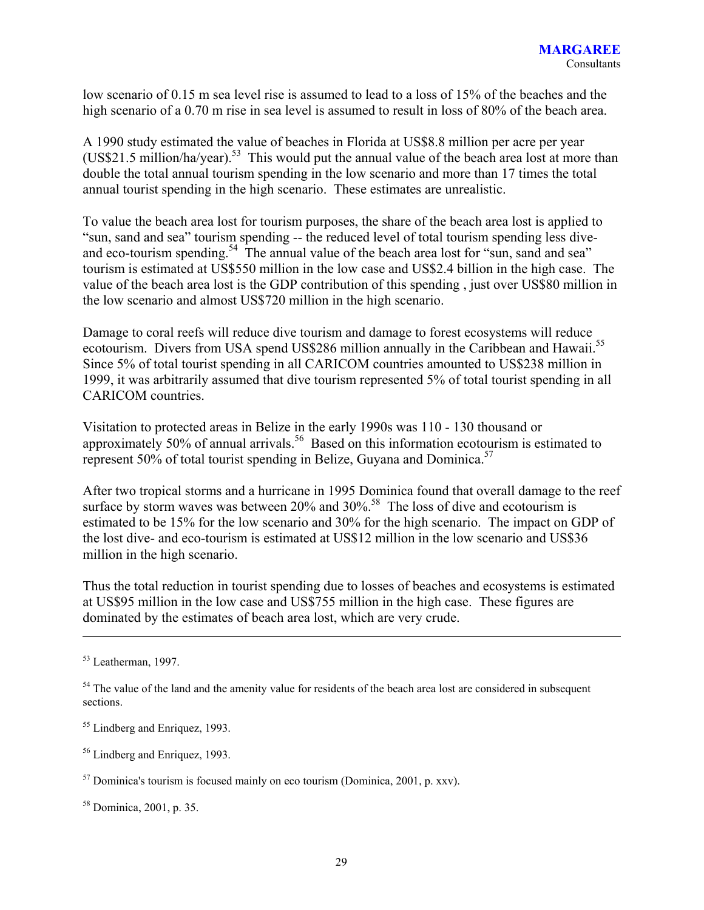low scenario of 0.15 m sea level rise is assumed to lead to a loss of 15% of the beaches and the high scenario of a 0.70 m rise in sea level is assumed to result in loss of 80% of the beach area.

A 1990 study estimated the value of beaches in Florida at US$8.8 million per acre per year (US$21.5 million/ha/year).[53] This would put the annual value of the beach area lost at more than double the total annual tourism spending in the low scenario and more than 17 times the total annual tourist spending in the high scenario. These estimates are unrealistic.

To value the beach area lost for tourism purposes, the share of the beach area lost is applied to "sun, sand and sea" tourism spending -- the reduced level of total tourism spending less dive- and eco-tourism spending.[54] The annual value of the beach area lost for "sun, sand and sea" tourism is estimated at US$550 million in the low case and US$2.4 billion in the high case. The value of the beach area lost is the GDP contribution of this spending , just over US$80 million in the low scenario and almost US$720 million in the high scenario.

Damage to coral reefs will reduce dive tourism and damage to forest ecosystems will reduce ecotourism. Divers from USA spend US$286 million annually in the Caribbean and Hawaii.[55] Since 5% of total tourist spending in all CARICOM countries amounted to US$238 million in 1999, it was arbitrarily assumed that dive tourism represented 5% of total tourist spending in all CARICOM countries.

Visitation to protected areas in Belize in the early 1990s was 110 - 130 thousand or approximately 50% of annual arrivals.[56] Based on this information ecotourism is estimated to represent 50% of total tourist spending in Belize, Guyana and Dominica.[57]

After two tropical storms and a hurricane in 1995 Dominica found that overall damage to the reef surface by storm waves was between 20% and 30%.[58] The loss of dive and ecotourism is estimated to be 15% for the low scenario and 30% for the high scenario. The impact on GDP of the lost dive- and eco-tourism is estimated at US$12 million in the low scenario and US$36 million in the high scenario.

Thus the total reduction in tourist spending due to losses of beaches and ecosystems is estimated at US$95 million in the low case and US$755 million in the high case. These figures are dominated by the estimates of beach area lost, which are very crude.

---

[53] Leatherman, 1997.

[54] The value of the land and the amenity value for residents of the beach area lost are considered in subsequent sections.

[55] Lindberg and Enriquez, 1993.

[56] Lindberg and Enriquez, 1993.

[57] Dominica's tourism is focused mainly on eco tourism (Dominica, 2001, p. xxv).

[58] Dominica, 2001, p. 35.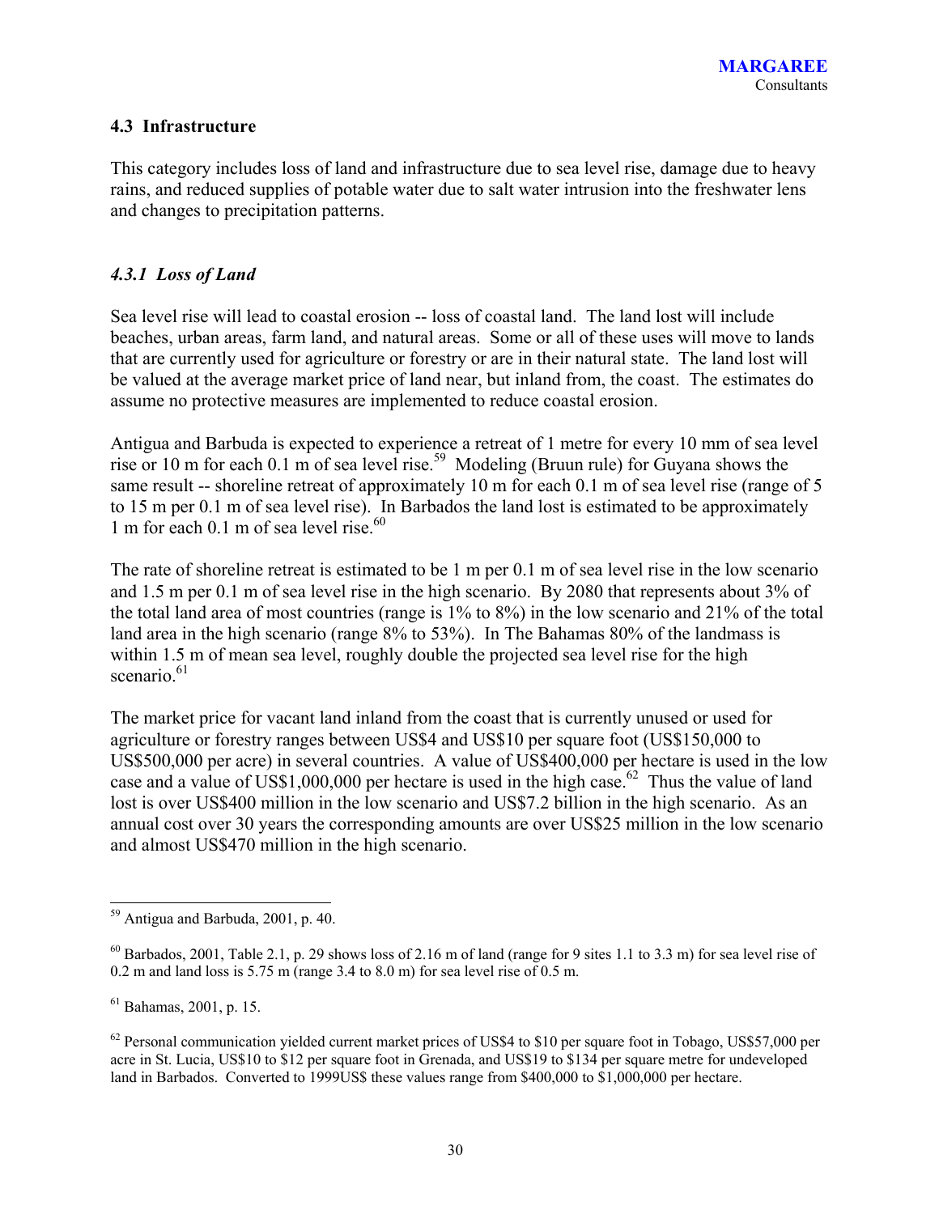## 4.3 Infrastructure

This category includes loss of land and infrastructure due to sea level rise, damage due to heavy rains, and reduced supplies of potable water due to salt water intrusion into the freshwater lens and changes to precipitation patterns.

### *4.3.1 Loss of Land*

Sea level rise will lead to coastal erosion -- loss of coastal land. The land lost will include beaches, urban areas, farm land, and natural areas. Some or all of these uses will move to lands that are currently used for agriculture or forestry or are in their natural state. The land lost will be valued at the average market price of land near, but inland from, the coast. The estimates do assume no protective measures are implemented to reduce coastal erosion.

Antigua and Barbuda is expected to experience a retreat of 1 metre for every 10 mm of sea level rise or 10 m for each 0.1 m of sea level rise.[59] Modeling (Bruun rule) for Guyana shows the same result -- shoreline retreat of approximately 10 m for each 0.1 m of sea level rise (range of 5 to 15 m per 0.1 m of sea level rise). In Barbados the land lost is estimated to be approximately 1 m for each 0.1 m of sea level rise.[60]

The rate of shoreline retreat is estimated to be 1 m per 0.1 m of sea level rise in the low scenario and 1.5 m per 0.1 m of sea level rise in the high scenario. By 2080 that represents about 3% of the total land area of most countries (range is 1% to 8%) in the low scenario and 21% of the total land area in the high scenario (range 8% to 53%). In The Bahamas 80% of the landmass is within 1.5 m of mean sea level, roughly double the projected sea level rise for the high scenario.[61]

The market price for vacant land inland from the coast that is currently unused or used for agriculture or forestry ranges between US$4 and US$10 per square foot (US$150,000 to US$500,000 per acre) in several countries. A value of US$400,000 per hectare is used in the low case and a value of US$1,000,000 per hectare is used in the high case.[62] Thus the value of land lost is over US$400 million in the low scenario and US$7.2 billion in the high scenario. As an annual cost over 30 years the corresponding amounts are over US$25 million in the low scenario and almost US$470 million in the high scenario.

---

[59] Antigua and Barbuda, 2001, p. 40.

[60] Barbados, 2001, Table 2.1, p. 29 shows loss of 2.16 m of land (range for 9 sites 1.1 to 3.3 m) for sea level rise of 0.2 m and land loss is 5.75 m (range 3.4 to 8.0 m) for sea level rise of 0.5 m.

[61] Bahamas, 2001, p. 15.

[62] Personal communication yielded current market prices of US$4 to $10 per square foot in Tobago, US$57,000 per acre in St. Lucia, US$10 to $12 per square foot in Grenada, and US$19 to $134 per square metre for undeveloped land in Barbados. Converted to 1999US$ these values range from $400,000 to $1,000,000 per hectare.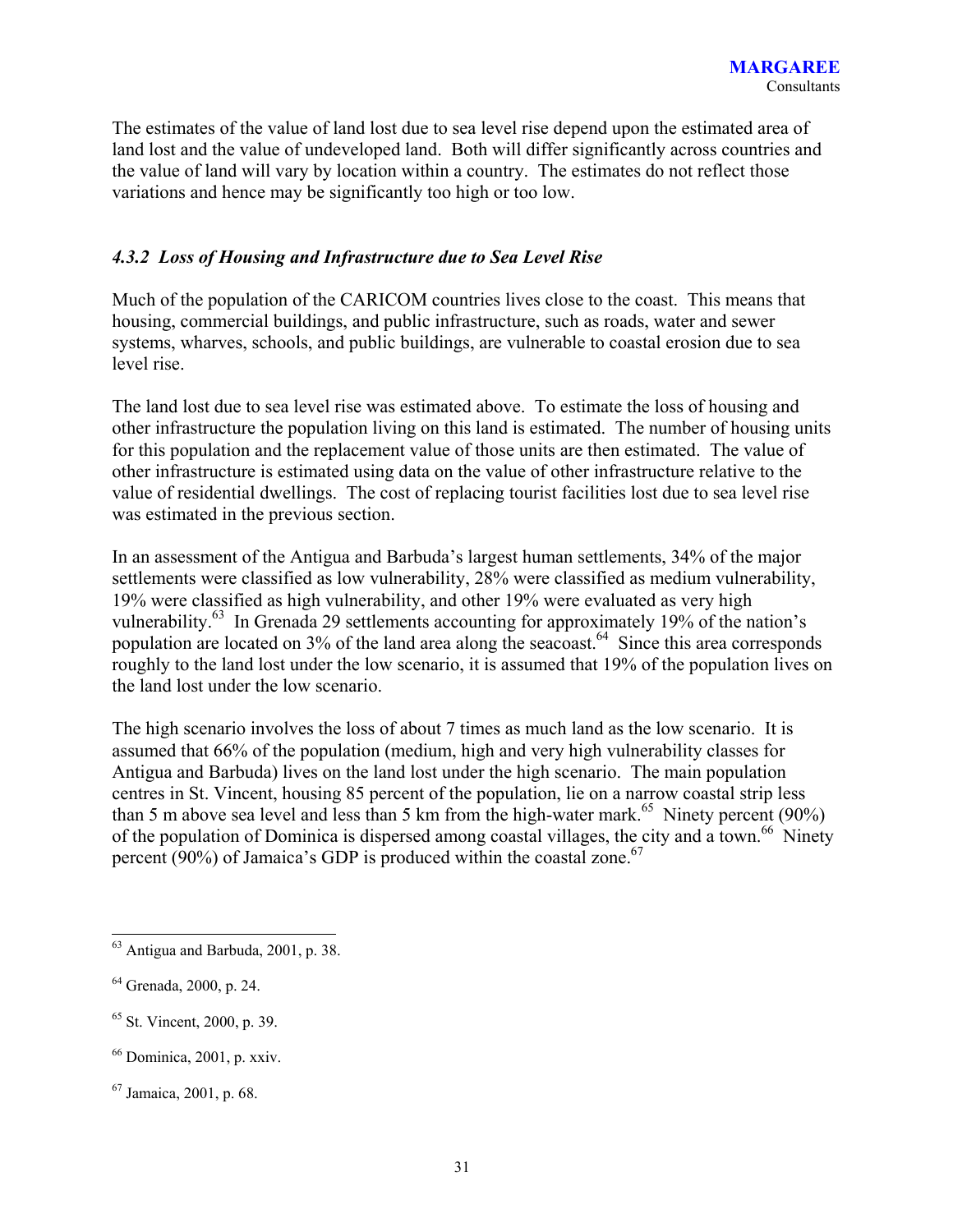The estimates of the value of land lost due to sea level rise depend upon the estimated area of land lost and the value of undeveloped land. Both will differ significantly across countries and the value of land will vary by location within a country. The estimates do not reflect those variations and hence may be significantly too high or too low.

### *4.3.2 Loss of Housing and Infrastructure due to Sea Level Rise*

Much of the population of the CARICOM countries lives close to the coast. This means that housing, commercial buildings, and public infrastructure, such as roads, water and sewer systems, wharves, schools, and public buildings, are vulnerable to coastal erosion due to sea level rise.

The land lost due to sea level rise was estimated above. To estimate the loss of housing and other infrastructure the population living on this land is estimated. The number of housing units for this population and the replacement value of those units are then estimated. The value of other infrastructure is estimated using data on the value of other infrastructure relative to the value of residential dwellings. The cost of replacing tourist facilities lost due to sea level rise was estimated in the previous section.

In an assessment of the Antigua and Barbuda's largest human settlements, 34% of the major settlements were classified as low vulnerability, 28% were classified as medium vulnerability, 19% were classified as high vulnerability, and other 19% were evaluated as very high vulnerability.[63] In Grenada 29 settlements accounting for approximately 19% of the nation's population are located on 3% of the land area along the seacoast.[64] Since this area corresponds roughly to the land lost under the low scenario, it is assumed that 19% of the population lives on the land lost under the low scenario.

The high scenario involves the loss of about 7 times as much land as the low scenario. It is assumed that 66% of the population (medium, high and very high vulnerability classes for Antigua and Barbuda) lives on the land lost under the high scenario. The main population centres in St. Vincent, housing 85 percent of the population, lie on a narrow coastal strip less than 5 m above sea level and less than 5 km from the high-water mark.[65] Ninety percent (90%) of the population of Dominica is dispersed among coastal villages, the city and a town.[66] Ninety percent (90%) of Jamaica's GDP is produced within the coastal zone.[67]

---

[63] Antigua and Barbuda, 2001, p. 38.

[64] Grenada, 2000, p. 24.

[65] St. Vincent, 2000, p. 39.

[66] Dominica, 2001, p. xxiv.

[67] Jamaica, 2001, p. 68.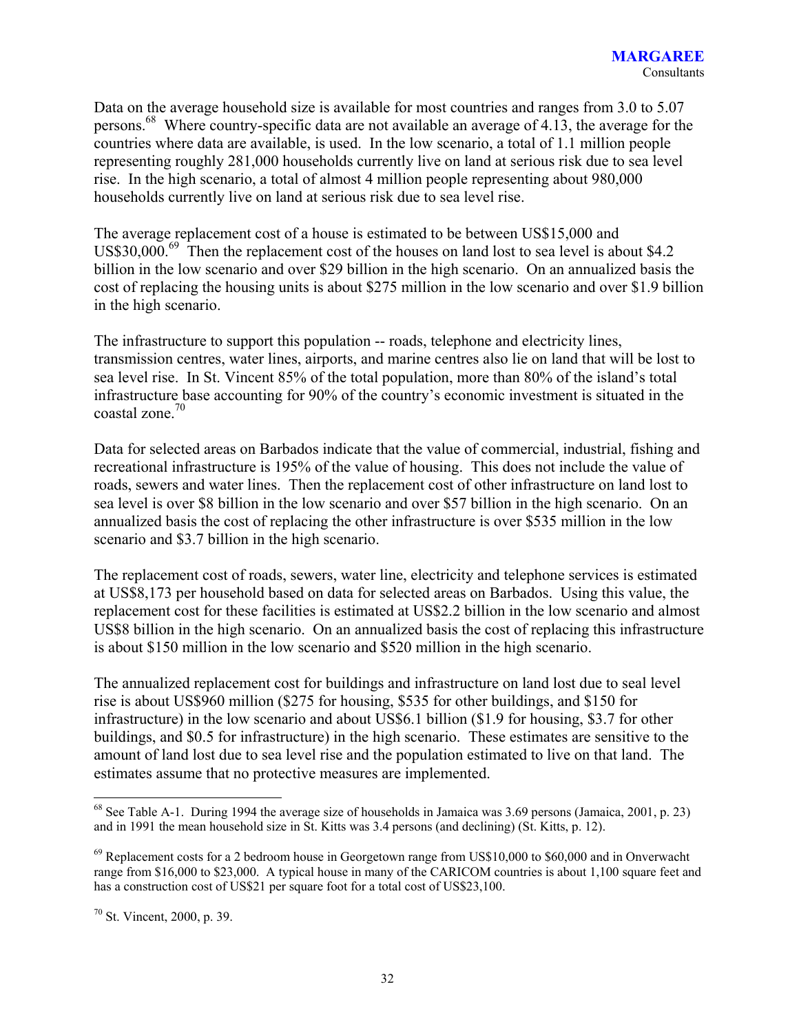Data on the average household size is available for most countries and ranges from 3.0 to 5.07 persons.[68] Where country-specific data are not available an average of 4.13, the average for the countries where data are available, is used. In the low scenario, a total of 1.1 million people representing roughly 281,000 households currently live on land at serious risk due to sea level rise. In the high scenario, a total of almost 4 million people representing about 980,000 households currently live on land at serious risk due to sea level rise.

The average replacement cost of a house is estimated to be between US$15,000 and US$30,000.[69] Then the replacement cost of the houses on land lost to sea level is about $4.2 billion in the low scenario and over $29 billion in the high scenario. On an annualized basis the cost of replacing the housing units is about $275 million in the low scenario and over $1.9 billion in the high scenario.

The infrastructure to support this population -- roads, telephone and electricity lines, transmission centres, water lines, airports, and marine centres also lie on land that will be lost to sea level rise. In St. Vincent 85% of the total population, more than 80% of the island's total infrastructure base accounting for 90% of the country's economic investment is situated in the coastal zone.[70]

Data for selected areas on Barbados indicate that the value of commercial, industrial, fishing and recreational infrastructure is 195% of the value of housing. This does not include the value of roads, sewers and water lines. Then the replacement cost of other infrastructure on land lost to sea level is over $8 billion in the low scenario and over $57 billion in the high scenario. On an annualized basis the cost of replacing the other infrastructure is over $535 million in the low scenario and $3.7 billion in the high scenario.

The replacement cost of roads, sewers, water line, electricity and telephone services is estimated at US$8,173 per household based on data for selected areas on Barbados. Using this value, the replacement cost for these facilities is estimated at US$2.2 billion in the low scenario and almost US$8 billion in the high scenario. On an annualized basis the cost of replacing this infrastructure is about $150 million in the low scenario and $520 million in the high scenario.

The annualized replacement cost for buildings and infrastructure on land lost due to seal level rise is about US$960 million ($275 for housing, $535 for other buildings, and $150 for infrastructure) in the low scenario and about US$6.1 billion ($1.9 for housing, $3.7 for other buildings, and $0.5 for infrastructure) in the high scenario. These estimates are sensitive to the amount of land lost due to sea level rise and the population estimated to live on that land. The estimates assume that no protective measures are implemented.

---

[68] See Table A-1. During 1994 the average size of households in Jamaica was 3.69 persons (Jamaica, 2001, p. 23) and in 1991 the mean household size in St. Kitts was 3.4 persons (and declining) (St. Kitts, p. 12).

[69] Replacement costs for a 2 bedroom house in Georgetown range from US$10,000 to $60,000 and in Onverwacht range from $16,000 to $23,000. A typical house in many of the CARICOM countries is about 1,100 square feet and has a construction cost of US$21 per square foot for a total cost of US$23,100.

[70] St. Vincent, 2000, p. 39.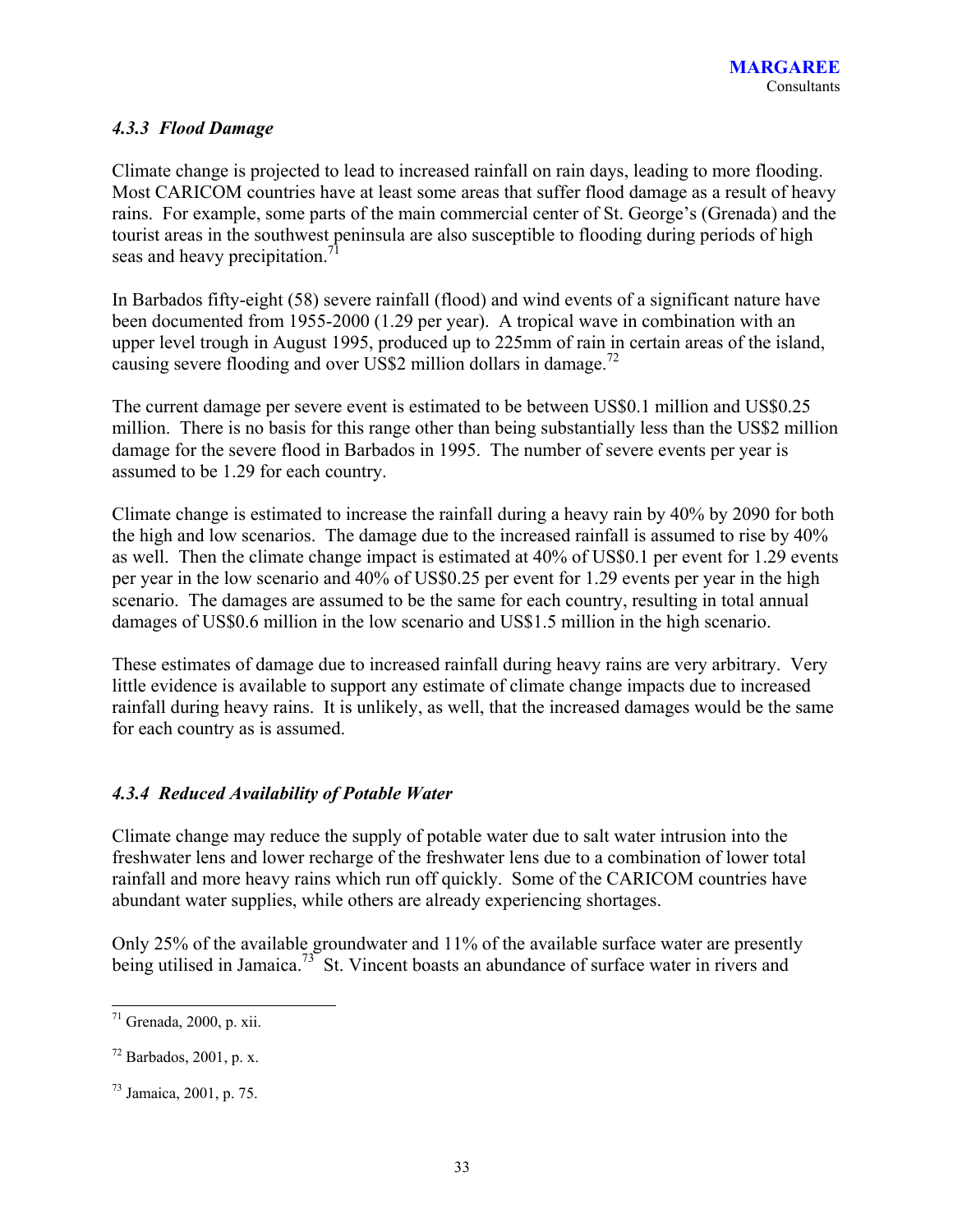### *4.3.3 Flood Damage*

Climate change is projected to lead to increased rainfall on rain days, leading to more flooding. Most CARICOM countries have at least some areas that suffer flood damage as a result of heavy rains. For example, some parts of the main commercial center of St. George's (Grenada) and the tourist areas in the southwest peninsula are also susceptible to flooding during periods of high seas and heavy precipitation.[71]

In Barbados fifty-eight (58) severe rainfall (flood) and wind events of a significant nature have been documented from 1955-2000 (1.29 per year). A tropical wave in combination with an upper level trough in August 1995, produced up to 225mm of rain in certain areas of the island, causing severe flooding and over US$2 million dollars in damage.[72]

The current damage per severe event is estimated to be between US$0.1 million and US$0.25 million. There is no basis for this range other than being substantially less than the US$2 million damage for the severe flood in Barbados in 1995. The number of severe events per year is assumed to be 1.29 for each country.

Climate change is estimated to increase the rainfall during a heavy rain by 40% by 2090 for both the high and low scenarios. The damage due to the increased rainfall is assumed to rise by 40% as well. Then the climate change impact is estimated at 40% of US$0.1 per event for 1.29 events per year in the low scenario and 40% of US$0.25 per event for 1.29 events per year in the high scenario. The damages are assumed to be the same for each country, resulting in total annual damages of US$0.6 million in the low scenario and US$1.5 million in the high scenario.

These estimates of damage due to increased rainfall during heavy rains are very arbitrary. Very little evidence is available to support any estimate of climate change impacts due to increased rainfall during heavy rains. It is unlikely, as well, that the increased damages would be the same for each country as is assumed.

### *4.3.4 Reduced Availability of Potable Water*

Climate change may reduce the supply of potable water due to salt water intrusion into the freshwater lens and lower recharge of the freshwater lens due to a combination of lower total rainfall and more heavy rains which run off quickly. Some of the CARICOM countries have abundant water supplies, while others are already experiencing shortages.

Only 25% of the available groundwater and 11% of the available surface water are presently being utilised in Jamaica.[73] St. Vincent boasts an abundance of surface water in rivers and

---

[71] Grenada, 2000, p. xii.

[72] Barbados, 2001, p. x.

[73] Jamaica, 2001, p. 75.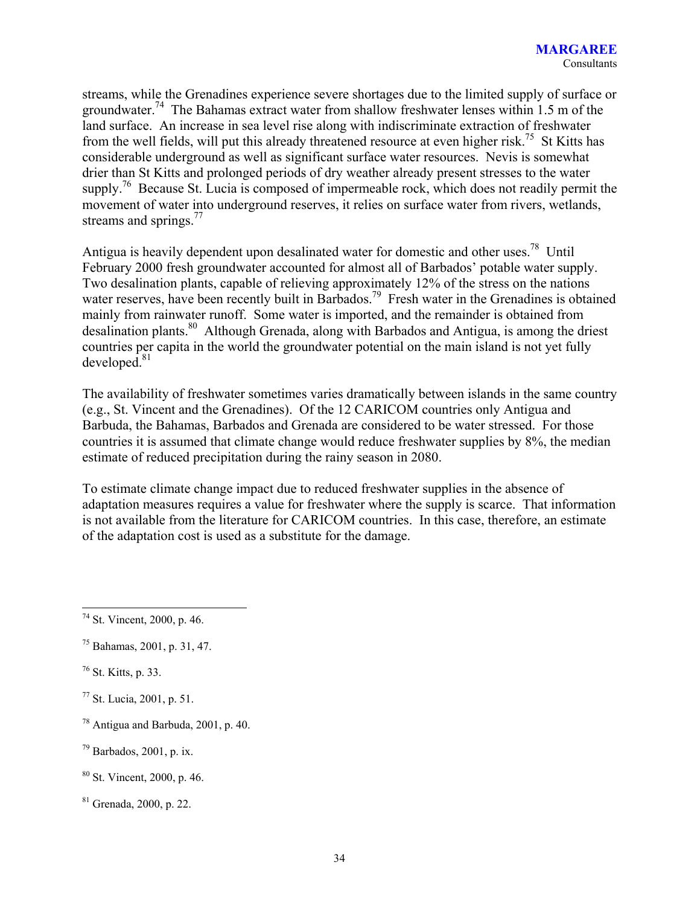streams, while the Grenadines experience severe shortages due to the limited supply of surface or groundwater.[74] The Bahamas extract water from shallow freshwater lenses within 1.5 m of the land surface. An increase in sea level rise along with indiscriminate extraction of freshwater from the well fields, will put this already threatened resource at even higher risk.[75] St Kitts has considerable underground as well as significant surface water resources. Nevis is somewhat drier than St Kitts and prolonged periods of dry weather already present stresses to the water supply.[76] Because St. Lucia is composed of impermeable rock, which does not readily permit the movement of water into underground reserves, it relies on surface water from rivers, wetlands, streams and springs.[77]

Antigua is heavily dependent upon desalinated water for domestic and other uses.[78] Until February 2000 fresh groundwater accounted for almost all of Barbados' potable water supply. Two desalination plants, capable of relieving approximately 12% of the stress on the nations water reserves, have been recently built in Barbados.[79] Fresh water in the Grenadines is obtained mainly from rainwater runoff. Some water is imported, and the remainder is obtained from desalination plants.[80] Although Grenada, along with Barbados and Antigua, is among the driest countries per capita in the world the groundwater potential on the main island is not yet fully developed.[81]

The availability of freshwater sometimes varies dramatically between islands in the same country (e.g., St. Vincent and the Grenadines). Of the 12 CARICOM countries only Antigua and Barbuda, the Bahamas, Barbados and Grenada are considered to be water stressed. For those countries it is assumed that climate change would reduce freshwater supplies by 8%, the median estimate of reduced precipitation during the rainy season in 2080.

To estimate climate change impact due to reduced freshwater supplies in the absence of adaptation measures requires a value for freshwater where the supply is scarce. That information is not available from the literature for CARICOM countries. In this case, therefore, an estimate of the adaptation cost is used as a substitute for the damage.

---

[74] St. Vincent, 2000, p. 46.

[75] Bahamas, 2001, p. 31, 47.

[76] St. Kitts, p. 33.

[77] St. Lucia, 2001, p. 51.

[78] Antigua and Barbuda, 2001, p. 40.

[79] Barbados, 2001, p. ix.

[80] St. Vincent, 2000, p. 46.

[81] Grenada, 2000, p. 22.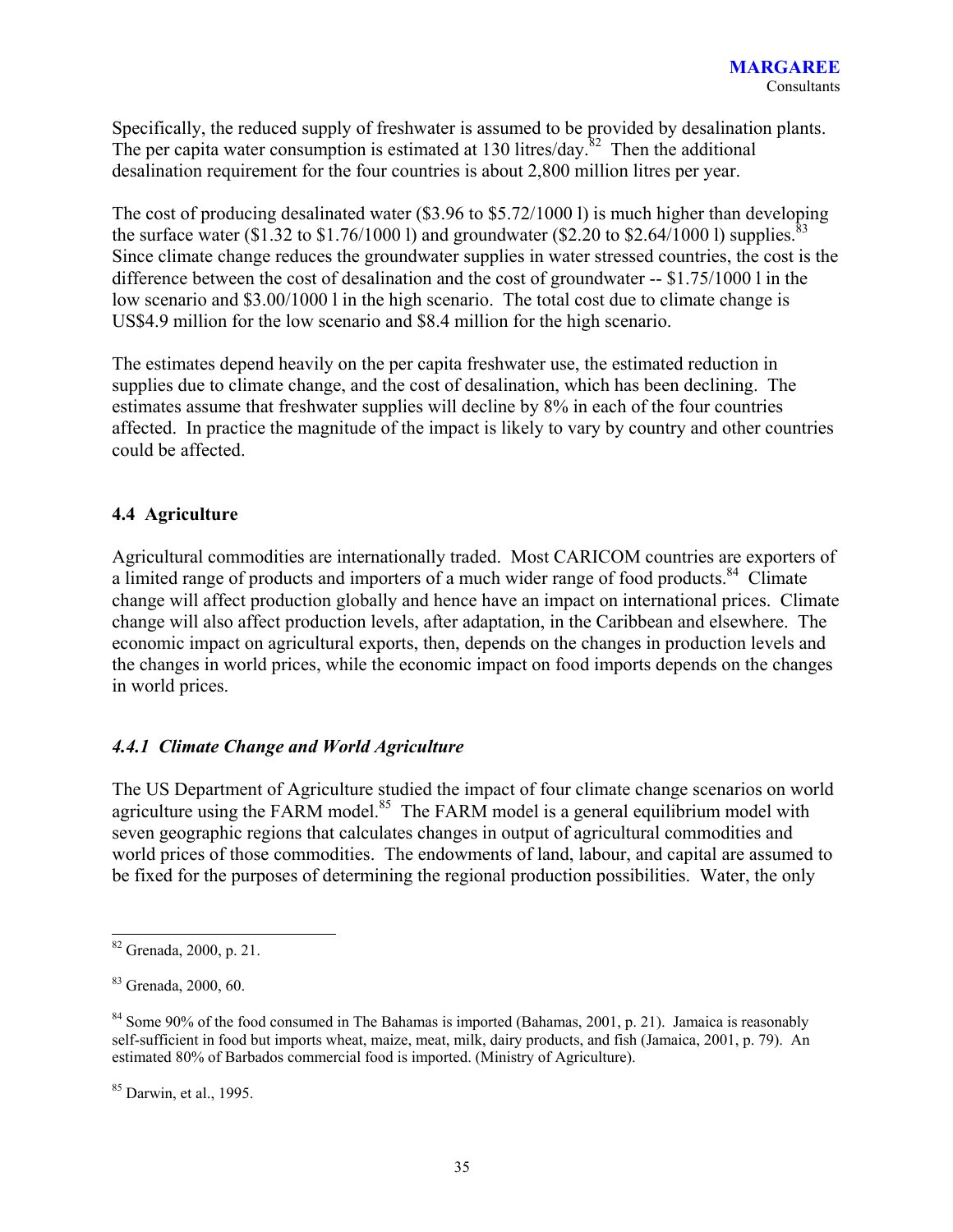Specifically, the reduced supply of freshwater is assumed to be provided by desalination plants. The per capita water consumption is estimated at 130 litres/day.[82] Then the additional desalination requirement for the four countries is about 2,800 million litres per year.

The cost of producing desalinated water ($3.96 to $5.72/1000 l) is much higher than developing the surface water ($1.32 to $1.76/1000 l) and groundwater ($2.20 to $2.64/1000 l) supplies.[83] Since climate change reduces the groundwater supplies in water stressed countries, the cost is the difference between the cost of desalination and the cost of groundwater -- $1.75/1000 l in the low scenario and $3.00/1000 l in the high scenario. The total cost due to climate change is US$4.9 million for the low scenario and $8.4 million for the high scenario.

The estimates depend heavily on the per capita freshwater use, the estimated reduction in supplies due to climate change, and the cost of desalination, which has been declining. The estimates assume that freshwater supplies will decline by 8% in each of the four countries affected. In practice the magnitude of the impact is likely to vary by country and other countries could be affected.

## 4.4 Agriculture

Agricultural commodities are internationally traded. Most CARICOM countries are exporters of a limited range of products and importers of a much wider range of food products.[84] Climate change will affect production globally and hence have an impact on international prices. Climate change will also affect production levels, after adaptation, in the Caribbean and elsewhere. The economic impact on agricultural exports, then, depends on the changes in production levels and the changes in world prices, while the economic impact on food imports depends on the changes in world prices.

### *4.4.1 Climate Change and World Agriculture*

The US Department of Agriculture studied the impact of four climate change scenarios on world agriculture using the FARM model.[85] The FARM model is a general equilibrium model with seven geographic regions that calculates changes in output of agricultural commodities and world prices of those commodities. The endowments of land, labour, and capital are assumed to be fixed for the purposes of determining the regional production possibilities. Water, the only

---

[82] Grenada, 2000, p. 21.

[83] Grenada, 2000, 60.

[84] Some 90% of the food consumed in The Bahamas is imported (Bahamas, 2001, p. 21). Jamaica is reasonably self-sufficient in food but imports wheat, maize, meat, milk, dairy products, and fish (Jamaica, 2001, p. 79). An estimated 80% of Barbados commercial food is imported. (Ministry of Agriculture).

[85] Darwin, et al., 1995.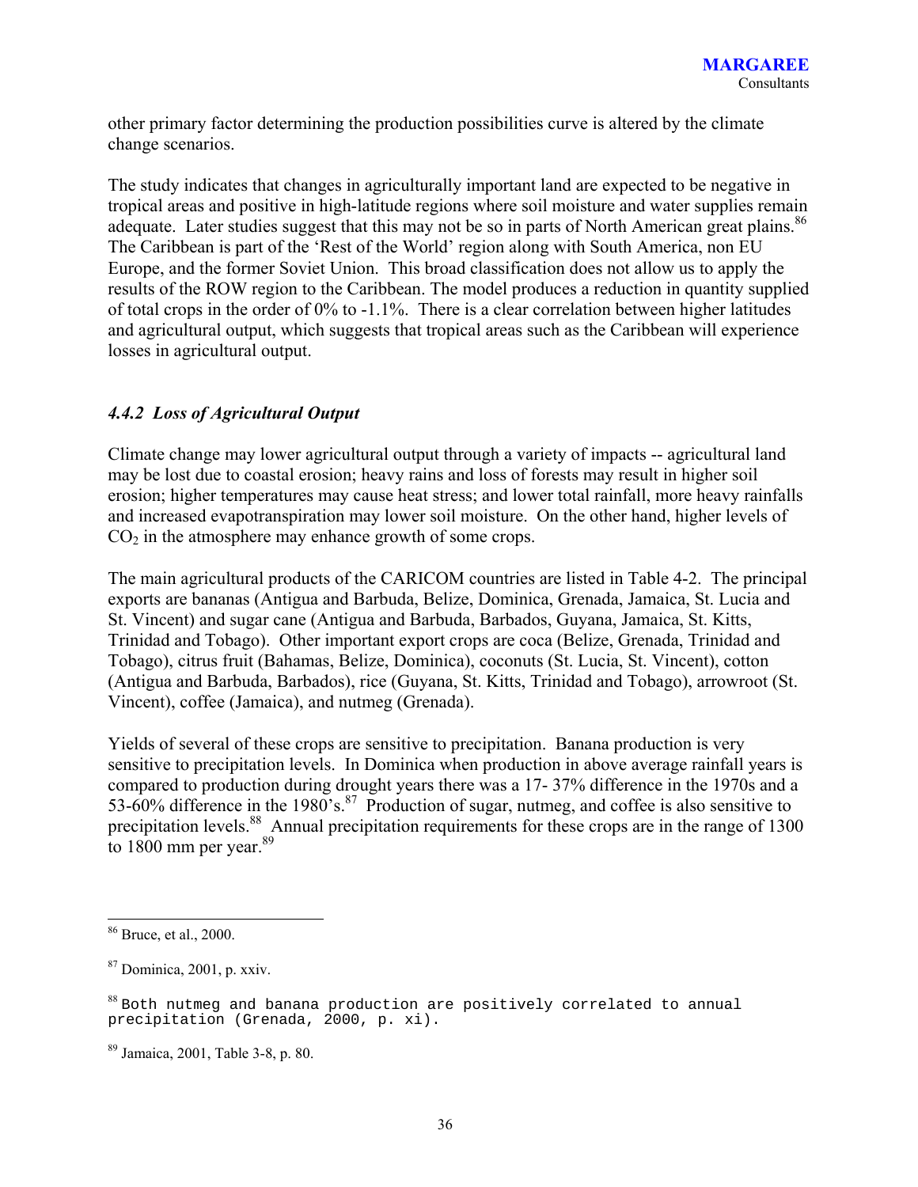other primary factor determining the production possibilities curve is altered by the climate change scenarios.

The study indicates that changes in agriculturally important land are expected to be negative in tropical areas and positive in high-latitude regions where soil moisture and water supplies remain adequate. Later studies suggest that this may not be so in parts of North American great plains.[86] The Caribbean is part of the 'Rest of the World' region along with South America, non EU Europe, and the former Soviet Union. This broad classification does not allow us to apply the results of the ROW region to the Caribbean. The model produces a reduction in quantity supplied of total crops in the order of 0% to -1.1%. There is a clear correlation between higher latitudes and agricultural output, which suggests that tropical areas such as the Caribbean will experience losses in agricultural output.

### *4.4.2 Loss of Agricultural Output*

Climate change may lower agricultural output through a variety of impacts -- agricultural land may be lost due to coastal erosion; heavy rains and loss of forests may result in higher soil erosion; higher temperatures may cause heat stress; and lower total rainfall, more heavy rainfalls and increased evapotranspiration may lower soil moisture. On the other hand, higher levels of $CO_2$ in the atmosphere may enhance growth of some crops.

The main agricultural products of the CARICOM countries are listed in Table 4-2. The principal exports are bananas (Antigua and Barbuda, Belize, Dominica, Grenada, Jamaica, St. Lucia and St. Vincent) and sugar cane (Antigua and Barbuda, Barbados, Guyana, Jamaica, St. Kitts, Trinidad and Tobago). Other important export crops are coca (Belize, Grenada, Trinidad and Tobago), citrus fruit (Bahamas, Belize, Dominica), coconuts (St. Lucia, St. Vincent), cotton (Antigua and Barbuda, Barbados), rice (Guyana, St. Kitts, Trinidad and Tobago), arrowroot (St. Vincent), coffee (Jamaica), and nutmeg (Grenada).

Yields of several of these crops are sensitive to precipitation. Banana production is very sensitive to precipitation levels. In Dominica when production in above average rainfall years is compared to production during drought years there was a 17- 37% difference in the 1970s and a 53-60% difference in the 1980's.[87] Production of sugar, nutmeg, and coffee is also sensitive to precipitation levels.[88] Annual precipitation requirements for these crops are in the range of 1300 to 1800 mm per year.[89]

---

[86] Bruce, et al., 2000.

[87] Dominica, 2001, p. xxiv.

[88] Both nutmeg and banana production are positively correlated to annual precipitation (Grenada, 2000, p. xi).

[89] Jamaica, 2001, Table 3-8, p. 80.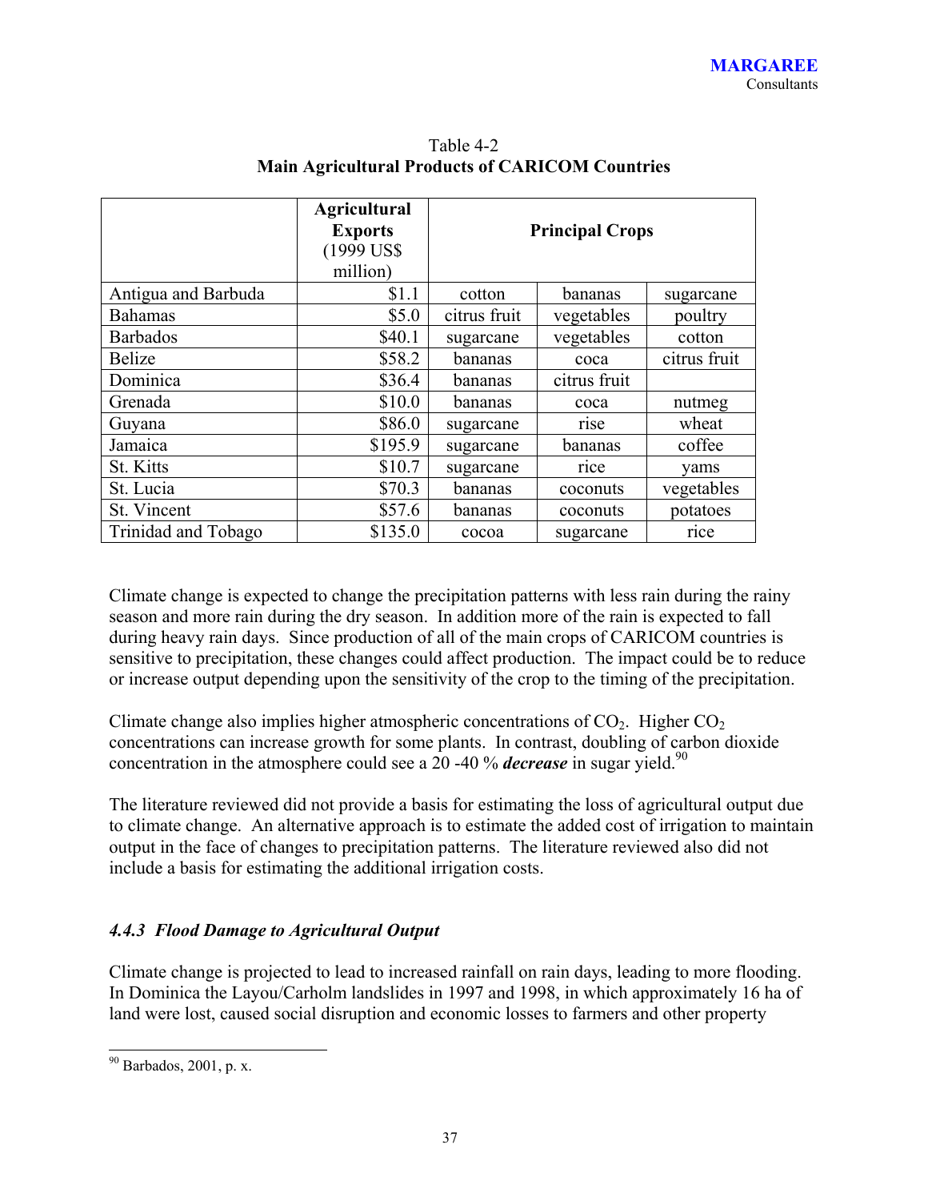Table 4-2
**Main Agricultural Products of CARICOM Countries**

| | **Agricultural Exports** (1999 US$ million) | **Principal Crops** | | |
|---|---|---|---|---|
| Antigua and Barbuda | $1.1 | cotton | bananas | sugarcane |
| Bahamas | $5.0 | citrus fruit | vegetables | poultry |
| Barbados | $40.1 | sugarcane | vegetables | cotton |
| Belize | $58.2 | bananas | coca | citrus fruit |
| Dominica | $36.4 | bananas | citrus fruit | |
| Grenada | $10.0 | bananas | coca | nutmeg |
| Guyana | $86.0 | sugarcane | rise | wheat |
| Jamaica | $195.9 | sugarcane | bananas | coffee |
| St. Kitts | $10.7 | sugarcane | rice | yams |
| St. Lucia | $70.3 | bananas | coconuts | vegetables |
| St. Vincent | $57.6 | bananas | coconuts | potatoes |
| Trinidad and Tobago | $135.0 | cocoa | sugarcane | rice |

Climate change is expected to change the precipitation patterns with less rain during the rainy season and more rain during the dry season. In addition more of the rain is expected to fall during heavy rain days. Since production of all of the main crops of CARICOM countries is sensitive to precipitation, these changes could affect production. The impact could be to reduce or increase output depending upon the sensitivity of the crop to the timing of the precipitation.

Climate change also implies higher atmospheric concentrations of $CO_2$. Higher $CO_2$ concentrations can increase growth for some plants. In contrast, doubling of carbon dioxide concentration in the atmosphere could see a 20 -40 % ***decrease*** in sugar yield.[90]

The literature reviewed did not provide a basis for estimating the loss of agricultural output due to climate change. An alternative approach is to estimate the added cost of irrigation to maintain output in the face of changes to precipitation patterns. The literature reviewed also did not include a basis for estimating the additional irrigation costs.

### *4.4.3 Flood Damage to Agricultural Output*

Climate change is projected to lead to increased rainfall on rain days, leading to more flooding. In Dominica the Layou/Carholm landslides in 1997 and 1998, in which approximately 16 ha of land were lost, caused social disruption and economic losses to farmers and other property

---

[90] Barbados, 2001, p. x.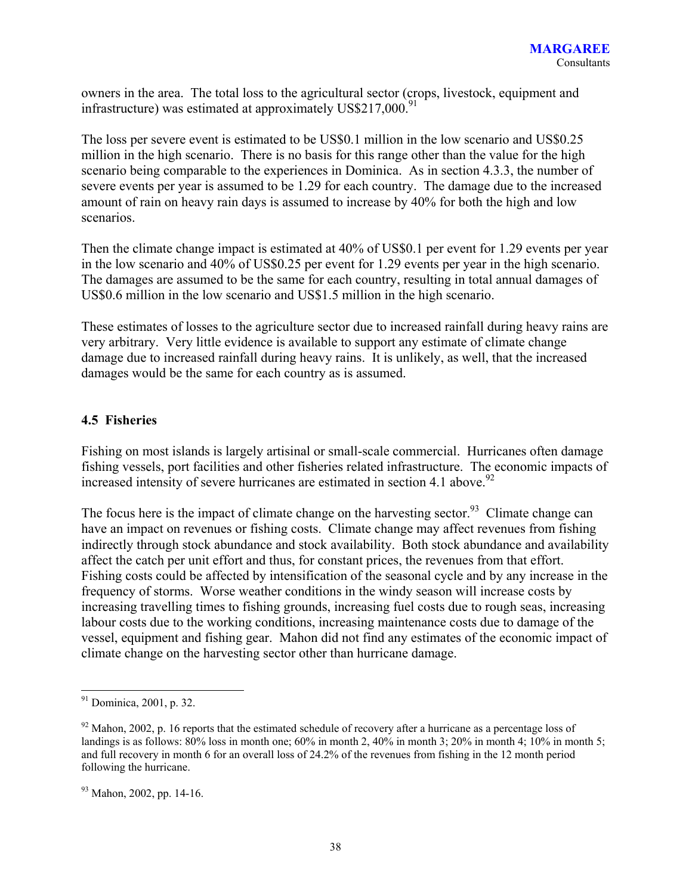owners in the area. The total loss to the agricultural sector (crops, livestock, equipment and infrastructure) was estimated at approximately US$217,000.[91]

The loss per severe event is estimated to be US$0.1 million in the low scenario and US$0.25 million in the high scenario. There is no basis for this range other than the value for the high scenario being comparable to the experiences in Dominica. As in section 4.3.3, the number of severe events per year is assumed to be 1.29 for each country. The damage due to the increased amount of rain on heavy rain days is assumed to increase by 40% for both the high and low scenarios.

Then the climate change impact is estimated at 40% of US$0.1 per event for 1.29 events per year in the low scenario and 40% of US$0.25 per event for 1.29 events per year in the high scenario. The damages are assumed to be the same for each country, resulting in total annual damages of US$0.6 million in the low scenario and US$1.5 million in the high scenario.

These estimates of losses to the agriculture sector due to increased rainfall during heavy rains are very arbitrary. Very little evidence is available to support any estimate of climate change damage due to increased rainfall during heavy rains. It is unlikely, as well, that the increased damages would be the same for each country as is assumed.

## 4.5 Fisheries

Fishing on most islands is largely artisinal or small-scale commercial. Hurricanes often damage fishing vessels, port facilities and other fisheries related infrastructure. The economic impacts of increased intensity of severe hurricanes are estimated in section 4.1 above.[92]

The focus here is the impact of climate change on the harvesting sector.[93] Climate change can have an impact on revenues or fishing costs. Climate change may affect revenues from fishing indirectly through stock abundance and stock availability. Both stock abundance and availability affect the catch per unit effort and thus, for constant prices, the revenues from that effort. Fishing costs could be affected by intensification of the seasonal cycle and by any increase in the frequency of storms. Worse weather conditions in the windy season will increase costs by increasing travelling times to fishing grounds, increasing fuel costs due to rough seas, increasing labour costs due to the working conditions, increasing maintenance costs due to damage of the vessel, equipment and fishing gear. Mahon did not find any estimates of the economic impact of climate change on the harvesting sector other than hurricane damage.

---

[91] Dominica, 2001, p. 32.

[92] Mahon, 2002, p. 16 reports that the estimated schedule of recovery after a hurricane as a percentage loss of landings is as follows: 80% loss in month one; 60% in month 2, 40% in month 3; 20% in month 4; 10% in month 5; and full recovery in month 6 for an overall loss of 24.2% of the revenues from fishing in the 12 month period following the hurricane.

[93] Mahon, 2002, pp. 14-16.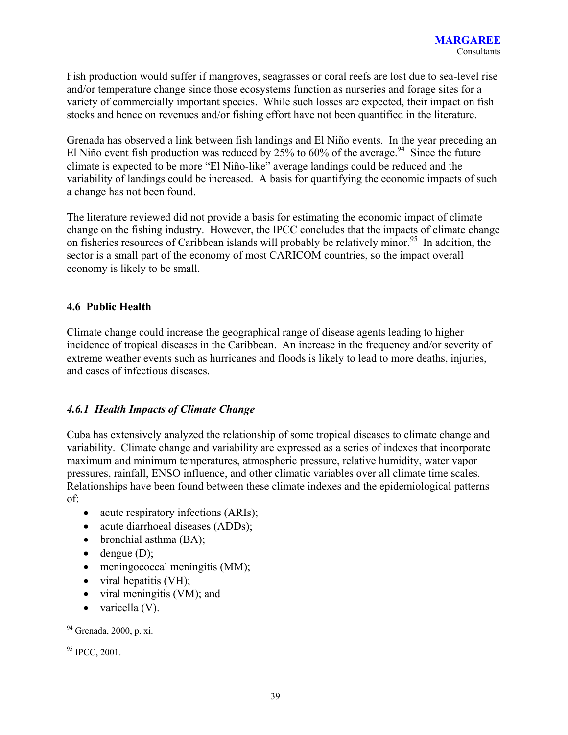Fish production would suffer if mangroves, seagrasses or coral reefs are lost due to sea-level rise and/or temperature change since those ecosystems function as nurseries and forage sites for a variety of commercially important species. While such losses are expected, their impact on fish stocks and hence on revenues and/or fishing effort have not been quantified in the literature.

Grenada has observed a link between fish landings and El Niño events. In the year preceding an El Niño event fish production was reduced by 25% to 60% of the average.[94] Since the future climate is expected to be more "El Niño-like" average landings could be reduced and the variability of landings could be increased. A basis for quantifying the economic impacts of such a change has not been found.

The literature reviewed did not provide a basis for estimating the economic impact of climate change on the fishing industry. However, the IPCC concludes that the impacts of climate change on fisheries resources of Caribbean islands will probably be relatively minor.[95] In addition, the sector is a small part of the economy of most CARICOM countries, so the impact overall economy is likely to be small.

## 4.6 Public Health

Climate change could increase the geographical range of disease agents leading to higher incidence of tropical diseases in the Caribbean. An increase in the frequency and/or severity of extreme weather events such as hurricanes and floods is likely to lead to more deaths, injuries, and cases of infectious diseases.

### *4.6.1 Health Impacts of Climate Change*

Cuba has extensively analyzed the relationship of some tropical diseases to climate change and variability. Climate change and variability are expressed as a series of indexes that incorporate maximum and minimum temperatures, atmospheric pressure, relative humidity, water vapor pressures, rainfall, ENSO influence, and other climatic variables over all climate time scales. Relationships have been found between these climate indexes and the epidemiological patterns of:

- acute respiratory infections (ARIs);
- acute diarrhoeal diseases (ADDs);
- bronchial asthma (BA);
- dengue (D);
- meningococcal meningitis (MM);
- viral hepatitis (VH);
- viral meningitis (VM); and
- varicella (V).

[94] Grenada, 2000, p. xi.

[95] IPCC, 2001.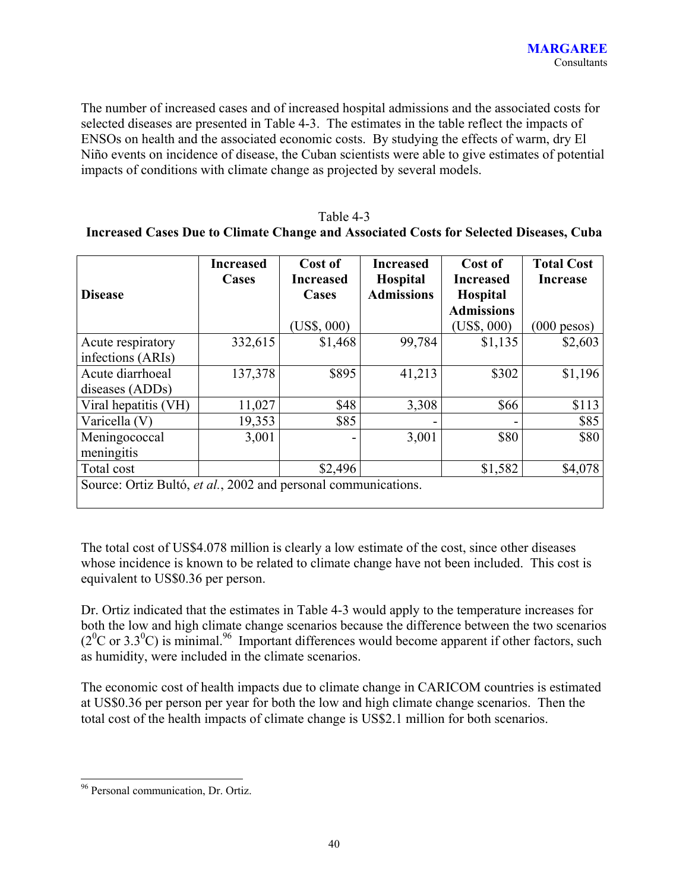The number of increased cases and of increased hospital admissions and the associated costs for selected diseases are presented in Table 4-3. The estimates in the table reflect the impacts of ENSOs on health and the associated economic costs. By studying the effects of warm, dry El Niño events on incidence of disease, the Cuban scientists were able to give estimates of potential impacts of conditions with climate change as projected by several models.

Table 4-3

**Increased Cases Due to Climate Change and Associated Costs for Selected Diseases, Cuba**

| **Disease** | **Increased Cases** | **Cost of Increased Cases** (US$, 000) | **Increased Hospital Admissions** | **Cost of Increased Hospital Admissions** (US$, 000) | **Total Cost Increase** (000 pesos) |
|---|---|---|---|---|---|
| Acute respiratory infections (ARIs) | 332,615 | $1,468 | 99,784 | $1,135 | $2,603 |
| Acute diarrhoeal diseases (ADDs) | 137,378 | $895 | 41,213 | $302 | $1,196 |
| Viral hepatitis (VH) | 11,027 | $48 | 3,308 | $66 | $113 |
| Varicella (V) | 19,353 | $85 | - | - | $85 |
| Meningococcal meningitis | 3,001 | - | 3,001 | $80 | $80 |
| Total cost | | $2,496 | | $1,582 | $4,078 |
| Source: Ortiz Bultó, *et al.*, 2002 and personal communications. | | | | | |

The total cost of US$4.078 million is clearly a low estimate of the cost, since other diseases whose incidence is known to be related to climate change have not been included. This cost is equivalent to US$0.36 per person.

Dr. Ortiz indicated that the estimates in Table 4-3 would apply to the temperature increases for both the low and high climate change scenarios because the difference between the two scenarios ($2^0$C or $3.3^0$C) is minimal.[96] Important differences would become apparent if other factors, such as humidity, were included in the climate scenarios.

The economic cost of health impacts due to climate change in CARICOM countries is estimated at US$0.36 per person per year for both the low and high climate change scenarios. Then the total cost of the health impacts of climate change is US$2.1 million for both scenarios.

---

[96] Personal communication, Dr. Ortiz.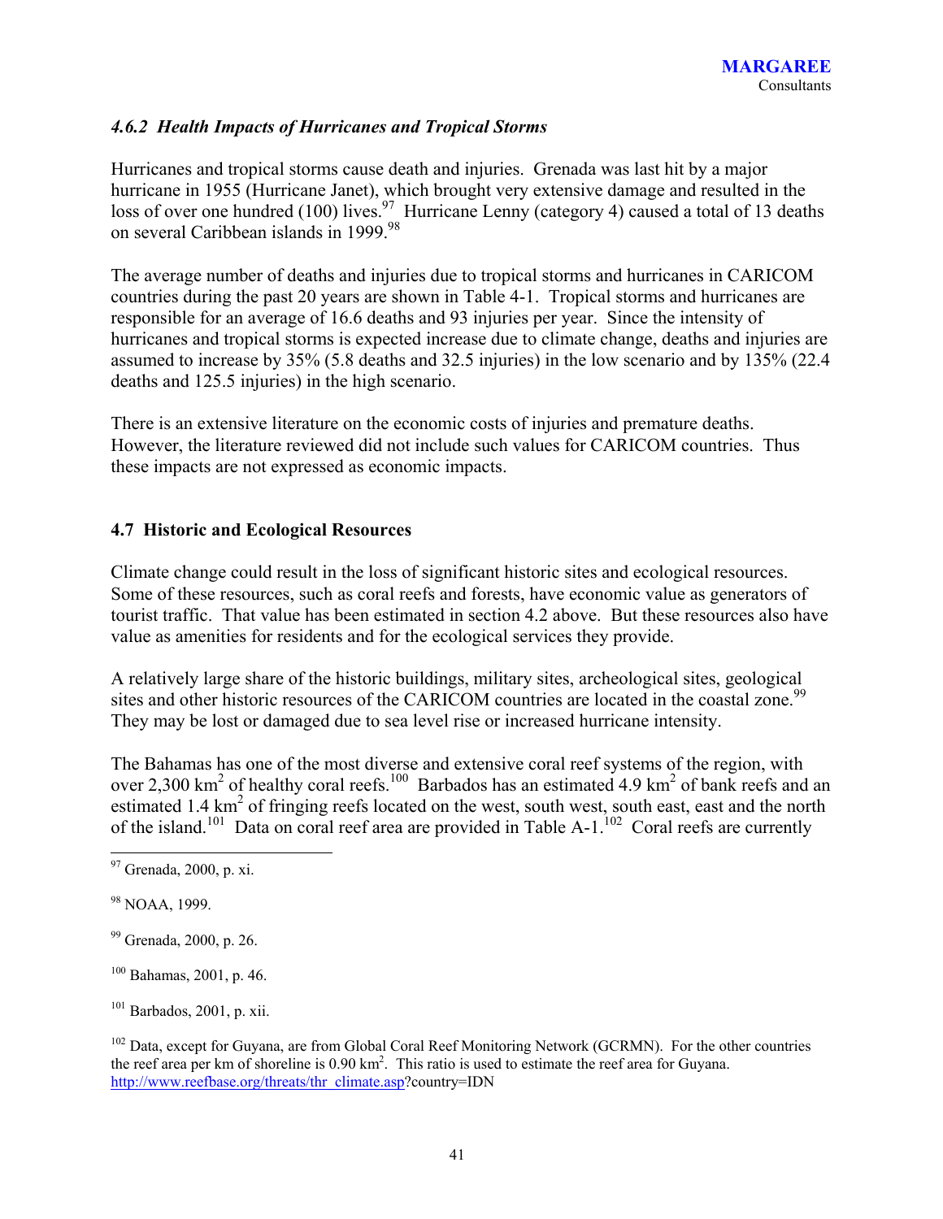### *4.6.2 Health Impacts of Hurricanes and Tropical Storms*

Hurricanes and tropical storms cause death and injuries. Grenada was last hit by a major hurricane in 1955 (Hurricane Janet), which brought very extensive damage and resulted in the loss of over one hundred (100) lives.[97] Hurricane Lenny (category 4) caused a total of 13 deaths on several Caribbean islands in 1999.[98]

The average number of deaths and injuries due to tropical storms and hurricanes in CARICOM countries during the past 20 years are shown in Table 4-1. Tropical storms and hurricanes are responsible for an average of 16.6 deaths and 93 injuries per year. Since the intensity of hurricanes and tropical storms is expected increase due to climate change, deaths and injuries are assumed to increase by 35% (5.8 deaths and 32.5 injuries) in the low scenario and by 135% (22.4 deaths and 125.5 injuries) in the high scenario.

There is an extensive literature on the economic costs of injuries and premature deaths. However, the literature reviewed did not include such values for CARICOM countries. Thus these impacts are not expressed as economic impacts.

## 4.7 Historic and Ecological Resources

Climate change could result in the loss of significant historic sites and ecological resources. Some of these resources, such as coral reefs and forests, have economic value as generators of tourist traffic. That value has been estimated in section 4.2 above. But these resources also have value as amenities for residents and for the ecological services they provide.

A relatively large share of the historic buildings, military sites, archeological sites, geological sites and other historic resources of the CARICOM countries are located in the coastal zone.[99] They may be lost or damaged due to sea level rise or increased hurricane intensity.

The Bahamas has one of the most diverse and extensive coral reef systems of the region, with over 2,300 $km^2$ of healthy coral reefs.[100] Barbados has an estimated 4.9 $km^2$ of bank reefs and an estimated 1.4 $km^2$ of fringing reefs located on the west, south west, south east, east and the north of the island.[101] Data on coral reef area are provided in Table A-1.[102] Coral reefs are currently

---

[97] Grenada, 2000, p. xi.

[98] NOAA, 1999.

[99] Grenada, 2000, p. 26.

[100] Bahamas, 2001, p. 46.

[101] Barbados, 2001, p. xii.

[102] Data, except for Guyana, are from Global Coral Reef Monitoring Network (GCRMN). For the other countries the reef area per km of shoreline is 0.90 $km^2$. This ratio is used to estimate the reef area for Guyana. http://www.reefbase.org/threats/thr_climate.asp?country=IDN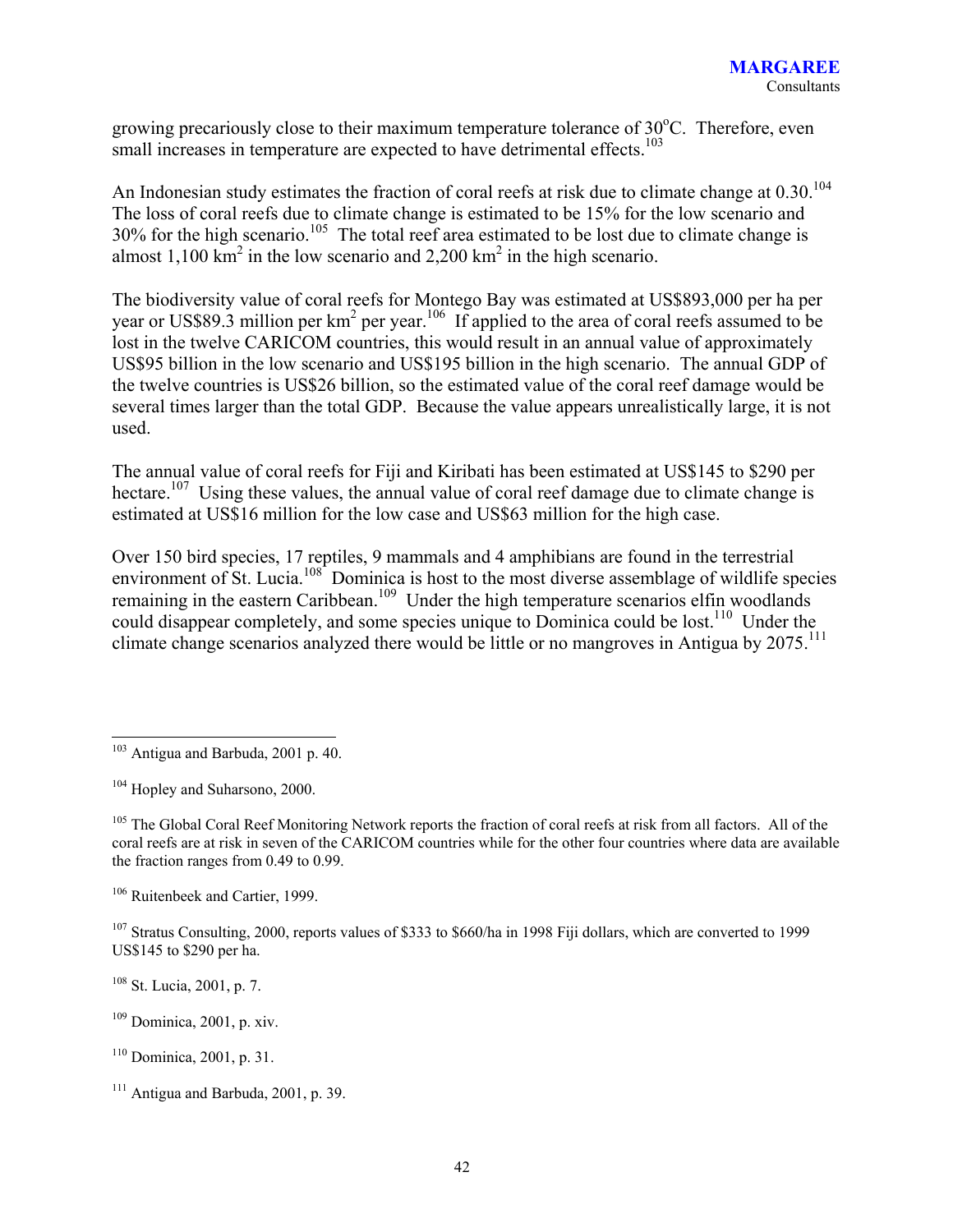growing precariously close to their maximum temperature tolerance of 30°C. Therefore, even small increases in temperature are expected to have detrimental effects.[103]

An Indonesian study estimates the fraction of coral reefs at risk due to climate change at 0.30.[104] The loss of coral reefs due to climate change is estimated to be 15% for the low scenario and 30% for the high scenario.[105] The total reef area estimated to be lost due to climate change is almost 1,100 km$^2$ in the low scenario and 2,200 km$^2$ in the high scenario.

The biodiversity value of coral reefs for Montego Bay was estimated at US$893,000 per ha per year or US$89.3 million per km$^2$ per year.[106] If applied to the area of coral reefs assumed to be lost in the twelve CARICOM countries, this would result in an annual value of approximately US$95 billion in the low scenario and US$195 billion in the high scenario. The annual GDP of the twelve countries is US$26 billion, so the estimated value of the coral reef damage would be several times larger than the total GDP. Because the value appears unrealistically large, it is not used.

The annual value of coral reefs for Fiji and Kiribati has been estimated at US$145 to $290 per hectare.[107] Using these values, the annual value of coral reef damage due to climate change is estimated at US$16 million for the low case and US$63 million for the high case.

Over 150 bird species, 17 reptiles, 9 mammals and 4 amphibians are found in the terrestrial environment of St. Lucia.[108] Dominica is host to the most diverse assemblage of wildlife species remaining in the eastern Caribbean.[109] Under the high temperature scenarios elfin woodlands could disappear completely, and some species unique to Dominica could be lost.[110] Under the climate change scenarios analyzed there would be little or no mangroves in Antigua by 2075.[111]

---

[103] Antigua and Barbuda, 2001 p. 40.

[104] Hopley and Suharsono, 2000.

[105] The Global Coral Reef Monitoring Network reports the fraction of coral reefs at risk from all factors. All of the coral reefs are at risk in seven of the CARICOM countries while for the other four countries where data are available the fraction ranges from 0.49 to 0.99.

[106] Ruitenbeek and Cartier, 1999.

[107] Stratus Consulting, 2000, reports values of $333 to $660/ha in 1998 Fiji dollars, which are converted to 1999 US$145 to $290 per ha.

[108] St. Lucia, 2001, p. 7.

[109] Dominica, 2001, p. xiv.

[110] Dominica, 2001, p. 31.

[111] Antigua and Barbuda, 2001, p. 39.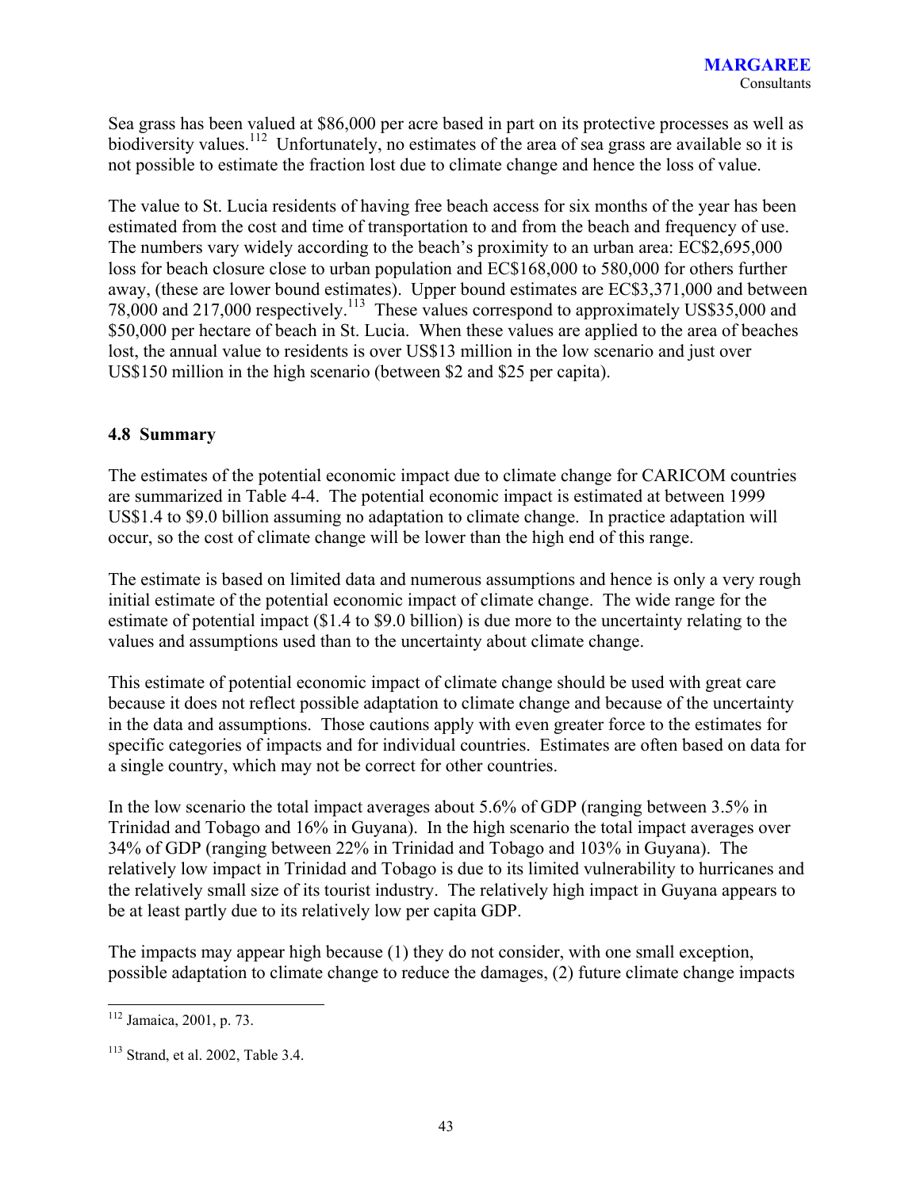Sea grass has been valued at $86,000 per acre based in part on its protective processes as well as biodiversity values.[112] Unfortunately, no estimates of the area of sea grass are available so it is not possible to estimate the fraction lost due to climate change and hence the loss of value.

The value to St. Lucia residents of having free beach access for six months of the year has been estimated from the cost and time of transportation to and from the beach and frequency of use. The numbers vary widely according to the beach's proximity to an urban area: EC$2,695,000 loss for beach closure close to urban population and EC$168,000 to 580,000 for others further away, (these are lower bound estimates). Upper bound estimates are EC$3,371,000 and between 78,000 and 217,000 respectively.[113] These values correspond to approximately US$35,000 and $50,000 per hectare of beach in St. Lucia. When these values are applied to the area of beaches lost, the annual value to residents is over US$13 million in the low scenario and just over US$150 million in the high scenario (between $2 and $25 per capita).

### 4.8 Summary

The estimates of the potential economic impact due to climate change for CARICOM countries are summarized in Table 4-4. The potential economic impact is estimated at between 1999 US$1.4 to $9.0 billion assuming no adaptation to climate change. In practice adaptation will occur, so the cost of climate change will be lower than the high end of this range.

The estimate is based on limited data and numerous assumptions and hence is only a very rough initial estimate of the potential economic impact of climate change. The wide range for the estimate of potential impact ($1.4 to $9.0 billion) is due more to the uncertainty relating to the values and assumptions used than to the uncertainty about climate change.

This estimate of potential economic impact of climate change should be used with great care because it does not reflect possible adaptation to climate change and because of the uncertainty in the data and assumptions. Those cautions apply with even greater force to the estimates for specific categories of impacts and for individual countries. Estimates are often based on data for a single country, which may not be correct for other countries.

In the low scenario the total impact averages about 5.6% of GDP (ranging between 3.5% in Trinidad and Tobago and 16% in Guyana). In the high scenario the total impact averages over 34% of GDP (ranging between 22% in Trinidad and Tobago and 103% in Guyana). The relatively low impact in Trinidad and Tobago is due to its limited vulnerability to hurricanes and the relatively small size of its tourist industry. The relatively high impact in Guyana appears to be at least partly due to its relatively low per capita GDP.

The impacts may appear high because (1) they do not consider, with one small exception, possible adaptation to climate change to reduce the damages, (2) future climate change impacts

[112] Jamaica, 2001, p. 73.

[113] Strand, et al. 2002, Table 3.4.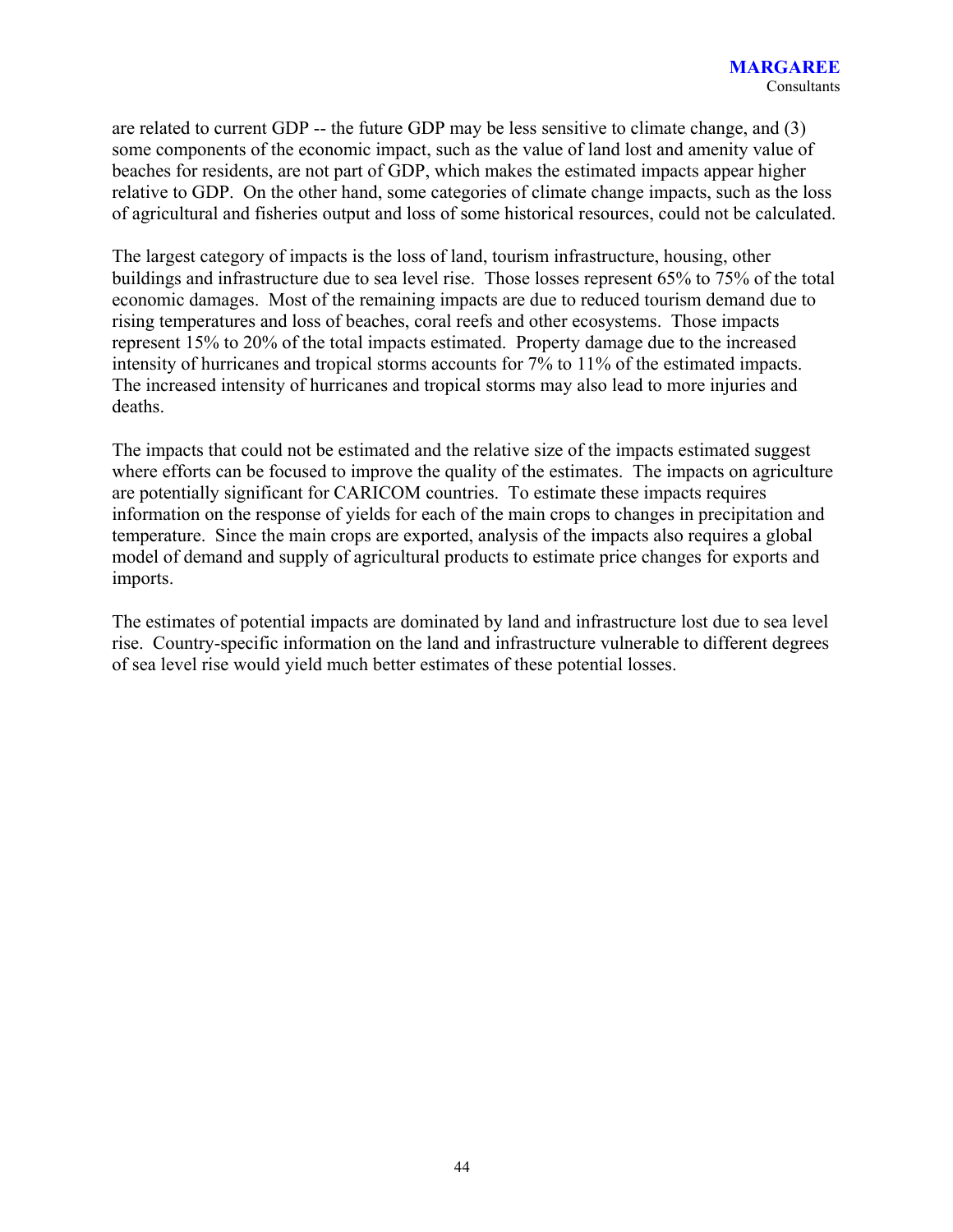are related to current GDP -- the future GDP may be less sensitive to climate change, and (3) some components of the economic impact, such as the value of land lost and amenity value of beaches for residents, are not part of GDP, which makes the estimated impacts appear higher relative to GDP. On the other hand, some categories of climate change impacts, such as the loss of agricultural and fisheries output and loss of some historical resources, could not be calculated.

The largest category of impacts is the loss of land, tourism infrastructure, housing, other buildings and infrastructure due to sea level rise. Those losses represent 65% to 75% of the total economic damages. Most of the remaining impacts are due to reduced tourism demand due to rising temperatures and loss of beaches, coral reefs and other ecosystems. Those impacts represent 15% to 20% of the total impacts estimated. Property damage due to the increased intensity of hurricanes and tropical storms accounts for 7% to 11% of the estimated impacts. The increased intensity of hurricanes and tropical storms may also lead to more injuries and deaths.

The impacts that could not be estimated and the relative size of the impacts estimated suggest where efforts can be focused to improve the quality of the estimates. The impacts on agriculture are potentially significant for CARICOM countries. To estimate these impacts requires information on the response of yields for each of the main crops to changes in precipitation and temperature. Since the main crops are exported, analysis of the impacts also requires a global model of demand and supply of agricultural products to estimate price changes for exports and imports.

The estimates of potential impacts are dominated by land and infrastructure lost due to sea level rise. Country-specific information on the land and infrastructure vulnerable to different degrees of sea level rise would yield much better estimates of these potential losses.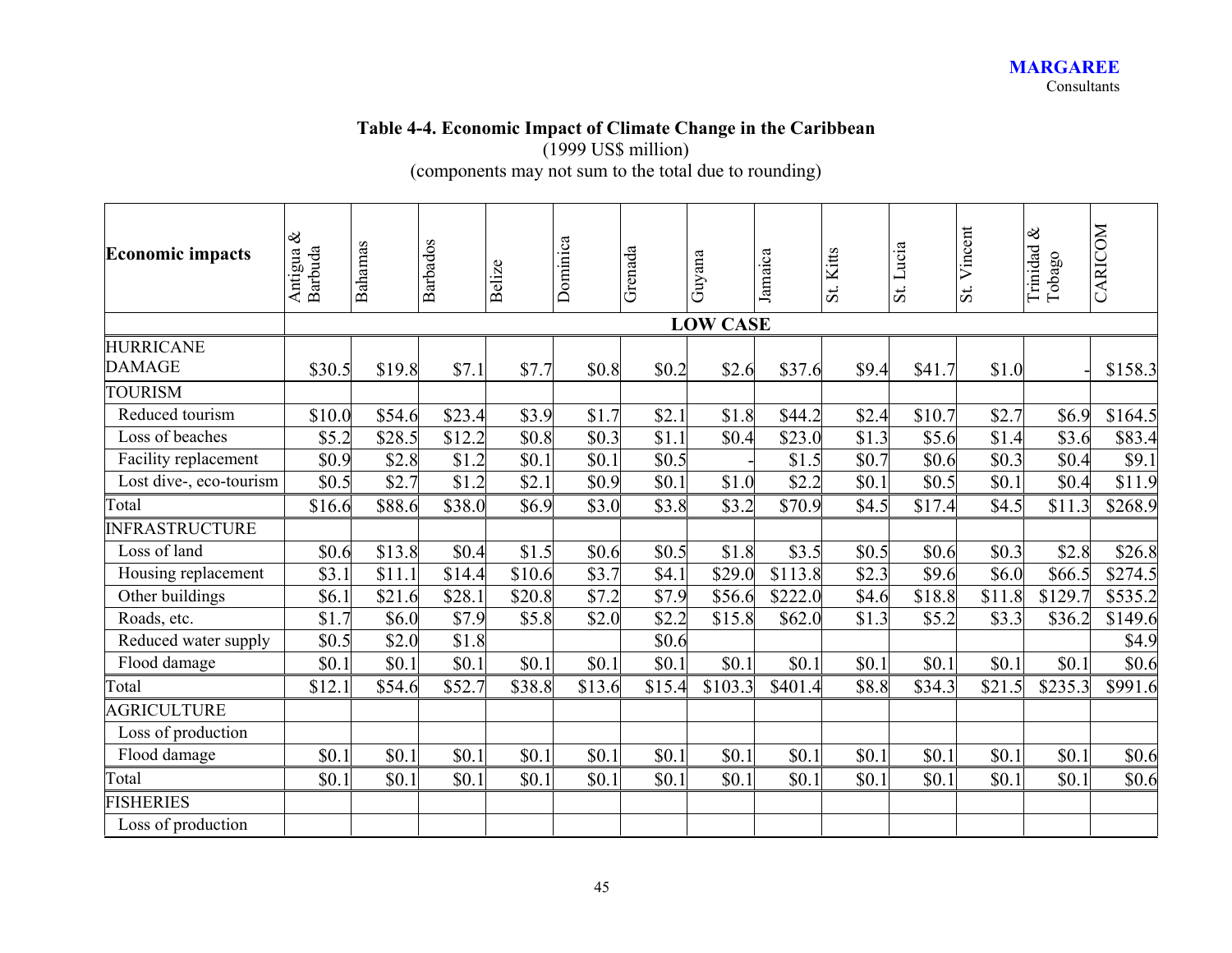**Table 4-4. Economic Impact of Climate Change in the Caribbean**
(1999 US$ million)
(components may not sum to the total due to rounding)

| Economic impacts | Antigua & Barbuda | Bahamas | Barbados | Belize | Dominica | Grenada | Guyana | Jamaica | St. Kitts | St. Lucia | St. Vincent | Trinidad & Tobago | CARICOM |
|---|---|---|---|---|---|---|---|---|---|---|---|---|---|
| | **LOW CASE** | | | | | | | | | | | | |
| HURRICANE DAMAGE | $30.5 | $19.8 | $7.1 | $7.7 | $0.8 | $0.2 | $2.6 | $37.6 | $9.4 | $41.7 | $1.0 | - | $158.3 |
| TOURISM | | | | | | | | | | | | | |
| Reduced tourism | $10.0 | $54.6 | $23.4 | $3.9 | $1.7 | $2.1 | $1.8 | $44.2 | $2.4 | $10.7 | $2.7 | $6.9 | $164.5 |
| Loss of beaches | $5.2 | $28.5 | $12.2 | $0.8 | $0.3 | $1.1 | $0.4 | $23.0 | $1.3 | $5.6 | $1.4 | $3.6 | $83.4 |
| Facility replacement | $0.9 | $2.8 | $1.2 | $0.1 | $0.1 | $0.5 | - | $1.5 | $0.7 | $0.6 | $0.3 | $0.4 | $9.1 |
| Lost dive-, eco-tourism | $0.5 | $2.7 | $1.2 | $2.1 | $0.9 | $0.1 | $1.0 | $2.2 | $0.1 | $0.5 | $0.1 | $0.4 | $11.9 |
| Total | $16.6 | $88.6 | $38.0 | $6.9 | $3.0 | $3.8 | $3.2 | $70.9 | $4.5 | $17.4 | $4.5 | $11.3 | $268.9 |
| INFRASTRUCTURE | | | | | | | | | | | | | |
| Loss of land | $0.6 | $13.8 | $0.4 | $1.5 | $0.6 | $0.5 | $1.8 | $3.5 | $0.5 | $0.6 | $0.3 | $2.8 | $26.8 |
| Housing replacement | $3.1 | $11.1 | $14.4 | $10.6 | $3.7 | $4.1 | $29.0 | $113.8 | $2.3 | $9.6 | $6.0 | $66.5 | $274.5 |
| Other buildings | $6.1 | $21.6 | $28.1 | $20.8 | $7.2 | $7.9 | $56.6 | $222.0 | $4.6 | $18.8 | $11.8 | $129.7 | $535.2 |
| Roads, etc. | $1.7 | $6.0 | $7.9 | $5.8 | $2.0 | $2.2 | $15.8 | $62.0 | $1.3 | $5.2 | $3.3 | $36.2 | $149.6 |
| Reduced water supply | $0.5 | $2.0 | $1.8 | | | $0.6 | | | | | | | $4.9 |
| Flood damage | $0.1 | $0.1 | $0.1 | $0.1 | $0.1 | $0.1 | $0.1 | $0.1 | $0.1 | $0.1 | $0.1 | $0.1 | $0.6 |
| Total | $12.1 | $54.6 | $52.7 | $38.8 | $13.6 | $15.4 | $103.3 | $401.4 | $8.8 | $34.3 | $21.5 | $235.3 | $991.6 |
| AGRICULTURE | | | | | | | | | | | | | |
| Loss of production | | | | | | | | | | | | | |
| Flood damage | $0.1 | $0.1 | $0.1 | $0.1 | $0.1 | $0.1 | $0.1 | $0.1 | $0.1 | $0.1 | $0.1 | $0.1 | $0.6 |
| Total | $0.1 | $0.1 | $0.1 | $0.1 | $0.1 | $0.1 | $0.1 | $0.1 | $0.1 | $0.1 | $0.1 | $0.1 | $0.6 |
| FISHERIES | | | | | | | | | | | | | |
| Loss of production | | | | | | | | | | | | | |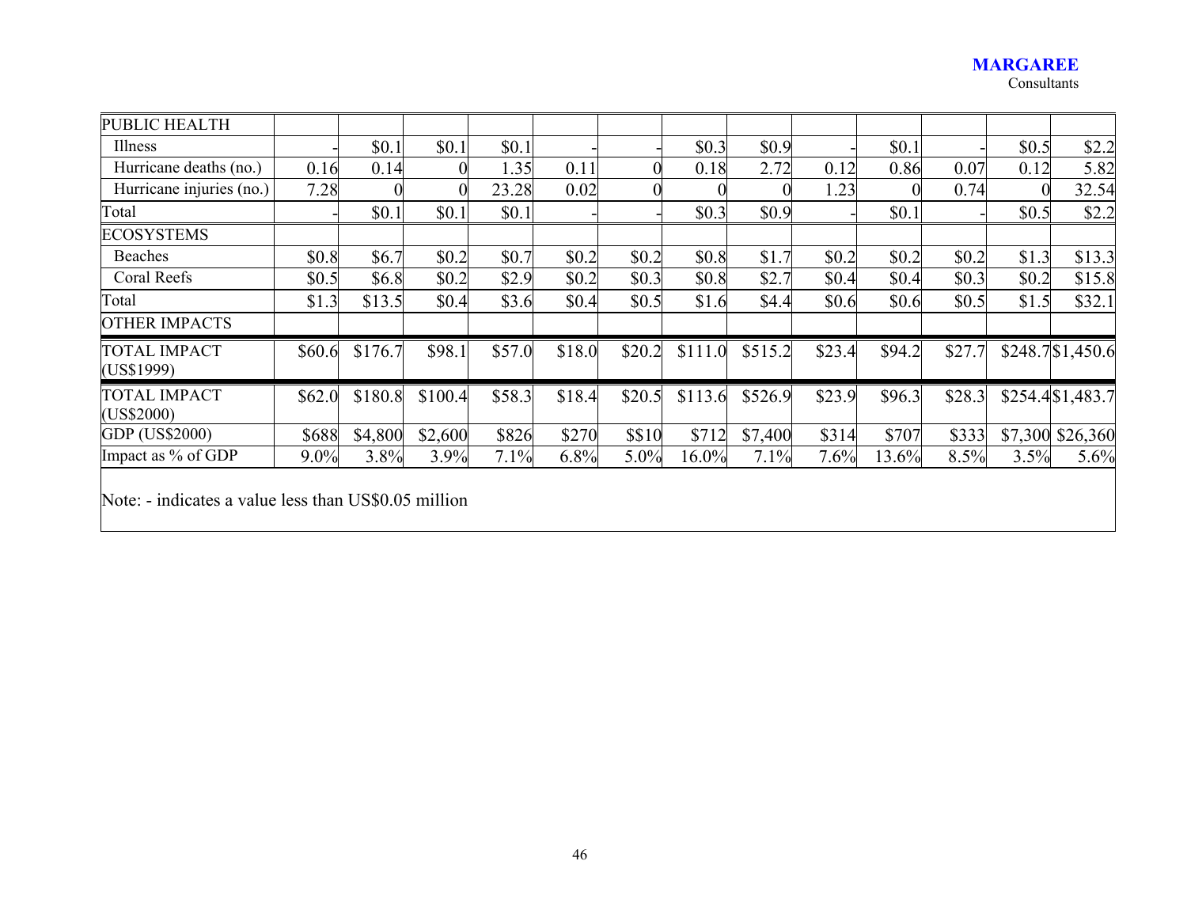| PUBLIC HEALTH | | | | | | | | | | | | | |
|---|---|---|---|---|---|---|---|---|---|---|---|---|---|
| Illness | - | $0.1 | $0.1 | $0.1 | - | - | $0.3 | $0.9 | - | $0.1 | - | $0.5 | $2.2 |
| Hurricane deaths (no.) | 0.16 | 0.14 | 0 | 1.35 | 0.11 | 0 | 0.18 | 2.72 | 0.12 | 0.86 | 0.07 | 0.12 | 5.82 |
| Hurricane injuries (no.) | 7.28 | 0 | 0 | 23.28 | 0.02 | 0 | 0 | 0 | 1.23 | 0 | 0.74 | 0 | 32.54 |
| Total | - | $0.1 | $0.1 | $0.1 | - | - | $0.3 | $0.9 | - | $0.1 | - | $0.5 | $2.2 |
| ECOSYSTEMS | | | | | | | | | | | | | |
| Beaches | $0.8 | $6.7 | $0.2 | $0.7 | $0.2 | $0.2 | $0.8 | $1.7 | $0.2 | $0.2 | $0.2 | $1.3 | $13.3 |
| Coral Reefs | $0.5 | $6.8 | $0.2 | $2.9 | $0.2 | $0.3 | $0.8 | $2.7 | $0.4 | $0.4 | $0.3 | $0.2 | $15.8 |
| Total | $1.3 | $13.5 | $0.4 | $3.6 | $0.4 | $0.5 | $1.6 | $4.4 | $0.6 | $0.6 | $0.5 | $1.5 | $32.1 |
| OTHER IMPACTS | | | | | | | | | | | | | |
| TOTAL IMPACT (US$1999) | $60.6 | $176.7 | $98.1 | $57.0 | $18.0 | $20.2 | $111.0 | $515.2 | $23.4 | $94.2 | $27.7 | $248.7 | $1,450.6 |
| TOTAL IMPACT (US$2000) | $62.0 | $180.8 | $100.4 | $58.3 | $18.4 | $20.5 | $113.6 | $526.9 | $23.9 | $96.3 | $28.3 | $254.4 | $1,483.7 |
| GDP (US$2000) | $688 | $4,800 | $2,600 | $826 | $270 | $$10 | $712 | $7,400 | $314 | $707 | $333 | $7,300 | $26,360 |
| Impact as % of GDP | 9.0% | 3.8% | 3.9% | 7.1% | 6.8% | 5.0% | 16.0% | 7.1% | 7.6% | 13.6% | 8.5% | 3.5% | 5.6% |

Note: - indicates a value less than US$0.05 million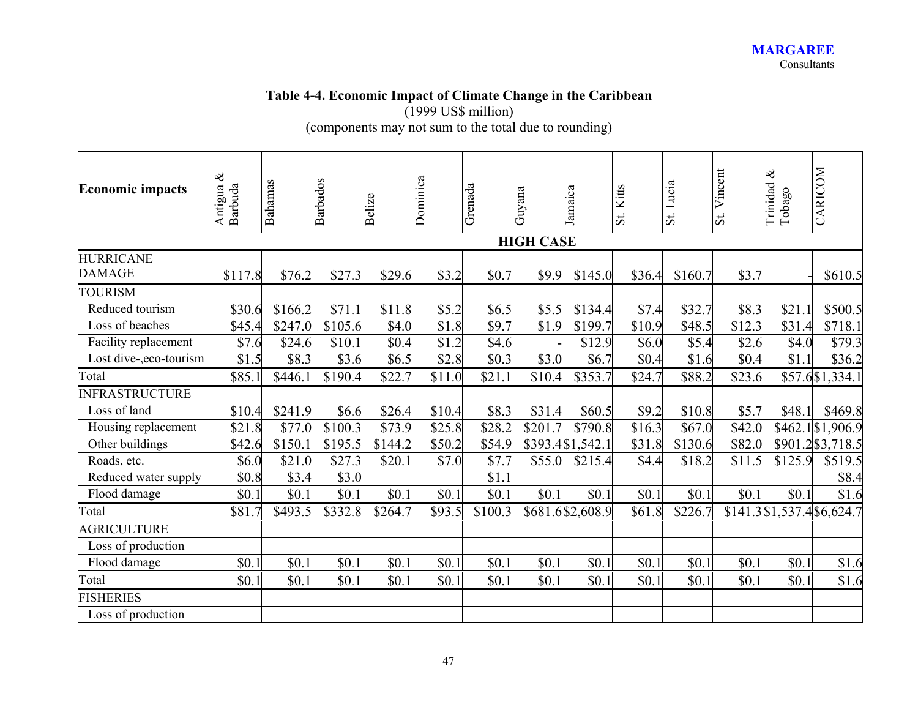**Table 4-4. Economic Impact of Climate Change in the Caribbean**
(1999 US$ million)
(components may not sum to the total due to rounding)

| Economic impacts | Antigua & Barbuda | Bahamas | Barbados | Belize | Dominica | Grenada | Guyana | Jamaica | St. Kitts | St. Lucia | St. Vincent | Trinidad & Tobago | CARICOM |
|---|---|---|---|---|---|---|---|---|---|---|---|---|---|
| | | | | | | | HIGH CASE | | | | | | |
| HURRICANE DAMAGE | $117.8 | $76.2 | $27.3 | $29.6 | $3.2 | $0.7 | $9.9 | $145.0 | $36.4 | $160.7 | $3.7 | - | $610.5 |
| TOURISM | | | | | | | | | | | | | |
| Reduced tourism | $30.6 | $166.2 | $71.1 | $11.8 | $5.2 | $6.5 | $5.5 | $134.4 | $7.4 | $32.7 | $8.3 | $21.1 | $500.5 |
| Loss of beaches | $45.4 | $247.0 | $105.6 | $4.0 | $1.8 | $9.7 | $1.9 | $199.7 | $10.9 | $48.5 | $12.3 | $31.4 | $718.1 |
| Facility replacement | $7.6 | $24.6 | $10.1 | $0.4 | $1.2 | $4.6 | - | $12.9 | $6.0 | $5.4 | $2.6 | $4.0 | $79.3 |
| Lost dive-,eco-tourism | $1.5 | $8.3 | $3.6 | $6.5 | $2.8 | $0.3 | $3.0 | $6.7 | $0.4 | $1.6 | $0.4 | $1.1 | $36.2 |
| Total | $85.1 | $446.1 | $190.4 | $22.7 | $11.0 | $21.1 | $10.4 | $353.7 | $24.7 | $88.2 | $23.6 | $57.6 | $1,334.1 |
| INFRASTRUCTURE | | | | | | | | | | | | | |
| Loss of land | $10.4 | $241.9 | $6.6 | $26.4 | $10.4 | $8.3 | $31.4 | $60.5 | $9.2 | $10.8 | $5.7 | $48.1 | $469.8 |
| Housing replacement | $21.8 | $77.0 | $100.3 | $73.9 | $25.8 | $28.2 | $201.7 | $790.8 | $16.3 | $67.0 | $42.0 | $462.1 | $1,906.9 |
| Other buildings | $42.6 | $150.1 | $195.5 | $144.2 | $50.2 | $54.9 | $393.4 | $1,542.1 | $31.8 | $130.6 | $82.0 | $901.2 | $3,718.5 |
| Roads, etc. | $6.0 | $21.0 | $27.3 | $20.1 | $7.0 | $7.7 | $55.0 | $215.4 | $4.4 | $18.2 | $11.5 | $125.9 | $519.5 |
| Reduced water supply | $0.8 | $3.4 | $3.0 | | | $1.1 | | | | | | | $8.4 |
| Flood damage | $0.1 | $0.1 | $0.1 | $0.1 | $0.1 | $0.1 | $0.1 | $0.1 | $0.1 | $0.1 | $0.1 | $0.1 | $1.6 |
| Total | $81.7 | $493.5 | $332.8 | $264.7 | $93.5 | $100.3 | $681.6 | $2,608.9 | $61.8 | $226.7 | $141.3 | $1,537.4 | $6,624.7 |
| AGRICULTURE | | | | | | | | | | | | | |
| Loss of production | | | | | | | | | | | | | |
| Flood damage | $0.1 | $0.1 | $0.1 | $0.1 | $0.1 | $0.1 | $0.1 | $0.1 | $0.1 | $0.1 | $0.1 | $0.1 | $1.6 |
| Total | $0.1 | $0.1 | $0.1 | $0.1 | $0.1 | $0.1 | $0.1 | $0.1 | $0.1 | $0.1 | $0.1 | $0.1 | $1.6 |
| FISHERIES | | | | | | | | | | | | | |
| Loss of production | | | | | | | | | | | | | |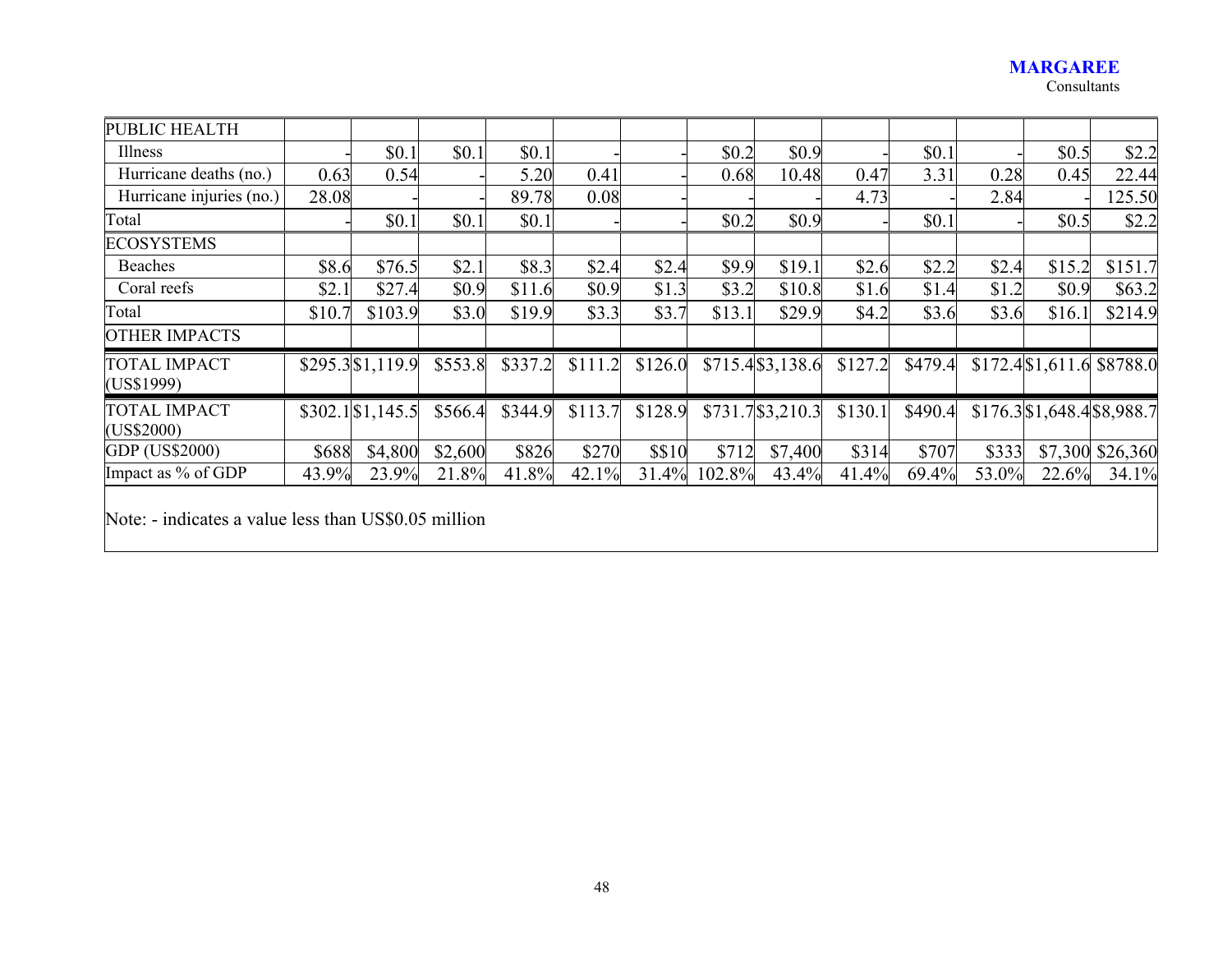| | | | | | | | | | | | | | |
|---|---|---|---|---|---|---|---|---|---|---|---|---|---|
| PUBLIC HEALTH | | | | | | | | | | | | | |
| Illness | - | $0.1 | $0.1 | $0.1 | - | - | $0.2 | $0.9 | - | $0.1 | - | $0.5 | $2.2 |
| Hurricane deaths (no.) | 0.63 | 0.54 | - | 5.20 | 0.41 | - | 0.68 | 10.48 | 0.47 | 3.31 | 0.28 | 0.45 | 22.44 |
| Hurricane injuries (no.) | 28.08 | - | - | 89.78 | 0.08 | - | - | - | 4.73 | - | 2.84 | - | 125.50 |
| Total | - | $0.1 | $0.1 | $0.1 | - | - | $0.2 | $0.9 | - | $0.1 | - | $0.5 | $2.2 |
| ECOSYSTEMS | | | | | | | | | | | | | |
| Beaches | $8.6 | $76.5 | $2.1 | $8.3 | $2.4 | $2.4 | $9.9 | $19.1 | $2.6 | $2.2 | $2.4 | $15.2 | $151.7 |
| Coral reefs | $2.1 | $27.4 | $0.9 | $11.6 | $0.9 | $1.3 | $3.2 | $10.8 | $1.6 | $1.4 | $1.2 | $0.9 | $63.2 |
| Total | $10.7 | $103.9 | $3.0 | $19.9 | $3.3 | $3.7 | $13.1 | $29.9 | $4.2 | $3.6 | $3.6 | $16.1 | $214.9 |
| OTHER IMPACTS | | | | | | | | | | | | | |
| TOTAL IMPACT (US$1999) | $295.3 | $1,119.9 | $553.8 | $337.2 | $111.2 | $126.0 | $715.4 | $3,138.6 | $127.2 | $479.4 | $172.4 | $1,611.6 | $8788.0 |
| TOTAL IMPACT (US$2000) | $302.1 | $1,145.5 | $566.4 | $344.9 | $113.7 | $128.9 | $731.7 | $3,210.3 | $130.1 | $490.4 | $176.3 | $1,648.4 | $8,988.7 |
| GDP (US$2000) | $688 | $4,800 | $2,600 | $826 | $270 | $$10 | $712 | $7,400 | $314 | $707 | $333 | $7,300 | $26,360 |
| Impact as % of GDP | 43.9% | 23.9% | 21.8% | 41.8% | 42.1% | 31.4% | 102.8% | 43.4% | 41.4% | 69.4% | 53.0% | 22.6% | 34.1% |

Note: - indicates a value less than US$0.05 million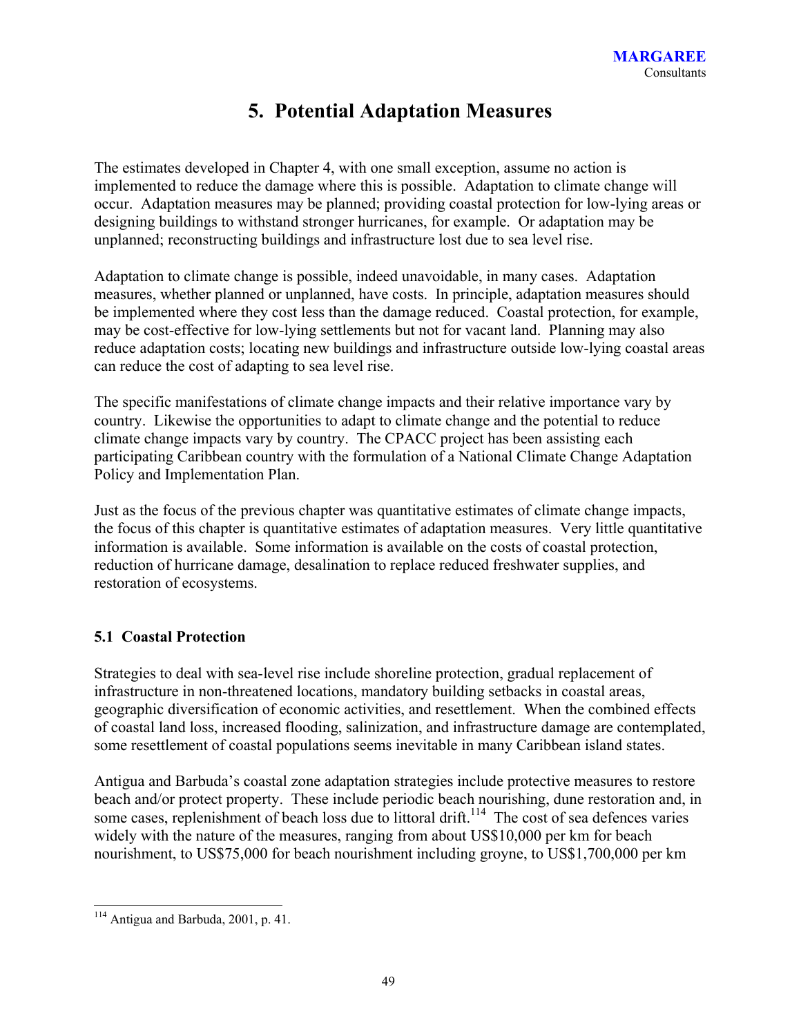# 5. Potential Adaptation Measures

The estimates developed in Chapter 4, with one small exception, assume no action is implemented to reduce the damage where this is possible. Adaptation to climate change will occur. Adaptation measures may be planned; providing coastal protection for low-lying areas or designing buildings to withstand stronger hurricanes, for example. Or adaptation may be unplanned; reconstructing buildings and infrastructure lost due to sea level rise.

Adaptation to climate change is possible, indeed unavoidable, in many cases. Adaptation measures, whether planned or unplanned, have costs. In principle, adaptation measures should be implemented where they cost less than the damage reduced. Coastal protection, for example, may be cost-effective for low-lying settlements but not for vacant land. Planning may also reduce adaptation costs; locating new buildings and infrastructure outside low-lying coastal areas can reduce the cost of adapting to sea level rise.

The specific manifestations of climate change impacts and their relative importance vary by country. Likewise the opportunities to adapt to climate change and the potential to reduce climate change impacts vary by country. The CPACC project has been assisting each participating Caribbean country with the formulation of a National Climate Change Adaptation Policy and Implementation Plan.

Just as the focus of the previous chapter was quantitative estimates of climate change impacts, the focus of this chapter is quantitative estimates of adaptation measures. Very little quantitative information is available. Some information is available on the costs of coastal protection, reduction of hurricane damage, desalination to replace reduced freshwater supplies, and restoration of ecosystems.

## 5.1 Coastal Protection

Strategies to deal with sea-level rise include shoreline protection, gradual replacement of infrastructure in non-threatened locations, mandatory building setbacks in coastal areas, geographic diversification of economic activities, and resettlement. When the combined effects of coastal land loss, increased flooding, salinization, and infrastructure damage are contemplated, some resettlement of coastal populations seems inevitable in many Caribbean island states.

Antigua and Barbuda's coastal zone adaptation strategies include protective measures to restore beach and/or protect property. These include periodic beach nourishing, dune restoration and, in some cases, replenishment of beach loss due to littoral drift.[114] The cost of sea defences varies widely with the nature of the measures, ranging from about US$10,000 per km for beach nourishment, to US$75,000 for beach nourishment including groyne, to US$1,700,000 per km

[114] Antigua and Barbuda, 2001, p. 41.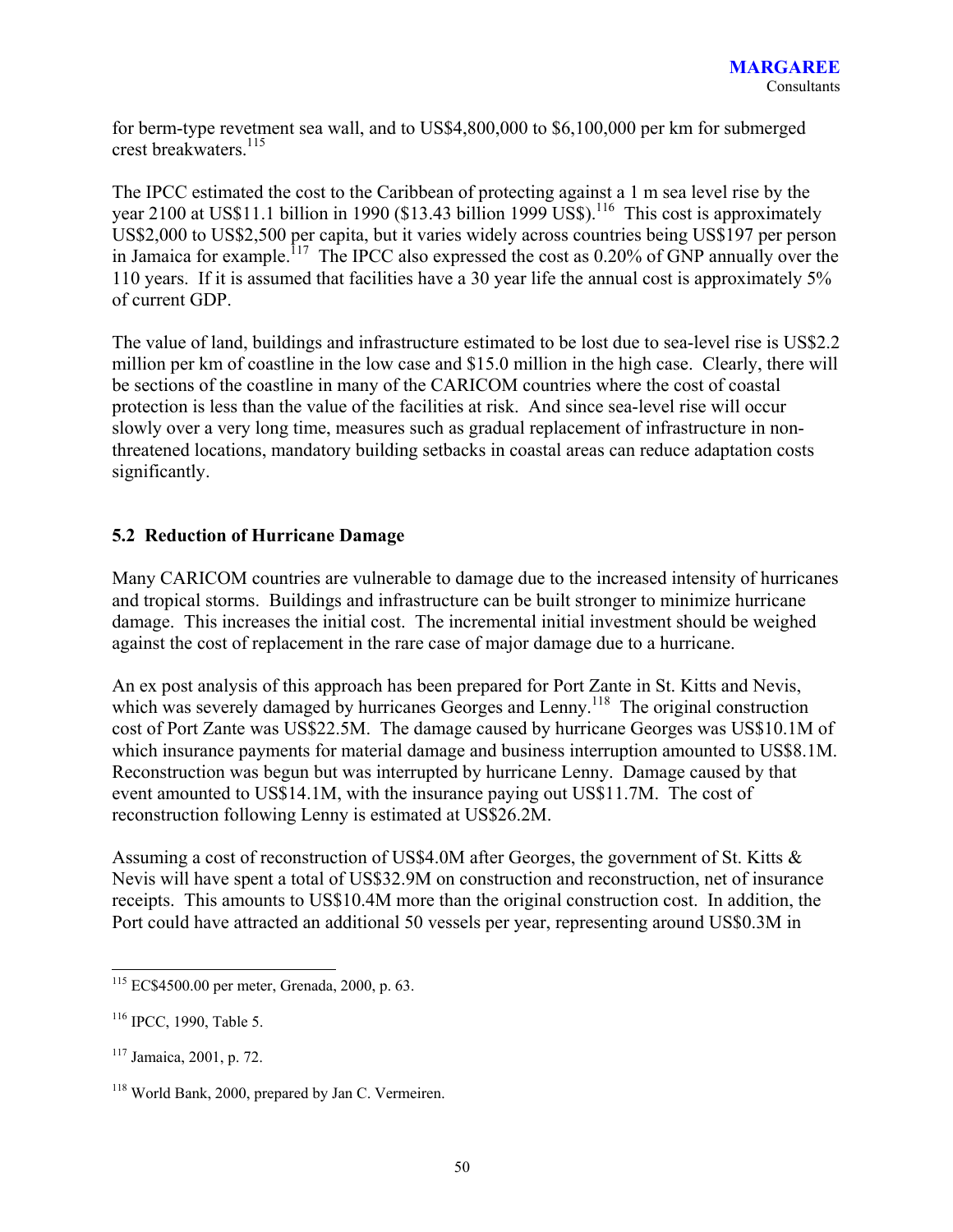for berm-type revetment sea wall, and to US$4,800,000 to $6,100,000 per km for submerged crest breakwaters.[115]

The IPCC estimated the cost to the Caribbean of protecting against a 1 m sea level rise by the year 2100 at US$11.1 billion in 1990 ($13.43 billion 1999 US$).[116] This cost is approximately US$2,000 to US$2,500 per capita, but it varies widely across countries being US$197 per person in Jamaica for example.[117] The IPCC also expressed the cost as 0.20% of GNP annually over the 110 years. If it is assumed that facilities have a 30 year life the annual cost is approximately 5% of current GDP.

The value of land, buildings and infrastructure estimated to be lost due to sea-level rise is US$2.2 million per km of coastline in the low case and $15.0 million in the high case. Clearly, there will be sections of the coastline in many of the CARICOM countries where the cost of coastal protection is less than the value of the facilities at risk. And since sea-level rise will occur slowly over a very long time, measures such as gradual replacement of infrastructure in non-threatened locations, mandatory building setbacks in coastal areas can reduce adaptation costs significantly.

## 5.2 Reduction of Hurricane Damage

Many CARICOM countries are vulnerable to damage due to the increased intensity of hurricanes and tropical storms. Buildings and infrastructure can be built stronger to minimize hurricane damage. This increases the initial cost. The incremental initial investment should be weighed against the cost of replacement in the rare case of major damage due to a hurricane.

An ex post analysis of this approach has been prepared for Port Zante in St. Kitts and Nevis, which was severely damaged by hurricanes Georges and Lenny.[118] The original construction cost of Port Zante was US$22.5M. The damage caused by hurricane Georges was US$10.1M of which insurance payments for material damage and business interruption amounted to US$8.1M. Reconstruction was begun but was interrupted by hurricane Lenny. Damage caused by that event amounted to US$14.1M, with the insurance paying out US$11.7M. The cost of reconstruction following Lenny is estimated at US$26.2M.

Assuming a cost of reconstruction of US$4.0M after Georges, the government of St. Kitts & Nevis will have spent a total of US$32.9M on construction and reconstruction, net of insurance receipts. This amounts to US$10.4M more than the original construction cost. In addition, the Port could have attracted an additional 50 vessels per year, representing around US$0.3M in

---

[115] EC$4500.00 per meter, Grenada, 2000, p. 63.

[116] IPCC, 1990, Table 5.

[117] Jamaica, 2001, p. 72.

[118] World Bank, 2000, prepared by Jan C. Vermeiren.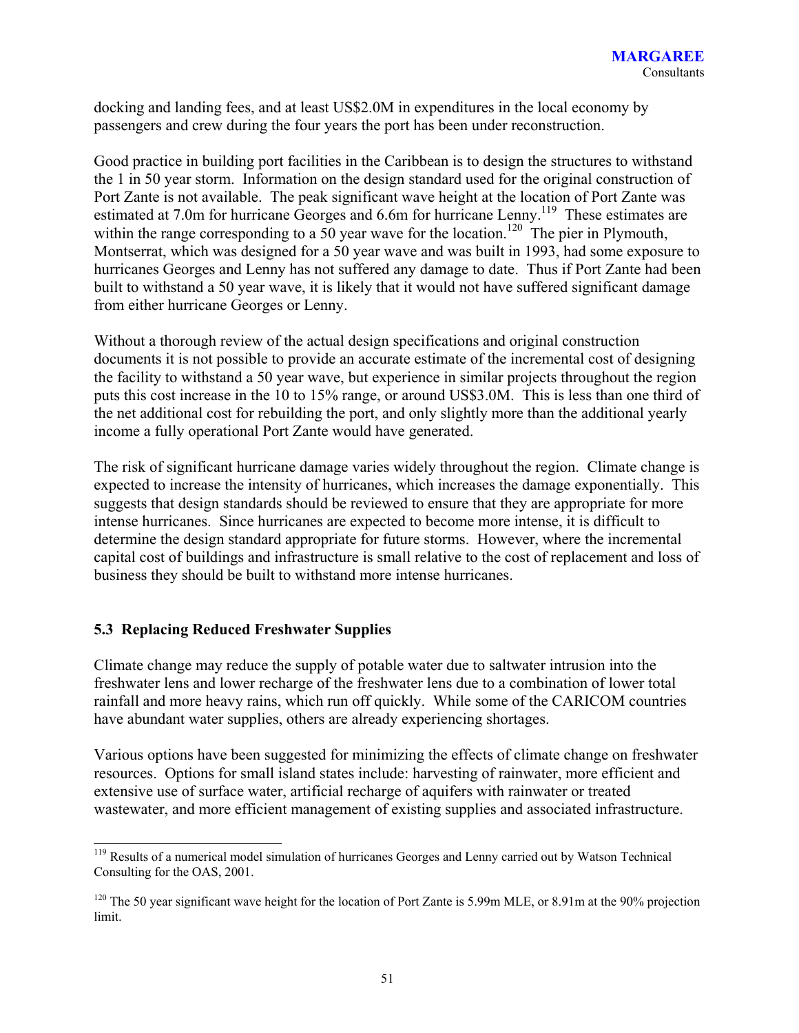docking and landing fees, and at least US$2.0M in expenditures in the local economy by passengers and crew during the four years the port has been under reconstruction.

Good practice in building port facilities in the Caribbean is to design the structures to withstand the 1 in 50 year storm. Information on the design standard used for the original construction of Port Zante is not available. The peak significant wave height at the location of Port Zante was estimated at 7.0m for hurricane Georges and 6.6m for hurricane Lenny.[119] These estimates are within the range corresponding to a 50 year wave for the location.[120] The pier in Plymouth, Montserrat, which was designed for a 50 year wave and was built in 1993, had some exposure to hurricanes Georges and Lenny has not suffered any damage to date. Thus if Port Zante had been built to withstand a 50 year wave, it is likely that it would not have suffered significant damage from either hurricane Georges or Lenny.

Without a thorough review of the actual design specifications and original construction documents it is not possible to provide an accurate estimate of the incremental cost of designing the facility to withstand a 50 year wave, but experience in similar projects throughout the region puts this cost increase in the 10 to 15% range, or around US$3.0M. This is less than one third of the net additional cost for rebuilding the port, and only slightly more than the additional yearly income a fully operational Port Zante would have generated.

The risk of significant hurricane damage varies widely throughout the region. Climate change is expected to increase the intensity of hurricanes, which increases the damage exponentially. This suggests that design standards should be reviewed to ensure that they are appropriate for more intense hurricanes. Since hurricanes are expected to become more intense, it is difficult to determine the design standard appropriate for future storms. However, where the incremental capital cost of buildings and infrastructure is small relative to the cost of replacement and loss of business they should be built to withstand more intense hurricanes.

### 5.3 Replacing Reduced Freshwater Supplies

Climate change may reduce the supply of potable water due to saltwater intrusion into the freshwater lens and lower recharge of the freshwater lens due to a combination of lower total rainfall and more heavy rains, which run off quickly. While some of the CARICOM countries have abundant water supplies, others are already experiencing shortages.

Various options have been suggested for minimizing the effects of climate change on freshwater resources. Options for small island states include: harvesting of rainwater, more efficient and extensive use of surface water, artificial recharge of aquifers with rainwater or treated wastewater, and more efficient management of existing supplies and associated infrastructure.

---

[119] Results of a numerical model simulation of hurricanes Georges and Lenny carried out by Watson Technical Consulting for the OAS, 2001.

[120] The 50 year significant wave height for the location of Port Zante is 5.99m MLE, or 8.91m at the 90% projection limit.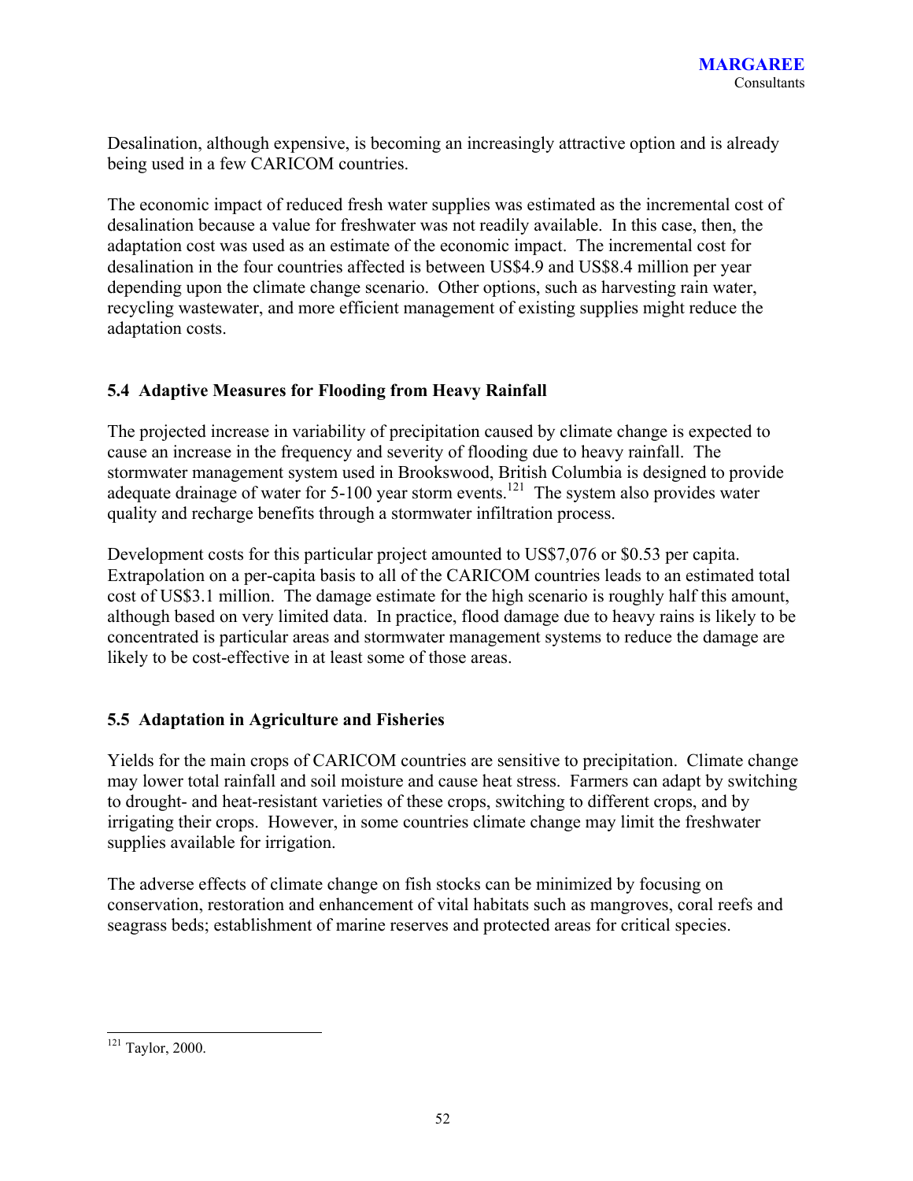Desalination, although expensive, is becoming an increasingly attractive option and is already being used in a few CARICOM countries.

The economic impact of reduced fresh water supplies was estimated as the incremental cost of desalination because a value for freshwater was not readily available. In this case, then, the adaptation cost was used as an estimate of the economic impact. The incremental cost for desalination in the four countries affected is between US$4.9 and US$8.4 million per year depending upon the climate change scenario. Other options, such as harvesting rain water, recycling wastewater, and more efficient management of existing supplies might reduce the adaptation costs.

### 5.4 Adaptive Measures for Flooding from Heavy Rainfall

The projected increase in variability of precipitation caused by climate change is expected to cause an increase in the frequency and severity of flooding due to heavy rainfall. The stormwater management system used in Brookswood, British Columbia is designed to provide adequate drainage of water for 5-100 year storm events.[121] The system also provides water quality and recharge benefits through a stormwater infiltration process.

Development costs for this particular project amounted to US$7,076 or $0.53 per capita. Extrapolation on a per-capita basis to all of the CARICOM countries leads to an estimated total cost of US$3.1 million. The damage estimate for the high scenario is roughly half this amount, although based on very limited data. In practice, flood damage due to heavy rains is likely to be concentrated is particular areas and stormwater management systems to reduce the damage are likely to be cost-effective in at least some of those areas.

### 5.5 Adaptation in Agriculture and Fisheries

Yields for the main crops of CARICOM countries are sensitive to precipitation. Climate change may lower total rainfall and soil moisture and cause heat stress. Farmers can adapt by switching to drought- and heat-resistant varieties of these crops, switching to different crops, and by irrigating their crops. However, in some countries climate change may limit the freshwater supplies available for irrigation.

The adverse effects of climate change on fish stocks can be minimized by focusing on conservation, restoration and enhancement of vital habitats such as mangroves, coral reefs and seagrass beds; establishment of marine reserves and protected areas for critical species.

---

[121] Taylor, 2000.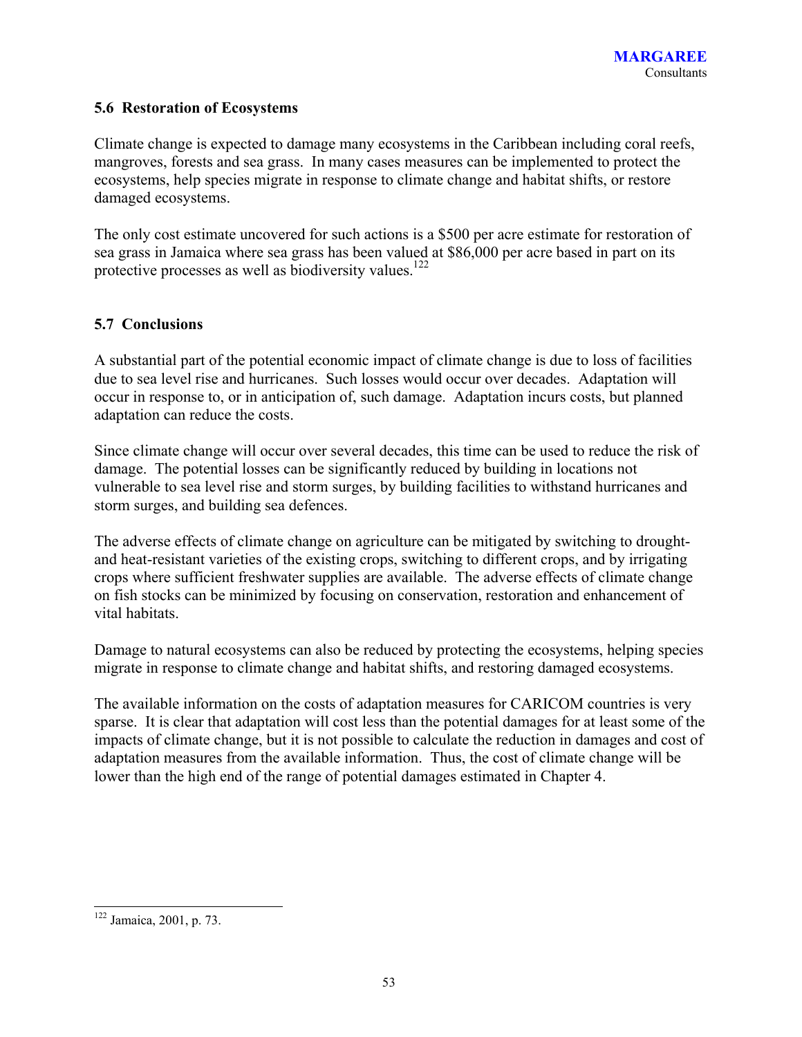## 5.6 Restoration of Ecosystems

Climate change is expected to damage many ecosystems in the Caribbean including coral reefs, mangroves, forests and sea grass. In many cases measures can be implemented to protect the ecosystems, help species migrate in response to climate change and habitat shifts, or restore damaged ecosystems.

The only cost estimate uncovered for such actions is a $500 per acre estimate for restoration of sea grass in Jamaica where sea grass has been valued at $86,000 per acre based in part on its protective processes as well as biodiversity values.[122]

## 5.7 Conclusions

A substantial part of the potential economic impact of climate change is due to loss of facilities due to sea level rise and hurricanes. Such losses would occur over decades. Adaptation will occur in response to, or in anticipation of, such damage. Adaptation incurs costs, but planned adaptation can reduce the costs.

Since climate change will occur over several decades, this time can be used to reduce the risk of damage. The potential losses can be significantly reduced by building in locations not vulnerable to sea level rise and storm surges, by building facilities to withstand hurricanes and storm surges, and building sea defences.

The adverse effects of climate change on agriculture can be mitigated by switching to drought- and heat-resistant varieties of the existing crops, switching to different crops, and by irrigating crops where sufficient freshwater supplies are available. The adverse effects of climate change on fish stocks can be minimized by focusing on conservation, restoration and enhancement of vital habitats.

Damage to natural ecosystems can also be reduced by protecting the ecosystems, helping species migrate in response to climate change and habitat shifts, and restoring damaged ecosystems.

The available information on the costs of adaptation measures for CARICOM countries is very sparse. It is clear that adaptation will cost less than the potential damages for at least some of the impacts of climate change, but it is not possible to calculate the reduction in damages and cost of adaptation measures from the available information. Thus, the cost of climate change will be lower than the high end of the range of potential damages estimated in Chapter 4.

---

[122] Jamaica, 2001, p. 73.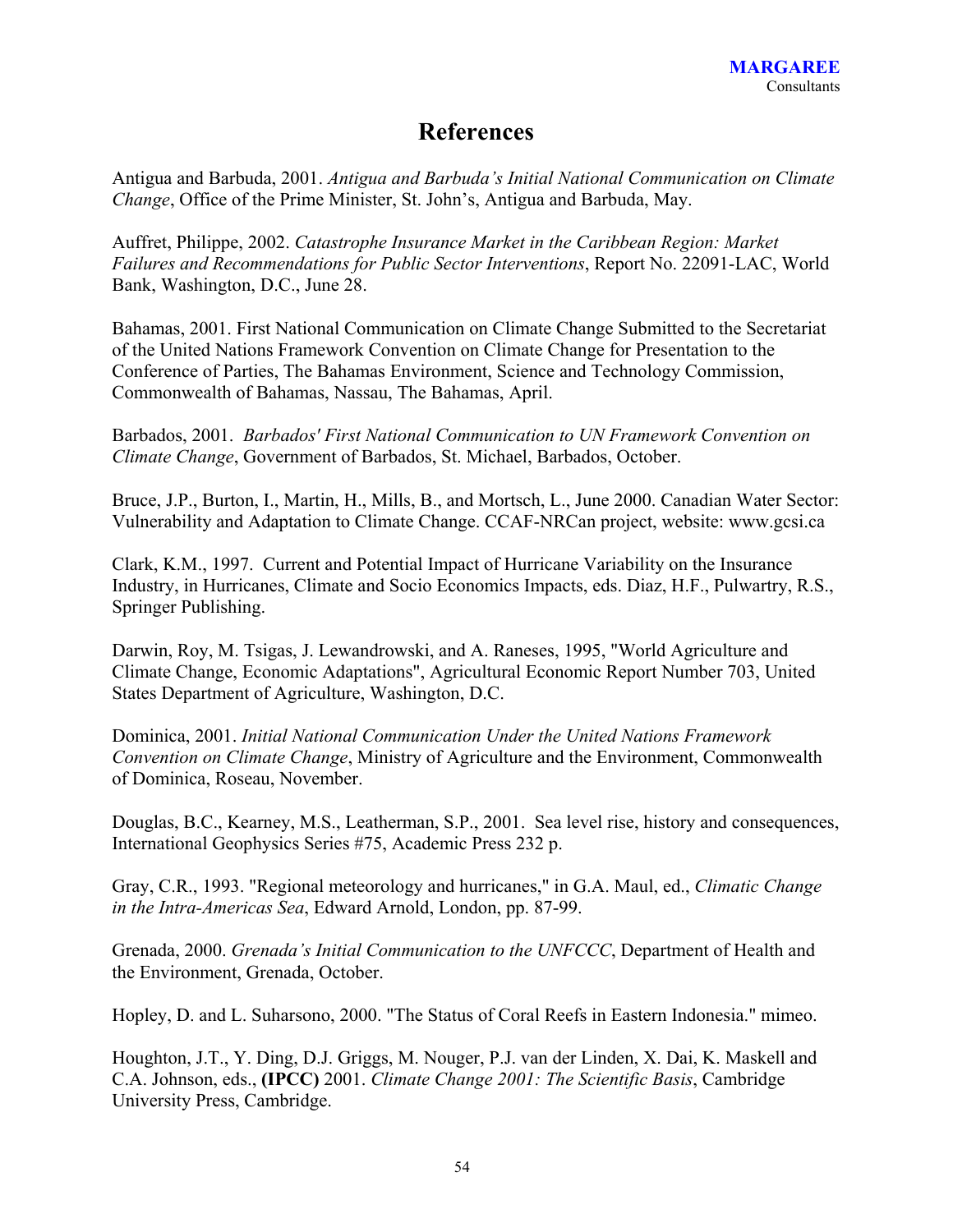# References

Antigua and Barbuda, 2001. *Antigua and Barbuda's Initial National Communication on Climate Change*, Office of the Prime Minister, St. John's, Antigua and Barbuda, May.

Auffret, Philippe, 2002. *Catastrophe Insurance Market in the Caribbean Region: Market Failures and Recommendations for Public Sector Interventions*, Report No. 22091-LAC, World Bank, Washington, D.C., June 28.

Bahamas, 2001. First National Communication on Climate Change Submitted to the Secretariat of the United Nations Framework Convention on Climate Change for Presentation to the Conference of Parties, The Bahamas Environment, Science and Technology Commission, Commonwealth of Bahamas, Nassau, The Bahamas, April.

Barbados, 2001. *Barbados' First National Communication to UN Framework Convention on Climate Change*, Government of Barbados, St. Michael, Barbados, October.

Bruce, J.P., Burton, I., Martin, H., Mills, B., and Mortsch, L., June 2000. Canadian Water Sector: Vulnerability and Adaptation to Climate Change. CCAF-NRCan project, website: www.gcsi.ca

Clark, K.M., 1997. Current and Potential Impact of Hurricane Variability on the Insurance Industry, in Hurricanes, Climate and Socio Economics Impacts, eds. Diaz, H.F., Pulwartry, R.S., Springer Publishing.

Darwin, Roy, M. Tsigas, J. Lewandrowski, and A. Raneses, 1995, "World Agriculture and Climate Change, Economic Adaptations", Agricultural Economic Report Number 703, United States Department of Agriculture, Washington, D.C.

Dominica, 2001. *Initial National Communication Under the United Nations Framework Convention on Climate Change*, Ministry of Agriculture and the Environment, Commonwealth of Dominica, Roseau, November.

Douglas, B.C., Kearney, M.S., Leatherman, S.P., 2001. Sea level rise, history and consequences, International Geophysics Series #75, Academic Press 232 p.

Gray, C.R., 1993. "Regional meteorology and hurricanes," in G.A. Maul, ed., *Climatic Change in the Intra-Americas Sea*, Edward Arnold, London, pp. 87-99.

Grenada, 2000. *Grenada's Initial Communication to the UNFCCC*, Department of Health and the Environment, Grenada, October.

Hopley, D. and L. Suharsono, 2000. "The Status of Coral Reefs in Eastern Indonesia." mimeo.

Houghton, J.T., Y. Ding, D.J. Griggs, M. Nouger, P.J. van der Linden, X. Dai, K. Maskell and C.A. Johnson, eds., **(IPCC)** 2001. *Climate Change 2001: The Scientific Basis*, Cambridge University Press, Cambridge.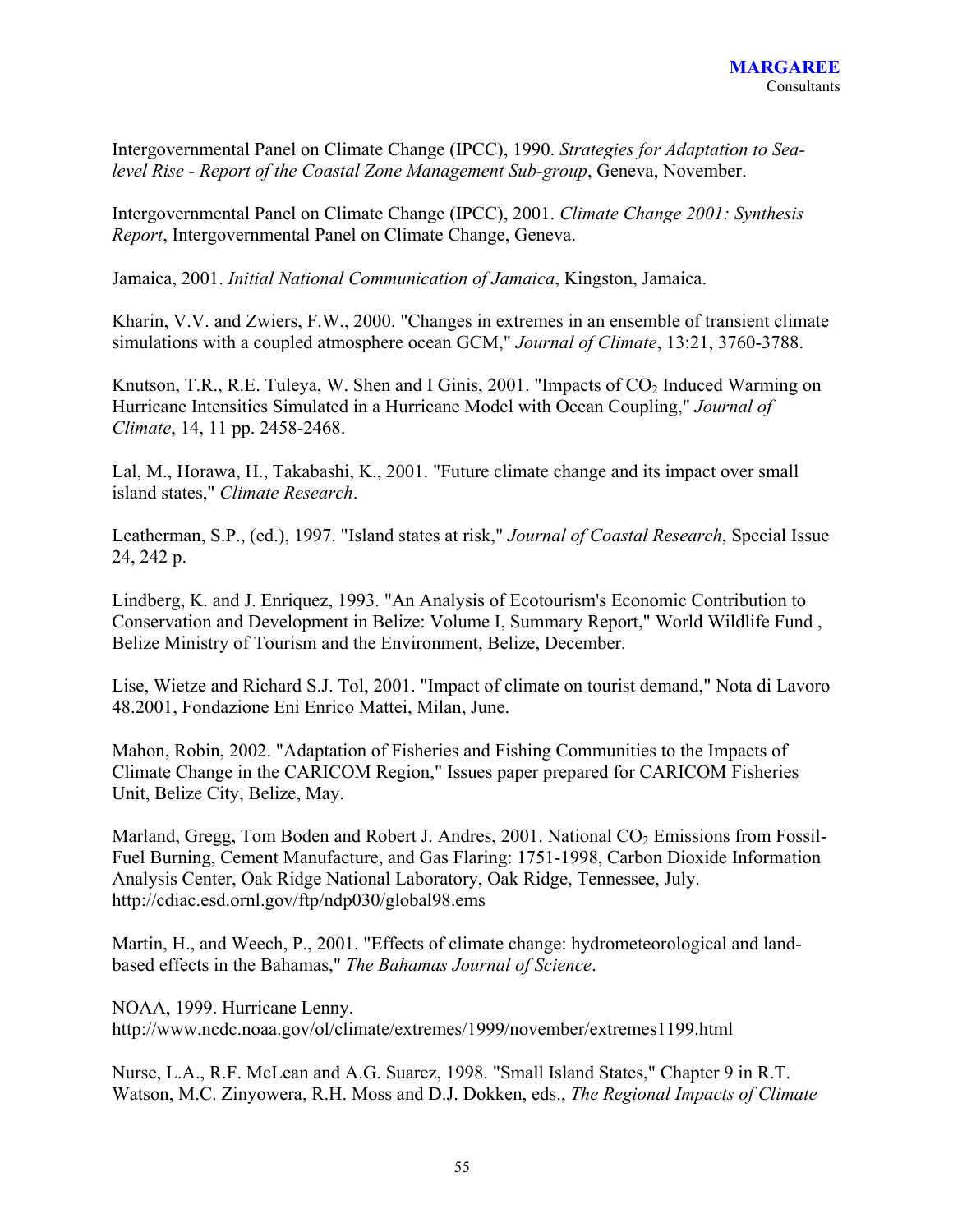Intergovernmental Panel on Climate Change (IPCC), 1990. *Strategies for Adaptation to Sea-level Rise - Report of the Coastal Zone Management Sub-group*, Geneva, November.

Intergovernmental Panel on Climate Change (IPCC), 2001. *Climate Change 2001: Synthesis Report*, Intergovernmental Panel on Climate Change, Geneva.

Jamaica, 2001. *Initial National Communication of Jamaica*, Kingston, Jamaica.

Kharin, V.V. and Zwiers, F.W., 2000. "Changes in extremes in an ensemble of transient climate simulations with a coupled atmosphere ocean GCM," *Journal of Climate*, 13:21, 3760-3788.

Knutson, T.R., R.E. Tuleya, W. Shen and I Ginis, 2001. "Impacts of $CO_2$ Induced Warming on Hurricane Intensities Simulated in a Hurricane Model with Ocean Coupling," *Journal of Climate*, 14, 11 pp. 2458-2468.

Lal, M., Horawa, H., Takabashi, K., 2001. "Future climate change and its impact over small island states," *Climate Research*.

Leatherman, S.P., (ed.), 1997. "Island states at risk," *Journal of Coastal Research*, Special Issue 24, 242 p.

Lindberg, K. and J. Enriquez, 1993. "An Analysis of Ecotourism's Economic Contribution to Conservation and Development in Belize: Volume I, Summary Report," World Wildlife Fund , Belize Ministry of Tourism and the Environment, Belize, December.

Lise, Wietze and Richard S.J. Tol, 2001. "Impact of climate on tourist demand," Nota di Lavoro 48.2001, Fondazione Eni Enrico Mattei, Milan, June.

Mahon, Robin, 2002. "Adaptation of Fisheries and Fishing Communities to the Impacts of Climate Change in the CARICOM Region," Issues paper prepared for CARICOM Fisheries Unit, Belize City, Belize, May.

Marland, Gregg, Tom Boden and Robert J. Andres, 2001. National $CO_2$ Emissions from Fossil-Fuel Burning, Cement Manufacture, and Gas Flaring: 1751-1998, Carbon Dioxide Information Analysis Center, Oak Ridge National Laboratory, Oak Ridge, Tennessee, July. http://cdiac.esd.ornl.gov/ftp/ndp030/global98.ems

Martin, H., and Weech, P., 2001. "Effects of climate change: hydrometeorological and land-based effects in the Bahamas," *The Bahamas Journal of Science*.

NOAA, 1999. Hurricane Lenny. http://www.ncdc.noaa.gov/ol/climate/extremes/1999/november/extremes1199.html

Nurse, L.A., R.F. McLean and A.G. Suarez, 1998. "Small Island States," Chapter 9 in R.T. Watson, M.C. Zinyowera, R.H. Moss and D.J. Dokken, eds., *The Regional Impacts of Climate*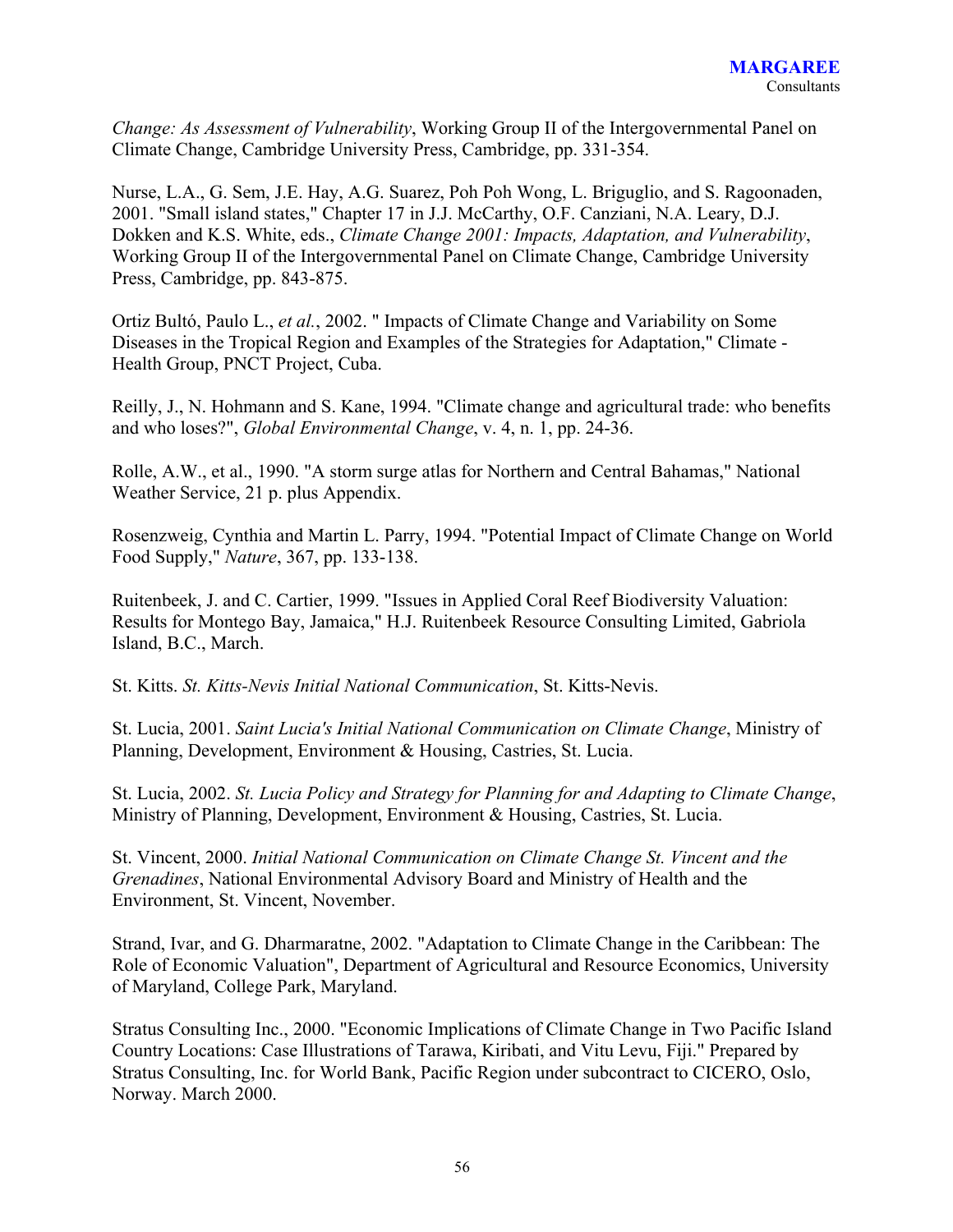*Change: As Assessment of Vulnerability*, Working Group II of the Intergovernmental Panel on Climate Change, Cambridge University Press, Cambridge, pp. 331-354.

Nurse, L.A., G. Sem, J.E. Hay, A.G. Suarez, Poh Poh Wong, L. Briguglio, and S. Ragoonaden, 2001. "Small island states," Chapter 17 in J.J. McCarthy, O.F. Canziani, N.A. Leary, D.J. Dokken and K.S. White, eds., *Climate Change 2001: Impacts, Adaptation, and Vulnerability*, Working Group II of the Intergovernmental Panel on Climate Change, Cambridge University Press, Cambridge, pp. 843-875.

Ortiz Bultó, Paulo L., *et al.*, 2002. " Impacts of Climate Change and Variability on Some Diseases in the Tropical Region and Examples of the Strategies for Adaptation," Climate - Health Group, PNCT Project, Cuba.

Reilly, J., N. Hohmann and S. Kane, 1994. "Climate change and agricultural trade: who benefits and who loses?", *Global Environmental Change*, v. 4, n. 1, pp. 24-36.

Rolle, A.W., et al., 1990. "A storm surge atlas for Northern and Central Bahamas," National Weather Service, 21 p. plus Appendix.

Rosenzweig, Cynthia and Martin L. Parry, 1994. "Potential Impact of Climate Change on World Food Supply," *Nature*, 367, pp. 133-138.

Ruitenbeek, J. and C. Cartier, 1999. "Issues in Applied Coral Reef Biodiversity Valuation: Results for Montego Bay, Jamaica," H.J. Ruitenbeek Resource Consulting Limited, Gabriola Island, B.C., March.

St. Kitts. *St. Kitts-Nevis Initial National Communication*, St. Kitts-Nevis.

St. Lucia, 2001. *Saint Lucia's Initial National Communication on Climate Change*, Ministry of Planning, Development, Environment & Housing, Castries, St. Lucia.

St. Lucia, 2002. *St. Lucia Policy and Strategy for Planning for and Adapting to Climate Change*, Ministry of Planning, Development, Environment & Housing, Castries, St. Lucia.

St. Vincent, 2000. *Initial National Communication on Climate Change St. Vincent and the Grenadines*, National Environmental Advisory Board and Ministry of Health and the Environment, St. Vincent, November.

Strand, Ivar, and G. Dharmaratne, 2002. "Adaptation to Climate Change in the Caribbean: The Role of Economic Valuation", Department of Agricultural and Resource Economics, University of Maryland, College Park, Maryland.

Stratus Consulting Inc., 2000. "Economic Implications of Climate Change in Two Pacific Island Country Locations: Case Illustrations of Tarawa, Kiribati, and Vitu Levu, Fiji." Prepared by Stratus Consulting, Inc. for World Bank, Pacific Region under subcontract to CICERO, Oslo, Norway. March 2000.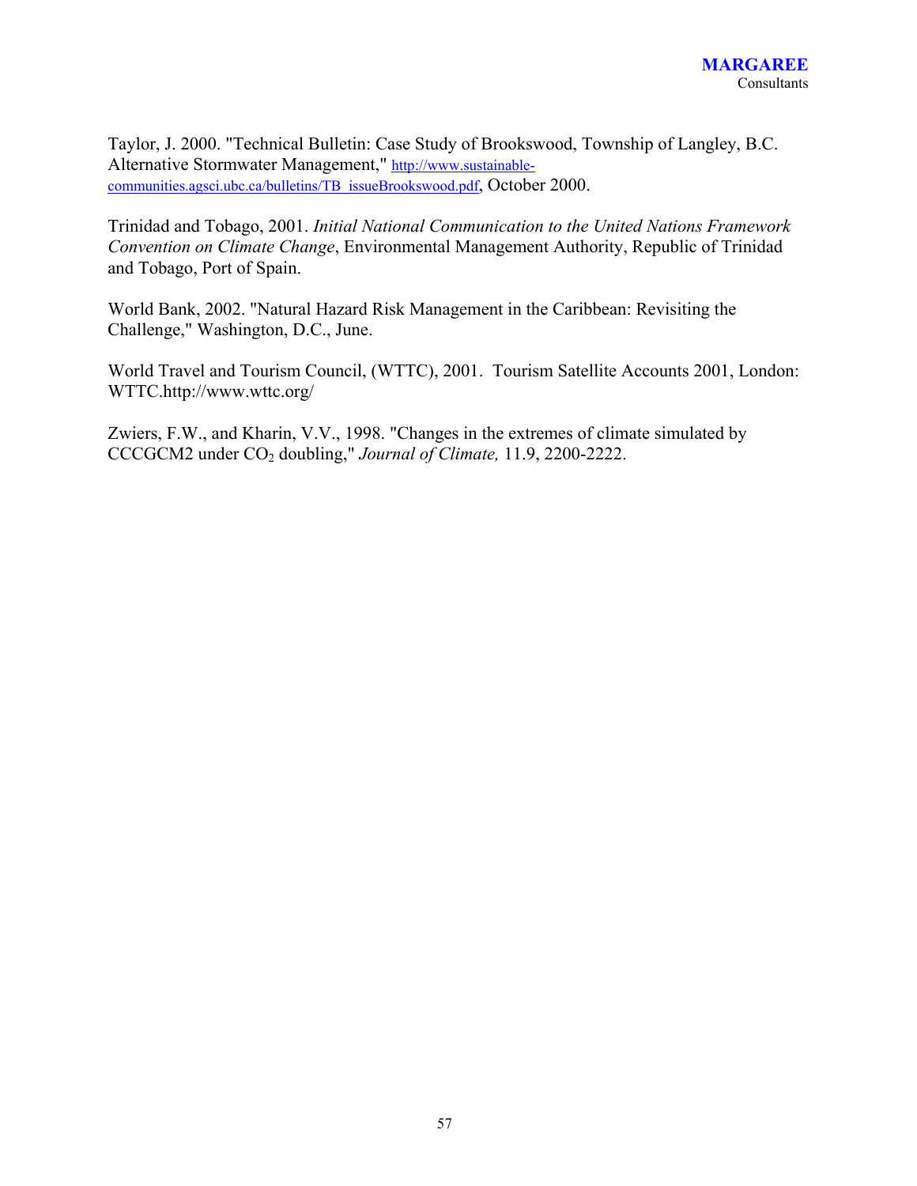Taylor, J. 2000. "Technical Bulletin: Case Study of Brookswood, Township of Langley, B.C. Alternative Stormwater Management," http://www.sustainable-communities.agsci.ubc.ca/bulletins/TB_issueBrookswood.pdf, October 2000.

Trinidad and Tobago, 2001. *Initial National Communication to the United Nations Framework Convention on Climate Change*, Environmental Management Authority, Republic of Trinidad and Tobago, Port of Spain.

World Bank, 2002. "Natural Hazard Risk Management in the Caribbean: Revisiting the Challenge," Washington, D.C., June.

World Travel and Tourism Council, (WTTC), 2001. Tourism Satellite Accounts 2001, London: WTTC.http://www.wttc.org/

Zwiers, F.W., and Kharin, V.V., 1998. "Changes in the extremes of climate simulated by CCCGCM2 under $CO_2$ doubling," *Journal of Climate,* 11.9, 2200-2222.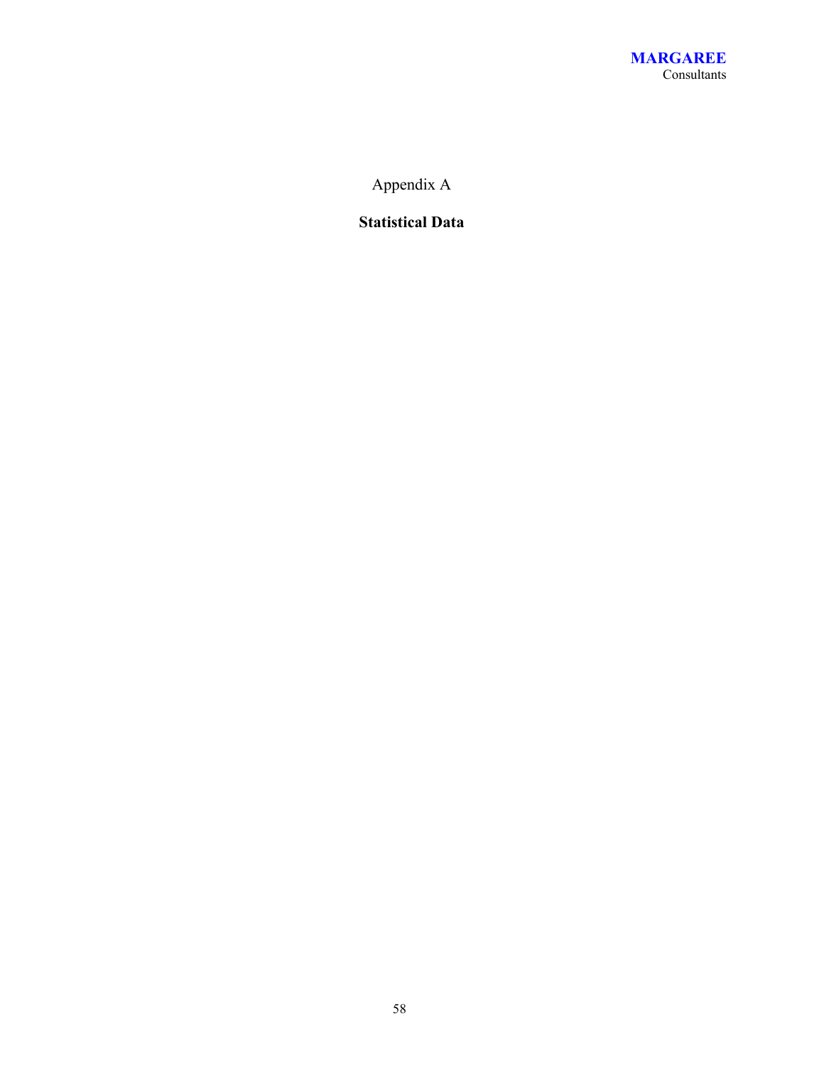Appendix A

**Statistical Data**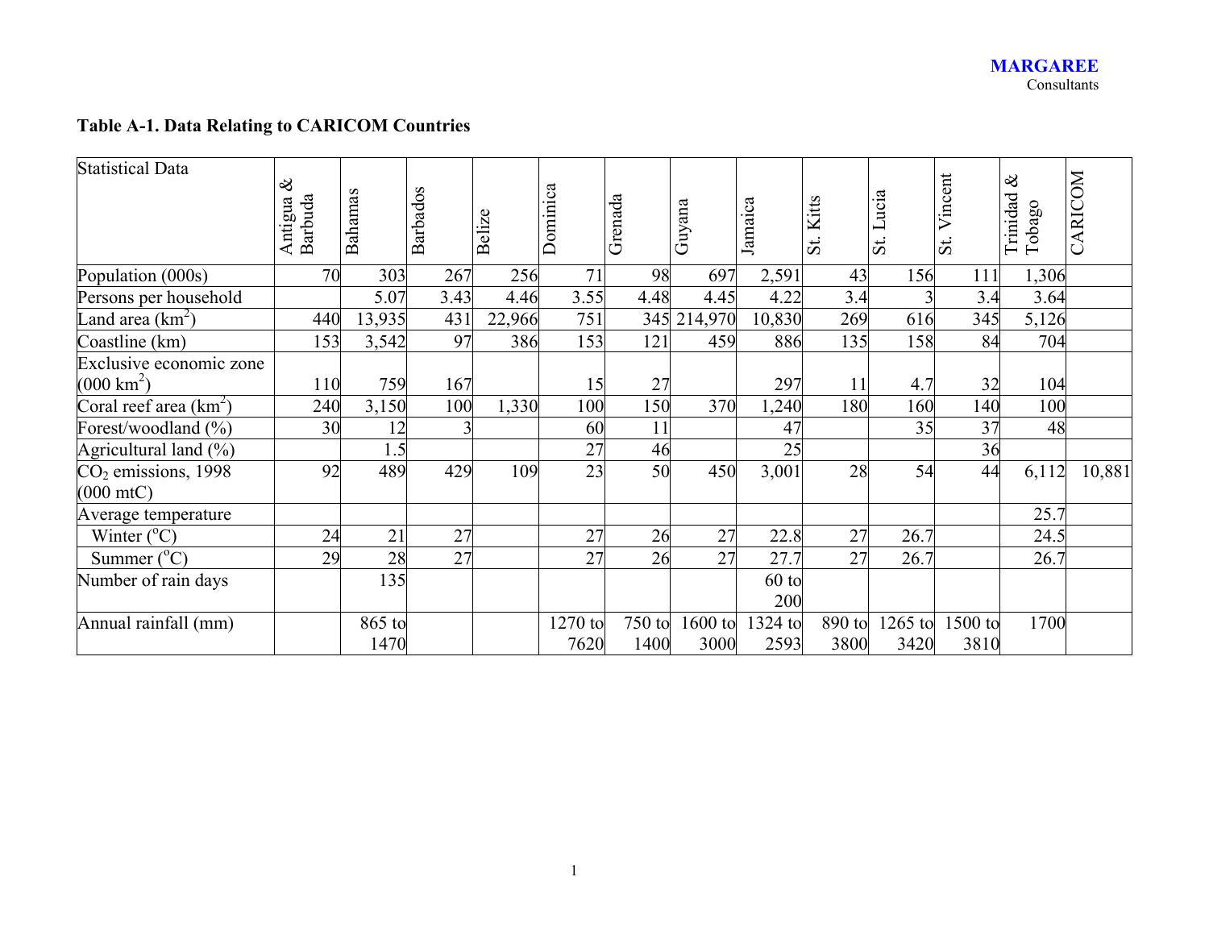**Table A-1. Data Relating to CARICOM Countries**

| Statistical Data | Antigua & Barbuda | Bahamas | Barbados | Belize | Dominica | Grenada | Guyana | Jamaica | St. Kitts | St. Lucia | St. Vincent | Trinidad & Tobago | CARICOM |
|---|---|---|---|---|---|---|---|---|---|---|---|---|---|
| Population (000s) | 70 | 303 | 267 | 256 | 71 | 98 | 697 | 2,591 | 43 | 156 | 111 | 1,306 | |
| Persons per household | | 5.07 | 3.43 | 4.46 | 3.55 | 4.48 | 4.45 | 4.22 | 3.4 | 3 | 3.4 | 3.64 | |
| Land area ($km^2$) | 440 | 13,935 | 431 | 22,966 | 751 | 345 | 214,970 | 10,830 | 269 | 616 | 345 | 5,126 | |
| Coastline (km) | 153 | 3,542 | 97 | 386 | 153 | 121 | 459 | 886 | 135 | 158 | 84 | 704 | |
| Exclusive economic zone (000 $km^2$) | 110 | 759 | 167 | | 15 | 27 | | 297 | 11 | 4.7 | 32 | 104 | |
| Coral reef area ($km^2$) | 240 | 3,150 | 100 | 1,330 | 100 | 150 | 370 | 1,240 | 180 | 160 | 140 | 100 | |
| Forest/woodland (%) | 30 | 12 | 3 | | 60 | 11 | | 47 | | 35 | 37 | 48 | |
| Agricultural land (%) | | 1.5 | | | 27 | 46 | | 25 | | | 36 | | |
| $CO_2$ emissions, 1998 (000 mtC) | 92 | 489 | 429 | 109 | 23 | 50 | 450 | 3,001 | 28 | 54 | 44 | 6,112 | 10,881 |
| Average temperature | | | | | | | | | | | | 25.7 | |
| Winter (°C) | 24 | 21 | 27 | | 27 | 26 | 27 | 22.8 | 27 | 26.7 | | 24.5 | |
| Summer (°C) | 29 | 28 | 27 | | 27 | 26 | 27 | 27.7 | 27 | 26.7 | | 26.7 | |
| Number of rain days | | 135 | | | | | | 60 to 200 | | | | | |
| Annual rainfall (mm) | | 865 to 1470 | | | 1270 to 7620 | 750 to 1400 | 1600 to 3000 | 1324 to 2593 | 890 to 3800 | 1265 to 3420 | 1500 to 3810 | 1700 | |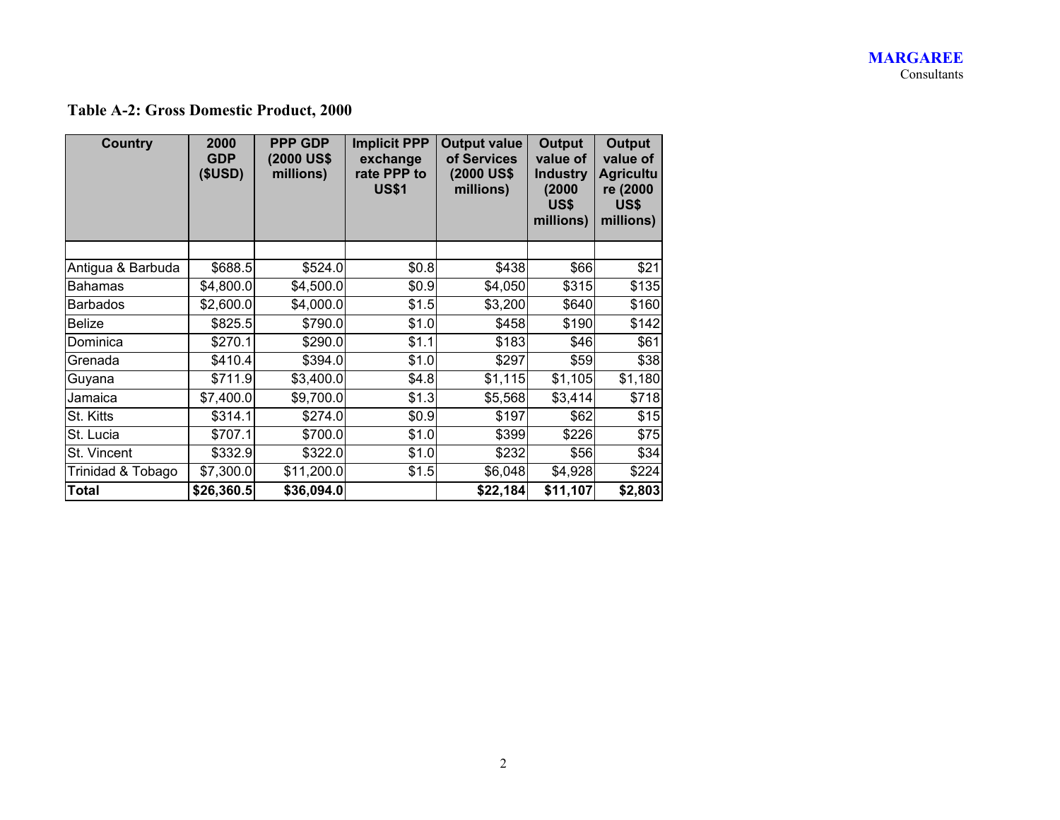**Table A-2: Gross Domestic Product, 2000**

| Country | 2000 GDP ($USD) | PPP GDP (2000 US$ millions) | Implicit PPP exchange rate PPP to US$1 | Output value of Services (2000 US$ millions) | Output value of Industry (2000 US$ millions) | Output value of Agriculture (2000 US$ millions) |
|---|---|---|---|---|---|---|
| | | | | | | |
| Antigua & Barbuda | $688.5 | $524.0 | $0.8 | $438 | $66 | $21 |
| Bahamas | $4,800.0 | $4,500.0 | $0.9 | $4,050 | $315 | $135 |
| Barbados | $2,600.0 | $4,000.0 | $1.5 | $3,200 | $640 | $160 |
| Belize | $825.5 | $790.0 | $1.0 | $458 | $190 | $142 |
| Dominica | $270.1 | $290.0 | $1.1 | $183 | $46 | $61 |
| Grenada | $410.4 | $394.0 | $1.0 | $297 | $59 | $38 |
| Guyana | $711.9 | $3,400.0 | $4.8 | $1,115 | $1,105 | $1,180 |
| Jamaica | $7,400.0 | $9,700.0 | $1.3 | $5,568 | $3,414 | $718 |
| St. Kitts | $314.1 | $274.0 | $0.9 | $197 | $62 | $15 |
| St. Lucia | $707.1 | $700.0 | $1.0 | $399 | $226 | $75 |
| St. Vincent | $332.9 | $322.0 | $1.0 | $232 | $56 | $34 |
| Trinidad & Tobago | $7,300.0 | $11,200.0 | $1.5 | $6,048 | $4,928 | $224 |
| **Total** | **$26,360.5** | **$36,094.0** | | **$22,184** | **$11,107** | **$2,803** |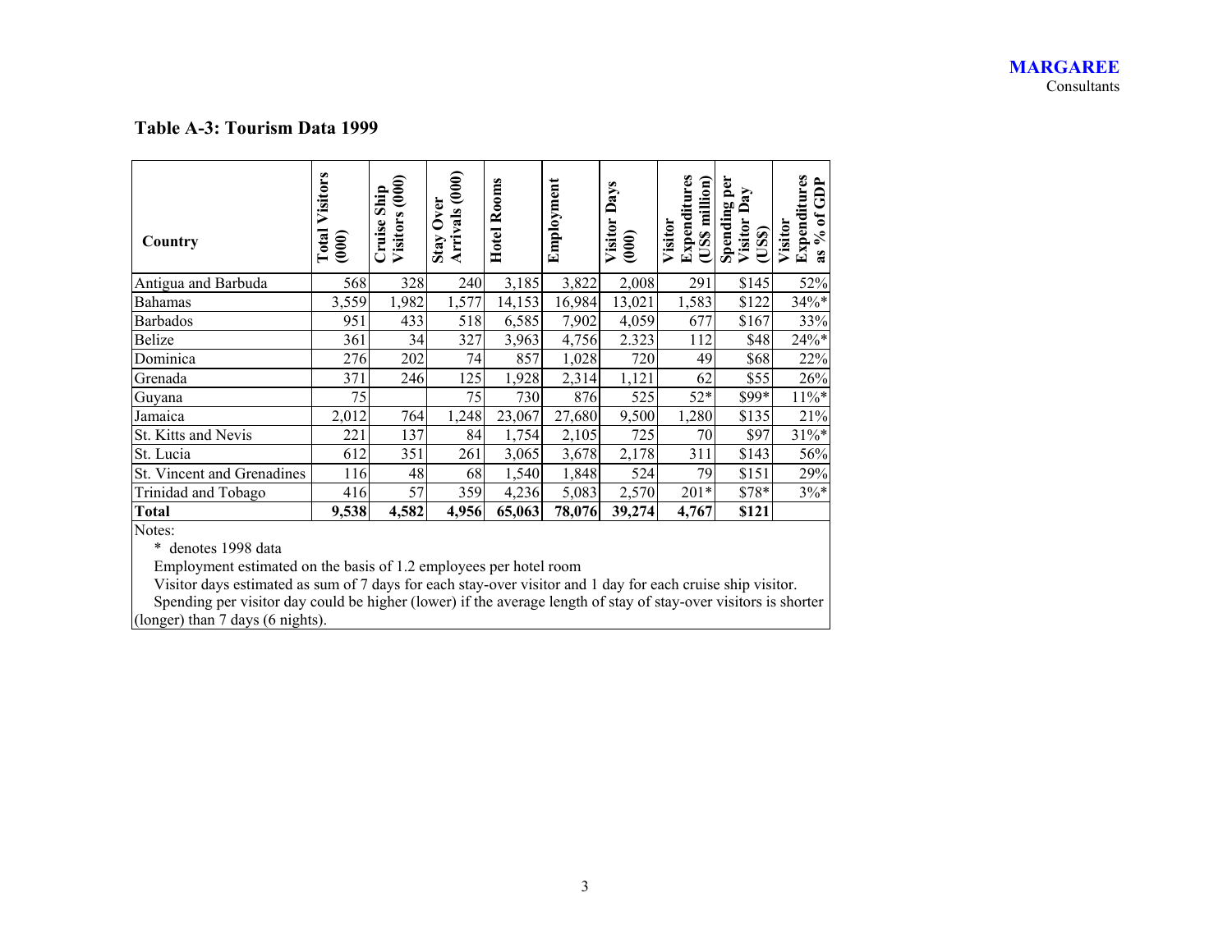MARGAREE
Consultants

### Table A-3: Tourism Data 1999

| Country | Total Visitors (000) | Cruise Ship Visitors (000) | Stay Over Arrivals (000) | Hotel Rooms | Employment | Visitor Days (000) | Visitor Expenditures (US$ million) | Spending per Visitor Day (US$) | Visitor Expenditures as % of GDP |
|---|---|---|---|---|---|---|---|---|---|
| Antigua and Barbuda | 568 | 328 | 240 | 3,185 | 3,822 | 2,008 | 291 | $145 | 52% |
| Bahamas | 3,559 | 1,982 | 1,577 | 14,153 | 16,984 | 13,021 | 1,583 | $122 | 34%* |
| Barbados | 951 | 433 | 518 | 6,585 | 7,902 | 4,059 | 677 | $167 | 33% |
| Belize | 361 | 34 | 327 | 3,963 | 4,756 | 2.323 | 112 | $48 | 24%* |
| Dominica | 276 | 202 | 74 | 857 | 1,028 | 720 | 49 | $68 | 22% |
| Grenada | 371 | 246 | 125 | 1,928 | 2,314 | 1,121 | 62 | $55 | 26% |
| Guyana | 75 | | 75 | 730 | 876 | 525 | 52* | $99* | 11%* |
| Jamaica | 2,012 | 764 | 1,248 | 23,067 | 27,680 | 9,500 | 1,280 | $135 | 21% |
| St. Kitts and Nevis | 221 | 137 | 84 | 1,754 | 2,105 | 725 | 70 | $97 | 31%* |
| St. Lucia | 612 | 351 | 261 | 3,065 | 3,678 | 2,178 | 311 | $143 | 56% |
| St. Vincent and Grenadines | 116 | 48 | 68 | 1,540 | 1,848 | 524 | 79 | $151 | 29% |
| Trinidad and Tobago | 416 | 57 | 359 | 4,236 | 5,083 | 2,570 | 201* | $78* | 3%* |
| **Total** | **9,538** | **4,582** | **4,956** | **65,063** | **78,076** | **39,274** | **4,767** | **$121** | |

Notes:

\* denotes 1998 data

Employment estimated on the basis of 1.2 employees per hotel room

Visitor days estimated as sum of 7 days for each stay-over visitor and 1 day for each cruise ship visitor.

Spending per visitor day could be higher (lower) if the average length of stay of stay-over visitors is shorter (longer) than 7 days (6 nights).